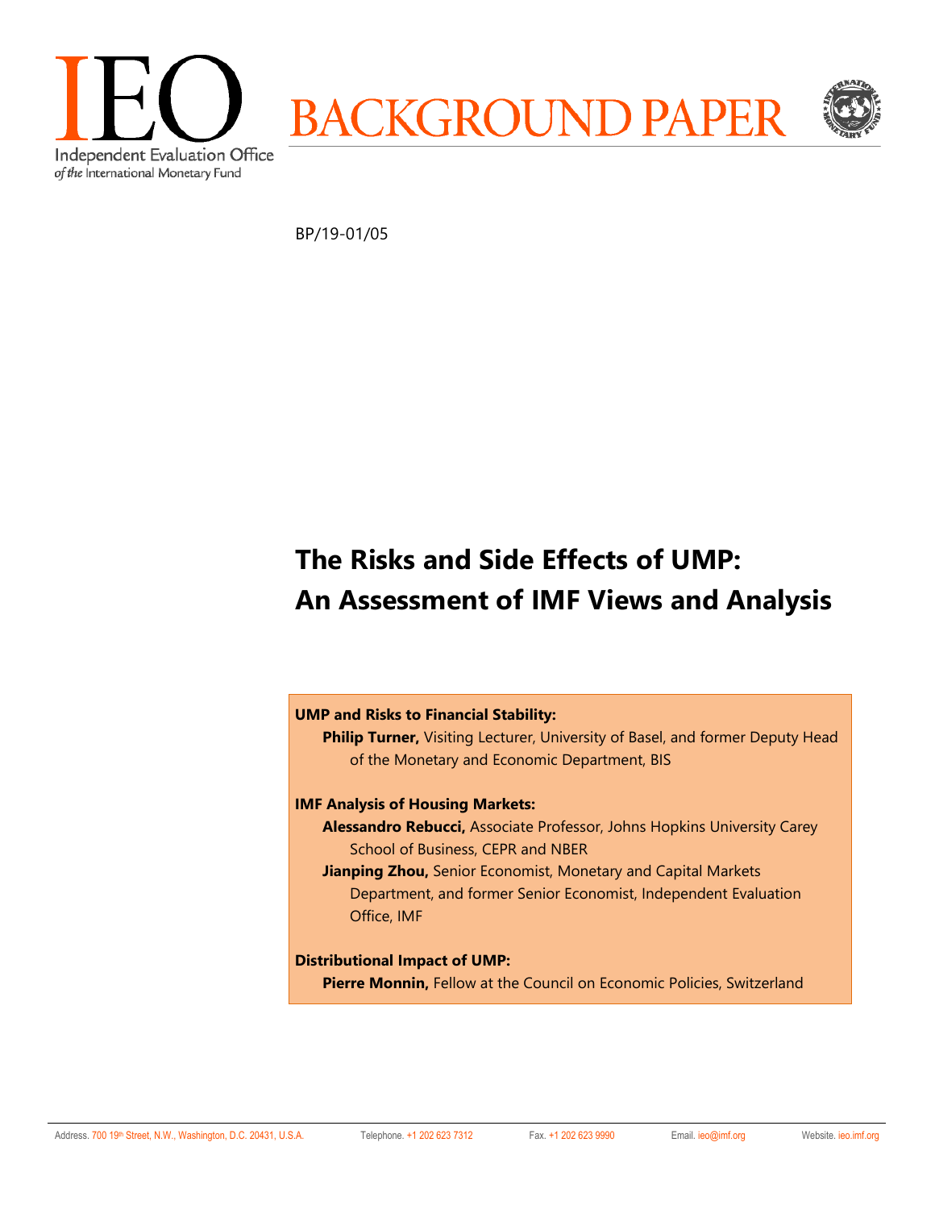IEO

Independent Evaluation Office *of the* International Monetary Fund

BACKGROUND PAPER

BP/19-01/05

# The Risks and Side Effects of UMP: An Assessment of IMF Views and Analysis

**UMP and Risks to Financial Stability:**

**Philip Turner,** Visiting Lecturer, University of Basel, and former Deputy Head of the Monetary and Economic Department, BIS

**IMF Analysis of Housing Markets:**

**Alessandro Rebucci,** Associate Professor, Johns Hopkins University Carey School of Business, CEPR and NBER

**Jianping Zhou,** Senior Economist, Monetary and Capital Markets Department, and former Senior Economist, Independent Evaluation Office, IMF

**Distributional Impact of UMP:**

**Pierre Monnin,** Fellow at the Council on Economic Policies, Switzerland

Address. 700 19th Street, N.W., Washington, D.C. 20431, U.S.A. Telephone. +1 202 623 7312 Fax. +1 202 623 9990 Email. ieo@imf.org Website. ieo.imf.org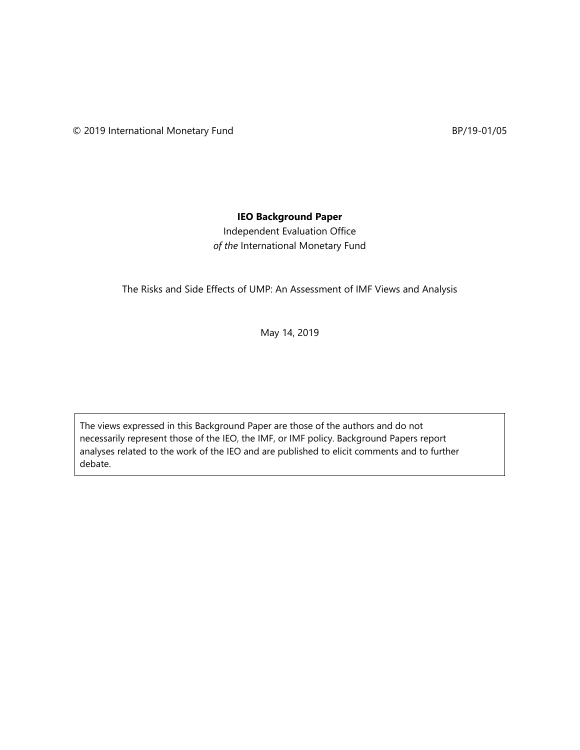© 2019 International Monetary Fund BP/19-01/05

**IEO Background Paper**

Independent Evaluation Office
*of the* International Monetary Fund

The Risks and Side Effects of UMP: An Assessment of IMF Views and Analysis

May 14, 2019

The views expressed in this Background Paper are those of the authors and do not necessarily represent those of the IEO, the IMF, or IMF policy. Background Papers report analyses related to the work of the IEO and are published to elicit comments and to further debate.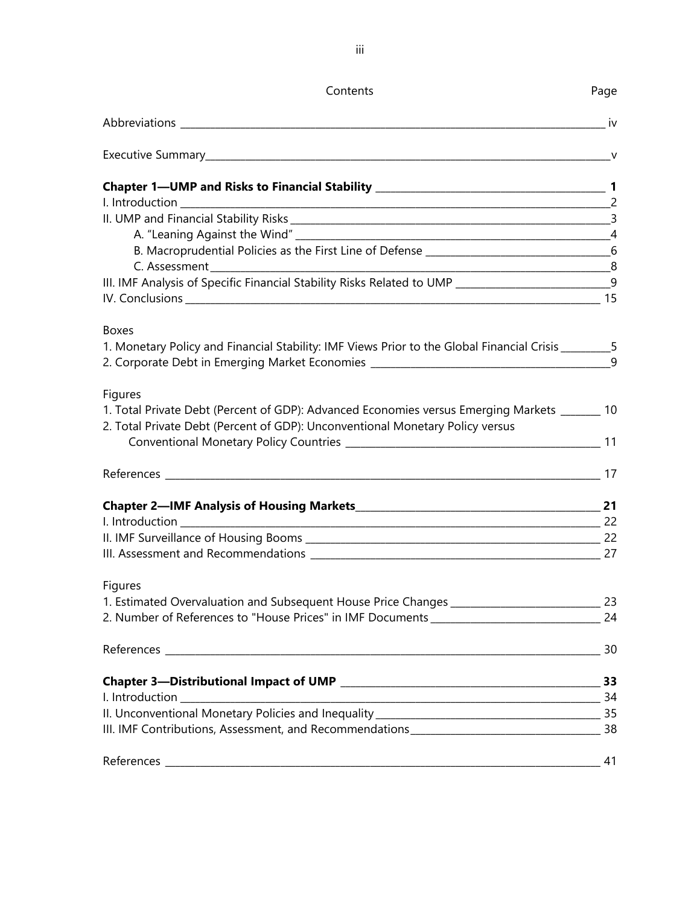# Contents

| | Page |
|---|---|
| Abbreviations | iv |
| Executive Summary | v |
| **Chapter 1—UMP and Risks to Financial Stability** | **1** |
| I. Introduction | 2 |
| II. UMP and Financial Stability Risks | 3 |
| A. "Leaning Against the Wind" | 4 |
| B. Macroprudential Policies as the First Line of Defense | 6 |
| C. Assessment | 8 |
| III. IMF Analysis of Specific Financial Stability Risks Related to UMP | 9 |
| IV. Conclusions | 15 |
| Boxes | |
| 1. Monetary Policy and Financial Stability: IMF Views Prior to the Global Financial Crisis | 5 |
| 2. Corporate Debt in Emerging Market Economies | 9 |
| Figures | |
| 1. Total Private Debt (Percent of GDP): Advanced Economies versus Emerging Markets | 10 |
| 2. Total Private Debt (Percent of GDP): Unconventional Monetary Policy versus Conventional Monetary Policy Countries | 11 |
| References | 17 |
| **Chapter 2—IMF Analysis of Housing Markets** | **21** |
| I. Introduction | 22 |
| II. IMF Surveillance of Housing Booms | 22 |
| III. Assessment and Recommendations | 27 |
| Figures | |
| 1. Estimated Overvaluation and Subsequent House Price Changes | 23 |
| 2. Number of References to "House Prices" in IMF Documents | 24 |
| References | 30 |
| **Chapter 3—Distributional Impact of UMP** | **33** |
| I. Introduction | 34 |
| II. Unconventional Monetary Policies and Inequality | 35 |
| III. IMF Contributions, Assessment, and Recommendations | 38 |
| References | 41 |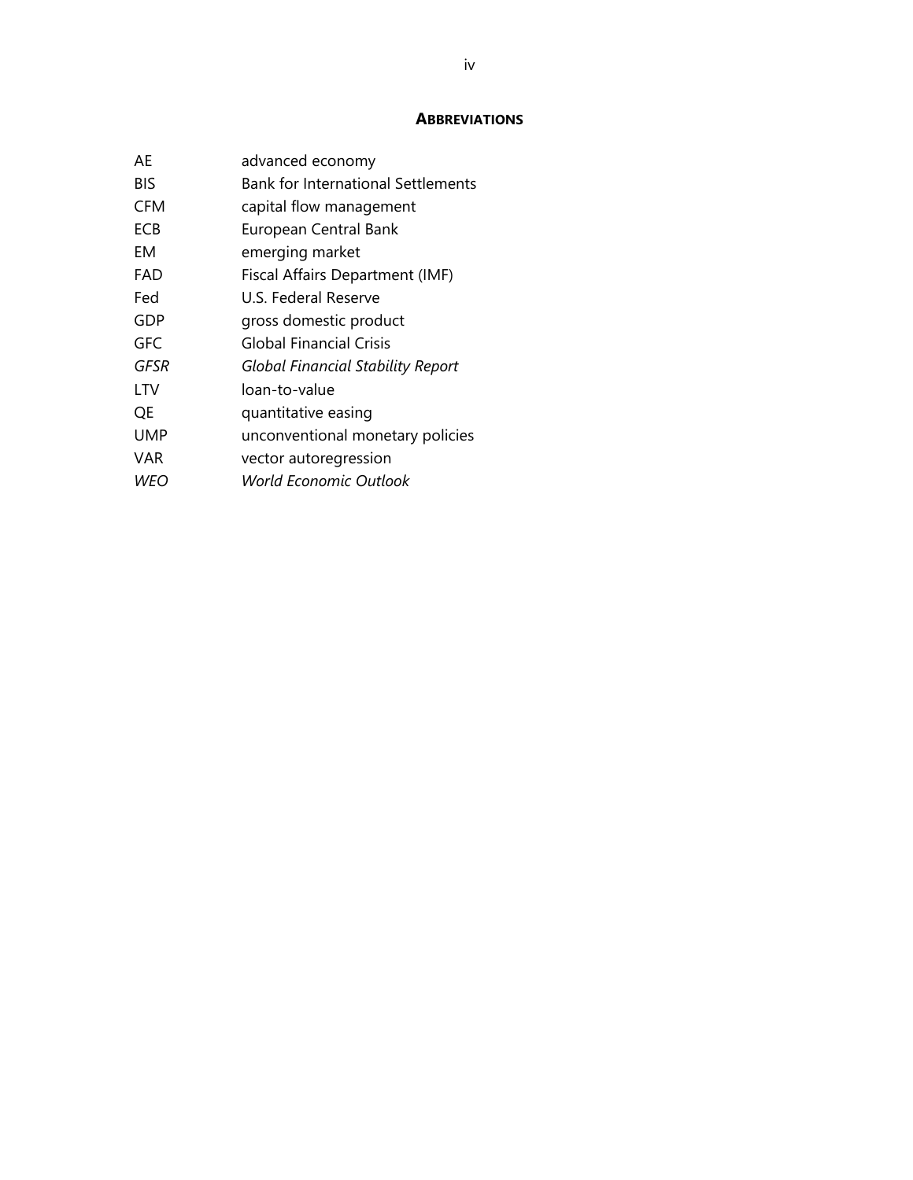# ABBREVIATIONS

| | |
|---|---|
| AE | advanced economy |
| BIS | Bank for International Settlements |
| CFM | capital flow management |
| ECB | European Central Bank |
| EM | emerging market |
| FAD | Fiscal Affairs Department (IMF) |
| Fed | U.S. Federal Reserve |
| GDP | gross domestic product |
| GFC | Global Financial Crisis |
| *GFSR* | *Global Financial Stability Report* |
| LTV | loan-to-value |
| QE | quantitative easing |
| UMP | unconventional monetary policies |
| VAR | vector autoregression |
| *WEO* | *World Economic Outlook* |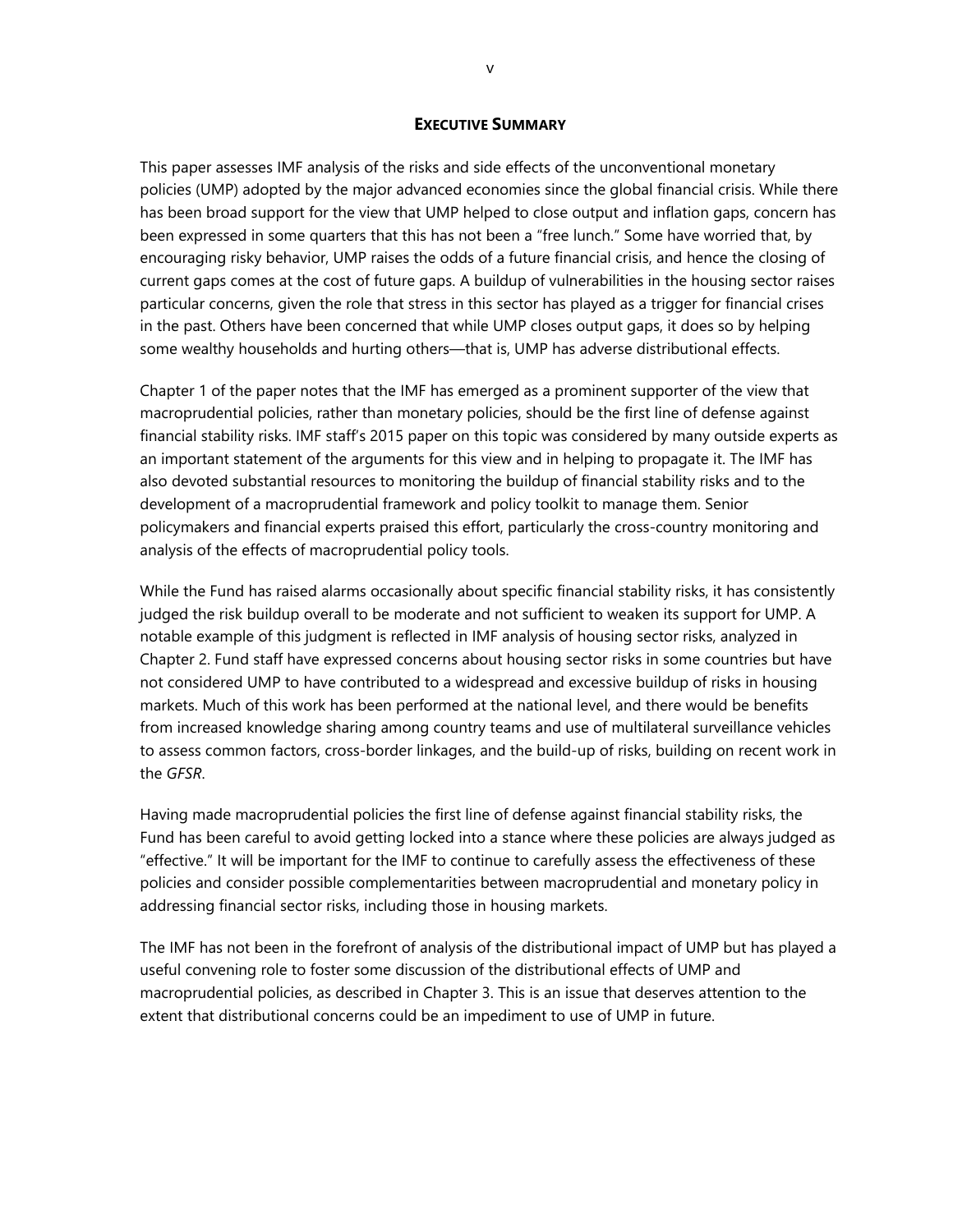## EXECUTIVE SUMMARY

This paper assesses IMF analysis of the risks and side effects of the unconventional monetary policies (UMP) adopted by the major advanced economies since the global financial crisis. While there has been broad support for the view that UMP helped to close output and inflation gaps, concern has been expressed in some quarters that this has not been a "free lunch." Some have worried that, by encouraging risky behavior, UMP raises the odds of a future financial crisis, and hence the closing of current gaps comes at the cost of future gaps. A buildup of vulnerabilities in the housing sector raises particular concerns, given the role that stress in this sector has played as a trigger for financial crises in the past. Others have been concerned that while UMP closes output gaps, it does so by helping some wealthy households and hurting others—that is, UMP has adverse distributional effects.

Chapter 1 of the paper notes that the IMF has emerged as a prominent supporter of the view that macroprudential policies, rather than monetary policies, should be the first line of defense against financial stability risks. IMF staff's 2015 paper on this topic was considered by many outside experts as an important statement of the arguments for this view and in helping to propagate it. The IMF has also devoted substantial resources to monitoring the buildup of financial stability risks and to the development of a macroprudential framework and policy toolkit to manage them. Senior policymakers and financial experts praised this effort, particularly the cross-country monitoring and analysis of the effects of macroprudential policy tools.

While the Fund has raised alarms occasionally about specific financial stability risks, it has consistently judged the risk buildup overall to be moderate and not sufficient to weaken its support for UMP. A notable example of this judgment is reflected in IMF analysis of housing sector risks, analyzed in Chapter 2. Fund staff have expressed concerns about housing sector risks in some countries but have not considered UMP to have contributed to a widespread and excessive buildup of risks in housing markets. Much of this work has been performed at the national level, and there would be benefits from increased knowledge sharing among country teams and use of multilateral surveillance vehicles to assess common factors, cross-border linkages, and the build-up of risks, building on recent work in the *GFSR*.

Having made macroprudential policies the first line of defense against financial stability risks, the Fund has been careful to avoid getting locked into a stance where these policies are always judged as "effective." It will be important for the IMF to continue to carefully assess the effectiveness of these policies and consider possible complementarities between macroprudential and monetary policy in addressing financial sector risks, including those in housing markets.

The IMF has not been in the forefront of analysis of the distributional impact of UMP but has played a useful convening role to foster some discussion of the distributional effects of UMP and macroprudential policies, as described in Chapter 3. This is an issue that deserves attention to the extent that distributional concerns could be an impediment to use of UMP in future.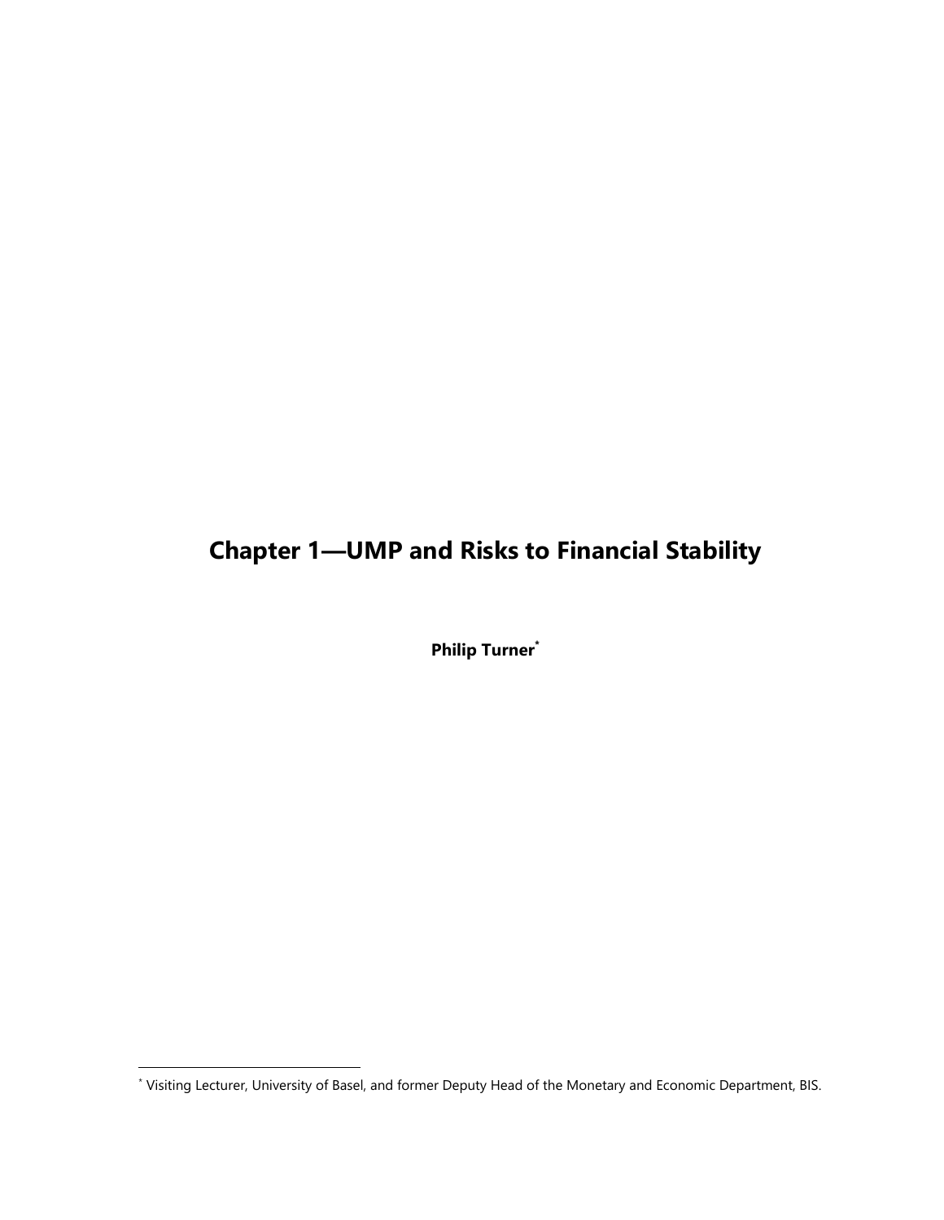# Chapter 1—UMP and Risks to Financial Stability

**Philip Turner**[*]

[*] Visiting Lecturer, University of Basel, and former Deputy Head of the Monetary and Economic Department, BIS.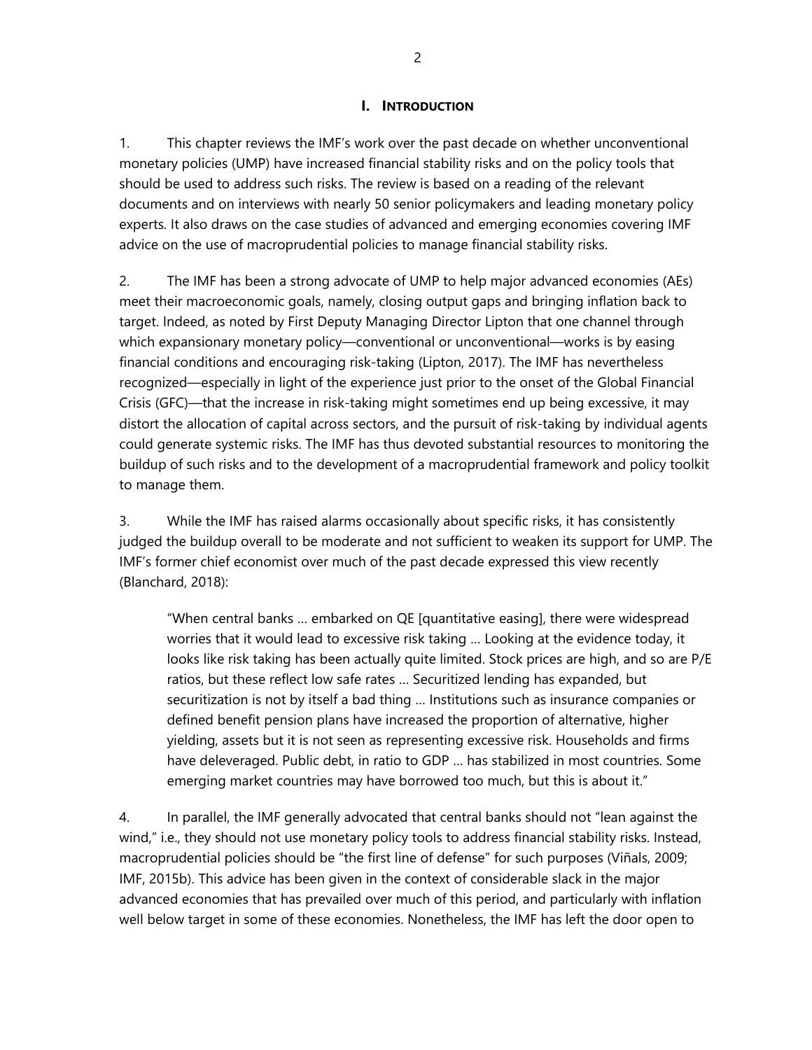## I. INTRODUCTION

1. This chapter reviews the IMF's work over the past decade on whether unconventional monetary policies (UMP) have increased financial stability risks and on the policy tools that should be used to address such risks. The review is based on a reading of the relevant documents and on interviews with nearly 50 senior policymakers and leading monetary policy experts. It also draws on the case studies of advanced and emerging economies covering IMF advice on the use of macroprudential policies to manage financial stability risks.

2. The IMF has been a strong advocate of UMP to help major advanced economies (AEs) meet their macroeconomic goals, namely, closing output gaps and bringing inflation back to target. Indeed, as noted by First Deputy Managing Director Lipton that one channel through which expansionary monetary policy—conventional or unconventional—works is by easing financial conditions and encouraging risk-taking (Lipton, 2017). The IMF has nevertheless recognized—especially in light of the experience just prior to the onset of the Global Financial Crisis (GFC)—that the increase in risk-taking might sometimes end up being excessive, it may distort the allocation of capital across sectors, and the pursuit of risk-taking by individual agents could generate systemic risks. The IMF has thus devoted substantial resources to monitoring the buildup of such risks and to the development of a macroprudential framework and policy toolkit to manage them.

3. While the IMF has raised alarms occasionally about specific risks, it has consistently judged the buildup overall to be moderate and not sufficient to weaken its support for UMP. The IMF's former chief economist over much of the past decade expressed this view recently (Blanchard, 2018):

> "When central banks … embarked on QE [quantitative easing], there were widespread worries that it would lead to excessive risk taking … Looking at the evidence today, it looks like risk taking has been actually quite limited. Stock prices are high, and so are P/E ratios, but these reflect low safe rates … Securitized lending has expanded, but securitization is not by itself a bad thing … Institutions such as insurance companies or defined benefit pension plans have increased the proportion of alternative, higher yielding, assets but it is not seen as representing excessive risk. Households and firms have deleveraged. Public debt, in ratio to GDP … has stabilized in most countries. Some emerging market countries may have borrowed too much, but this is about it."

4. In parallel, the IMF generally advocated that central banks should not "lean against the wind," i.e., they should not use monetary policy tools to address financial stability risks. Instead, macroprudential policies should be "the first line of defense" for such purposes (Viñals, 2009; IMF, 2015b). This advice has been given in the context of considerable slack in the major advanced economies that has prevailed over much of this period, and particularly with inflation well below target in some of these economies. Nonetheless, the IMF has left the door open to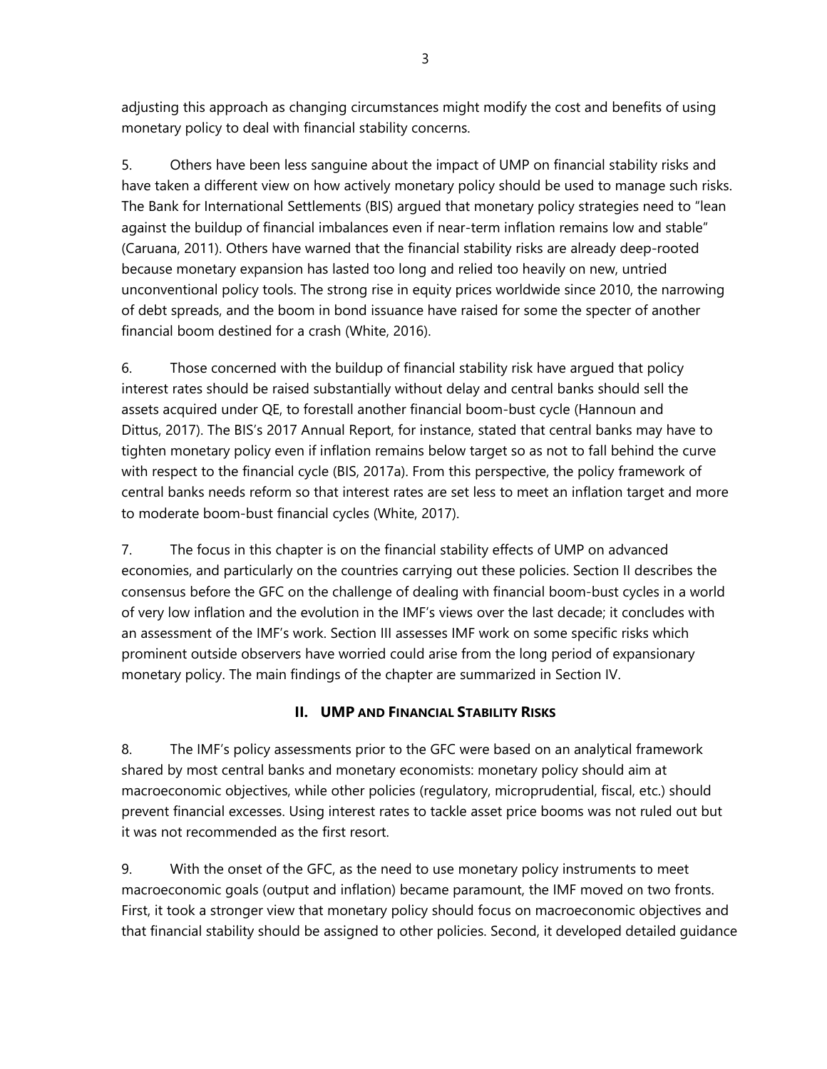adjusting this approach as changing circumstances might modify the cost and benefits of using monetary policy to deal with financial stability concerns.

5. Others have been less sanguine about the impact of UMP on financial stability risks and have taken a different view on how actively monetary policy should be used to manage such risks. The Bank for International Settlements (BIS) argued that monetary policy strategies need to "lean against the buildup of financial imbalances even if near-term inflation remains low and stable" (Caruana, 2011). Others have warned that the financial stability risks are already deep-rooted because monetary expansion has lasted too long and relied too heavily on new, untried unconventional policy tools. The strong rise in equity prices worldwide since 2010, the narrowing of debt spreads, and the boom in bond issuance have raised for some the specter of another financial boom destined for a crash (White, 2016).

6. Those concerned with the buildup of financial stability risk have argued that policy interest rates should be raised substantially without delay and central banks should sell the assets acquired under QE, to forestall another financial boom-bust cycle (Hannoun and Dittus, 2017). The BIS's 2017 Annual Report, for instance, stated that central banks may have to tighten monetary policy even if inflation remains below target so as not to fall behind the curve with respect to the financial cycle (BIS, 2017a). From this perspective, the policy framework of central banks needs reform so that interest rates are set less to meet an inflation target and more to moderate boom-bust financial cycles (White, 2017).

7. The focus in this chapter is on the financial stability effects of UMP on advanced economies, and particularly on the countries carrying out these policies. Section II describes the consensus before the GFC on the challenge of dealing with financial boom-bust cycles in a world of very low inflation and the evolution in the IMF's views over the last decade; it concludes with an assessment of the IMF's work. Section III assesses IMF work on some specific risks which prominent outside observers have worried could arise from the long period of expansionary monetary policy. The main findings of the chapter are summarized in Section IV.

## II. UMP and Financial Stability Risks

8. The IMF's policy assessments prior to the GFC were based on an analytical framework shared by most central banks and monetary economists: monetary policy should aim at macroeconomic objectives, while other policies (regulatory, microprudential, fiscal, etc.) should prevent financial excesses. Using interest rates to tackle asset price booms was not ruled out but it was not recommended as the first resort.

9. With the onset of the GFC, as the need to use monetary policy instruments to meet macroeconomic goals (output and inflation) became paramount, the IMF moved on two fronts. First, it took a stronger view that monetary policy should focus on macroeconomic objectives and that financial stability should be assigned to other policies. Second, it developed detailed guidance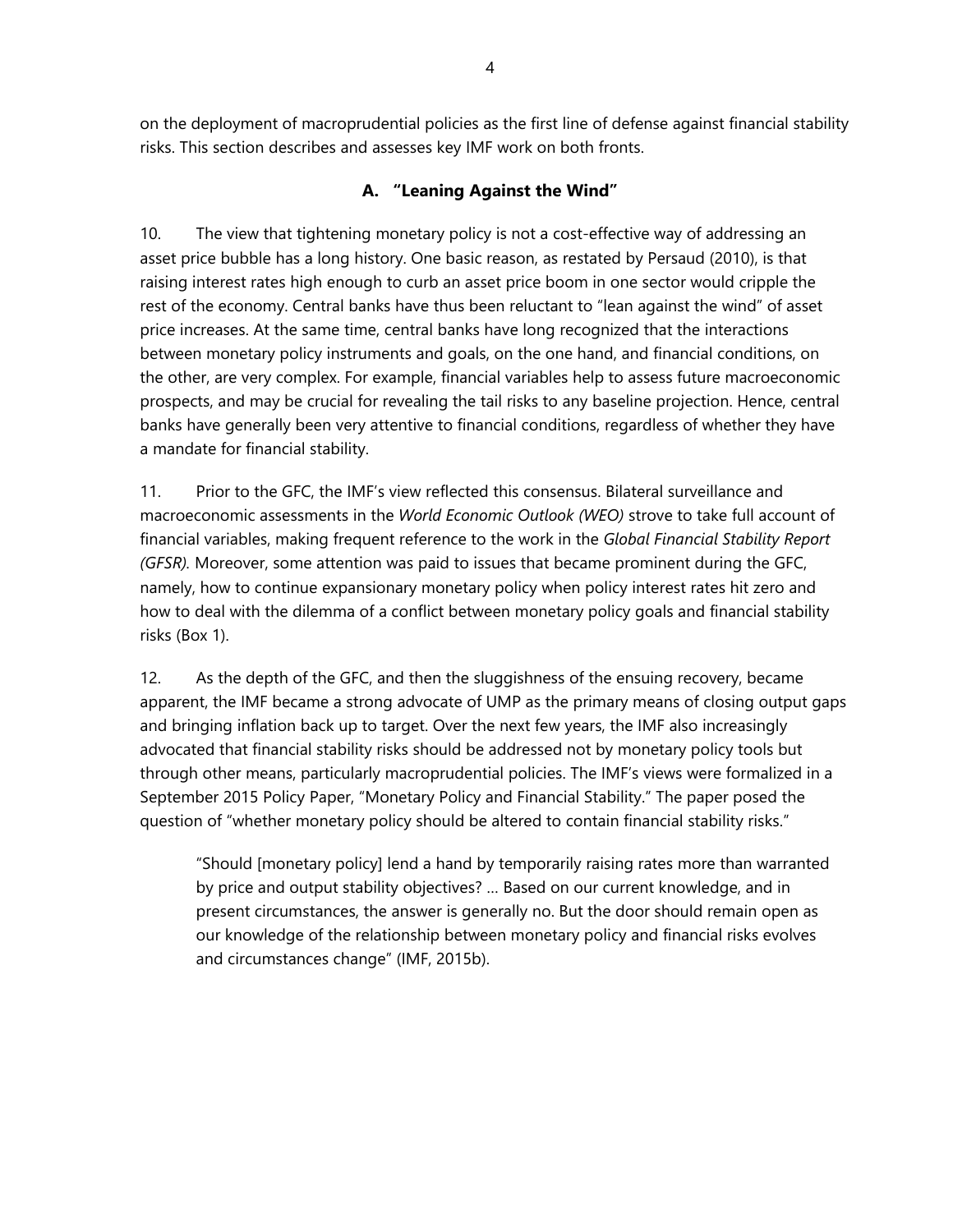on the deployment of macroprudential policies as the first line of defense against financial stability risks. This section describes and assesses key IMF work on both fronts.

### A. "Leaning Against the Wind"

10. The view that tightening monetary policy is not a cost-effective way of addressing an asset price bubble has a long history. One basic reason, as restated by Persaud (2010), is that raising interest rates high enough to curb an asset price boom in one sector would cripple the rest of the economy. Central banks have thus been reluctant to "lean against the wind" of asset price increases. At the same time, central banks have long recognized that the interactions between monetary policy instruments and goals, on the one hand, and financial conditions, on the other, are very complex. For example, financial variables help to assess future macroeconomic prospects, and may be crucial for revealing the tail risks to any baseline projection. Hence, central banks have generally been very attentive to financial conditions, regardless of whether they have a mandate for financial stability.

11. Prior to the GFC, the IMF's view reflected this consensus. Bilateral surveillance and macroeconomic assessments in the *World Economic Outlook (WEO)* strove to take full account of financial variables, making frequent reference to the work in the *Global Financial Stability Report (GFSR).* Moreover, some attention was paid to issues that became prominent during the GFC, namely, how to continue expansionary monetary policy when policy interest rates hit zero and how to deal with the dilemma of a conflict between monetary policy goals and financial stability risks (Box 1).

12. As the depth of the GFC, and then the sluggishness of the ensuing recovery, became apparent, the IMF became a strong advocate of UMP as the primary means of closing output gaps and bringing inflation back up to target. Over the next few years, the IMF also increasingly advocated that financial stability risks should be addressed not by monetary policy tools but through other means, particularly macroprudential policies. The IMF's views were formalized in a September 2015 Policy Paper, "Monetary Policy and Financial Stability." The paper posed the question of "whether monetary policy should be altered to contain financial stability risks."

> "Should [monetary policy] lend a hand by temporarily raising rates more than warranted by price and output stability objectives? … Based on our current knowledge, and in present circumstances, the answer is generally no. But the door should remain open as our knowledge of the relationship between monetary policy and financial risks evolves and circumstances change" (IMF, 2015b).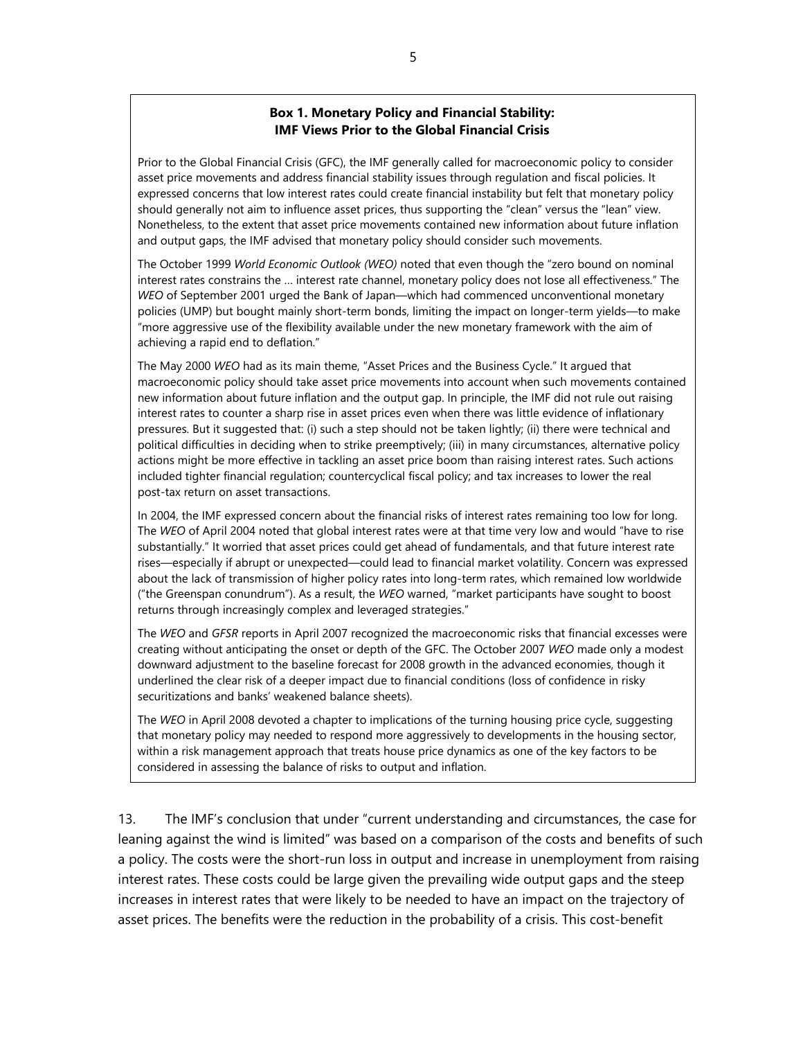**Box 1. Monetary Policy and Financial Stability: IMF Views Prior to the Global Financial Crisis**

Prior to the Global Financial Crisis (GFC), the IMF generally called for macroeconomic policy to consider asset price movements and address financial stability issues through regulation and fiscal policies. It expressed concerns that low interest rates could create financial instability but felt that monetary policy should generally not aim to influence asset prices, thus supporting the "clean" versus the "lean" view. Nonetheless, to the extent that asset price movements contained new information about future inflation and output gaps, the IMF advised that monetary policy should consider such movements.

The October 1999 *World Economic Outlook (WEO)* noted that even though the "zero bound on nominal interest rates constrains the … interest rate channel, monetary policy does not lose all effectiveness." The *WEO* of September 2001 urged the Bank of Japan—which had commenced unconventional monetary policies (UMP) but bought mainly short-term bonds, limiting the impact on longer-term yields—to make "more aggressive use of the flexibility available under the new monetary framework with the aim of achieving a rapid end to deflation."

The May 2000 *WEO* had as its main theme, "Asset Prices and the Business Cycle." It argued that macroeconomic policy should take asset price movements into account when such movements contained new information about future inflation and the output gap. In principle, the IMF did not rule out raising interest rates to counter a sharp rise in asset prices even when there was little evidence of inflationary pressures. But it suggested that: (i) such a step should not be taken lightly; (ii) there were technical and political difficulties in deciding when to strike preemptively; (iii) in many circumstances, alternative policy actions might be more effective in tackling an asset price boom than raising interest rates. Such actions included tighter financial regulation; countercyclical fiscal policy; and tax increases to lower the real post-tax return on asset transactions.

In 2004, the IMF expressed concern about the financial risks of interest rates remaining too low for long. The *WEO* of April 2004 noted that global interest rates were at that time very low and would "have to rise substantially." It worried that asset prices could get ahead of fundamentals, and that future interest rate rises—especially if abrupt or unexpected—could lead to financial market volatility. Concern was expressed about the lack of transmission of higher policy rates into long-term rates, which remained low worldwide ("the Greenspan conundrum"). As a result, the *WEO* warned, "market participants have sought to boost returns through increasingly complex and leveraged strategies."

The *WEO* and *GFSR* reports in April 2007 recognized the macroeconomic risks that financial excesses were creating without anticipating the onset or depth of the GFC. The October 2007 *WEO* made only a modest downward adjustment to the baseline forecast for 2008 growth in the advanced economies, though it underlined the clear risk of a deeper impact due to financial conditions (loss of confidence in risky securitizations and banks' weakened balance sheets).

The *WEO* in April 2008 devoted a chapter to implications of the turning housing price cycle, suggesting that monetary policy may needed to respond more aggressively to developments in the housing sector, within a risk management approach that treats house price dynamics as one of the key factors to be considered in assessing the balance of risks to output and inflation.

13. The IMF's conclusion that under "current understanding and circumstances, the case for leaning against the wind is limited" was based on a comparison of the costs and benefits of such a policy. The costs were the short-run loss in output and increase in unemployment from raising interest rates. These costs could be large given the prevailing wide output gaps and the steep increases in interest rates that were likely to be needed to have an impact on the trajectory of asset prices. The benefits were the reduction in the probability of a crisis. This cost-benefit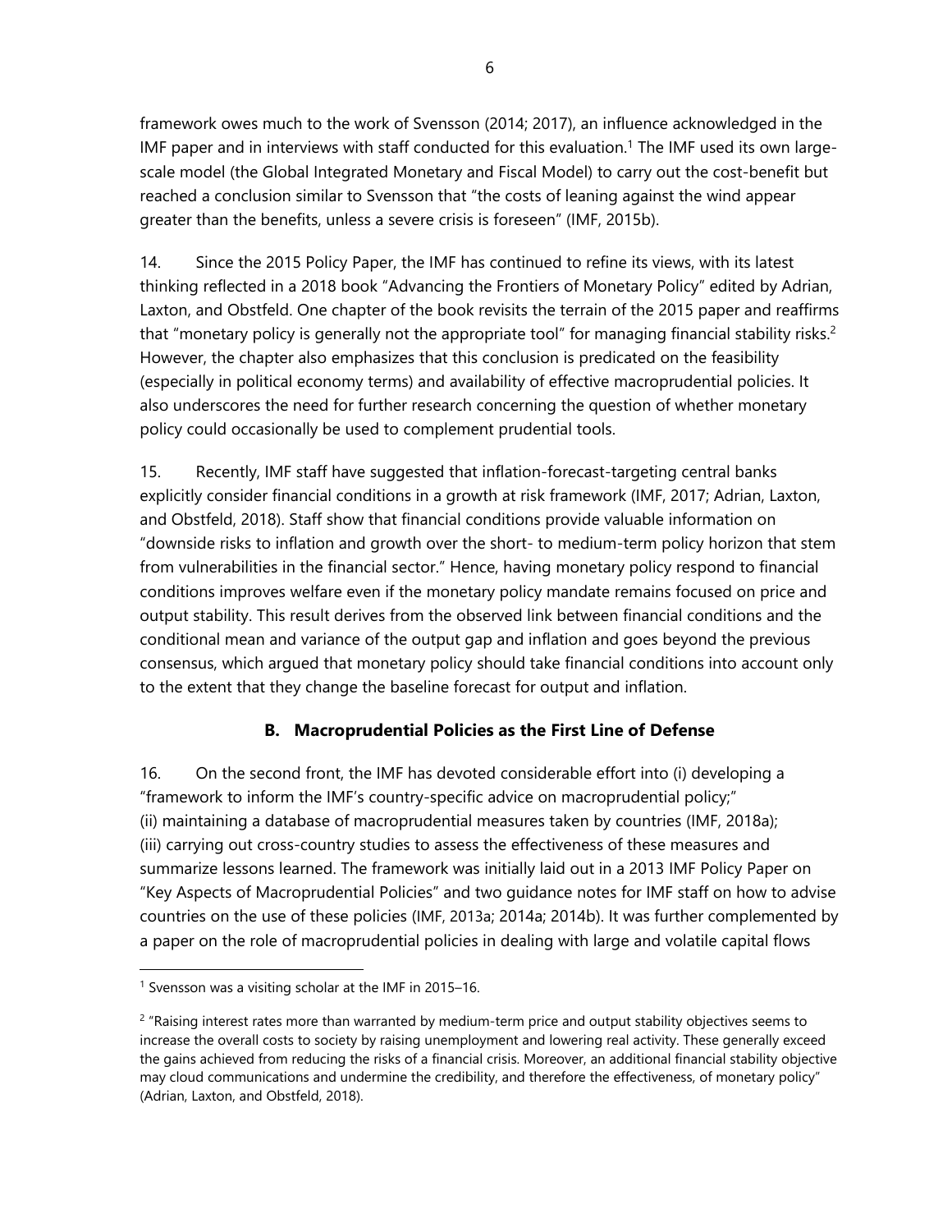framework owes much to the work of Svensson (2014; 2017), an influence acknowledged in the IMF paper and in interviews with staff conducted for this evaluation.[1] The IMF used its own large-scale model (the Global Integrated Monetary and Fiscal Model) to carry out the cost-benefit but reached a conclusion similar to Svensson that "the costs of leaning against the wind appear greater than the benefits, unless a severe crisis is foreseen" (IMF, 2015b).

14. Since the 2015 Policy Paper, the IMF has continued to refine its views, with its latest thinking reflected in a 2018 book "Advancing the Frontiers of Monetary Policy" edited by Adrian, Laxton, and Obstfeld. One chapter of the book revisits the terrain of the 2015 paper and reaffirms that "monetary policy is generally not the appropriate tool" for managing financial stability risks.[2] However, the chapter also emphasizes that this conclusion is predicated on the feasibility (especially in political economy terms) and availability of effective macroprudential policies. It also underscores the need for further research concerning the question of whether monetary policy could occasionally be used to complement prudential tools.

15. Recently, IMF staff have suggested that inflation-forecast-targeting central banks explicitly consider financial conditions in a growth at risk framework (IMF, 2017; Adrian, Laxton, and Obstfeld, 2018). Staff show that financial conditions provide valuable information on "downside risks to inflation and growth over the short- to medium-term policy horizon that stem from vulnerabilities in the financial sector." Hence, having monetary policy respond to financial conditions improves welfare even if the monetary policy mandate remains focused on price and output stability. This result derives from the observed link between financial conditions and the conditional mean and variance of the output gap and inflation and goes beyond the previous consensus, which argued that monetary policy should take financial conditions into account only to the extent that they change the baseline forecast for output and inflation.

### B. Macroprudential Policies as the First Line of Defense

16. On the second front, the IMF has devoted considerable effort into (i) developing a "framework to inform the IMF's country-specific advice on macroprudential policy;" (ii) maintaining a database of macroprudential measures taken by countries (IMF, 2018a); (iii) carrying out cross-country studies to assess the effectiveness of these measures and summarize lessons learned. The framework was initially laid out in a 2013 IMF Policy Paper on "Key Aspects of Macroprudential Policies" and two guidance notes for IMF staff on how to advise countries on the use of these policies (IMF, 2013a; 2014a; 2014b). It was further complemented by a paper on the role of macroprudential policies in dealing with large and volatile capital flows

---

[1] Svensson was a visiting scholar at the IMF in 2015–16.

[2] "Raising interest rates more than warranted by medium-term price and output stability objectives seems to increase the overall costs to society by raising unemployment and lowering real activity. These generally exceed the gains achieved from reducing the risks of a financial crisis. Moreover, an additional financial stability objective may cloud communications and undermine the credibility, and therefore the effectiveness, of monetary policy" (Adrian, Laxton, and Obstfeld, 2018).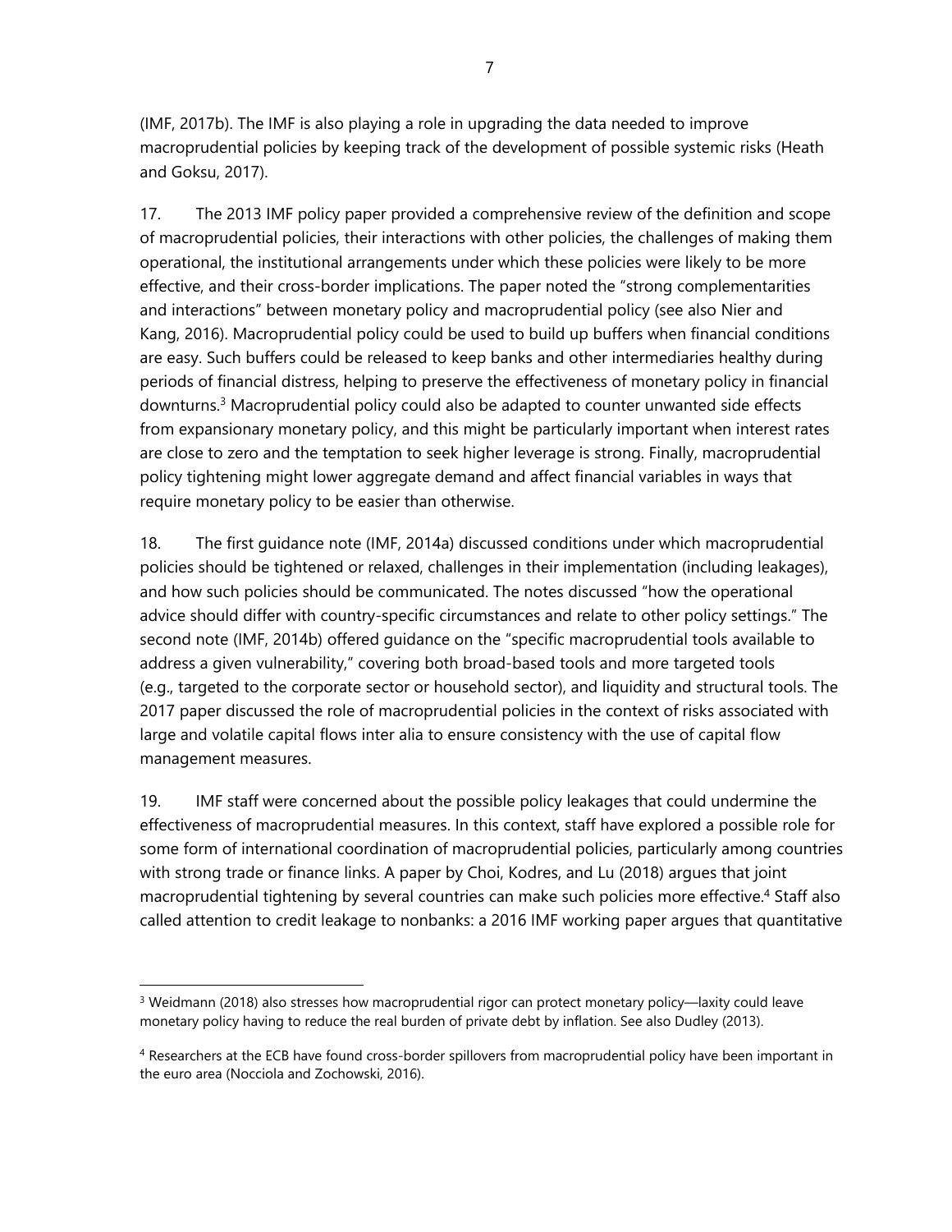(IMF, 2017b). The IMF is also playing a role in upgrading the data needed to improve macroprudential policies by keeping track of the development of possible systemic risks (Heath and Goksu, 2017).

17. The 2013 IMF policy paper provided a comprehensive review of the definition and scope of macroprudential policies, their interactions with other policies, the challenges of making them operational, the institutional arrangements under which these policies were likely to be more effective, and their cross-border implications. The paper noted the "strong complementarities and interactions" between monetary policy and macroprudential policy (see also Nier and Kang, 2016). Macroprudential policy could be used to build up buffers when financial conditions are easy. Such buffers could be released to keep banks and other intermediaries healthy during periods of financial distress, helping to preserve the effectiveness of monetary policy in financial downturns.[3] Macroprudential policy could also be adapted to counter unwanted side effects from expansionary monetary policy, and this might be particularly important when interest rates are close to zero and the temptation to seek higher leverage is strong. Finally, macroprudential policy tightening might lower aggregate demand and affect financial variables in ways that require monetary policy to be easier than otherwise.

18. The first guidance note (IMF, 2014a) discussed conditions under which macroprudential policies should be tightened or relaxed, challenges in their implementation (including leakages), and how such policies should be communicated. The notes discussed "how the operational advice should differ with country-specific circumstances and relate to other policy settings." The second note (IMF, 2014b) offered guidance on the "specific macroprudential tools available to address a given vulnerability," covering both broad-based tools and more targeted tools (e.g., targeted to the corporate sector or household sector), and liquidity and structural tools. The 2017 paper discussed the role of macroprudential policies in the context of risks associated with large and volatile capital flows inter alia to ensure consistency with the use of capital flow management measures.

19. IMF staff were concerned about the possible policy leakages that could undermine the effectiveness of macroprudential measures. In this context, staff have explored a possible role for some form of international coordination of macroprudential policies, particularly among countries with strong trade or finance links. A paper by Choi, Kodres, and Lu (2018) argues that joint macroprudential tightening by several countries can make such policies more effective.[4] Staff also called attention to credit leakage to nonbanks: a 2016 IMF working paper argues that quantitative

---

[3] Weidmann (2018) also stresses how macroprudential rigor can protect monetary policy—laxity could leave monetary policy having to reduce the real burden of private debt by inflation. See also Dudley (2013).

[4] Researchers at the ECB have found cross-border spillovers from macroprudential policy have been important in the euro area (Nocciola and Zochowski, 2016).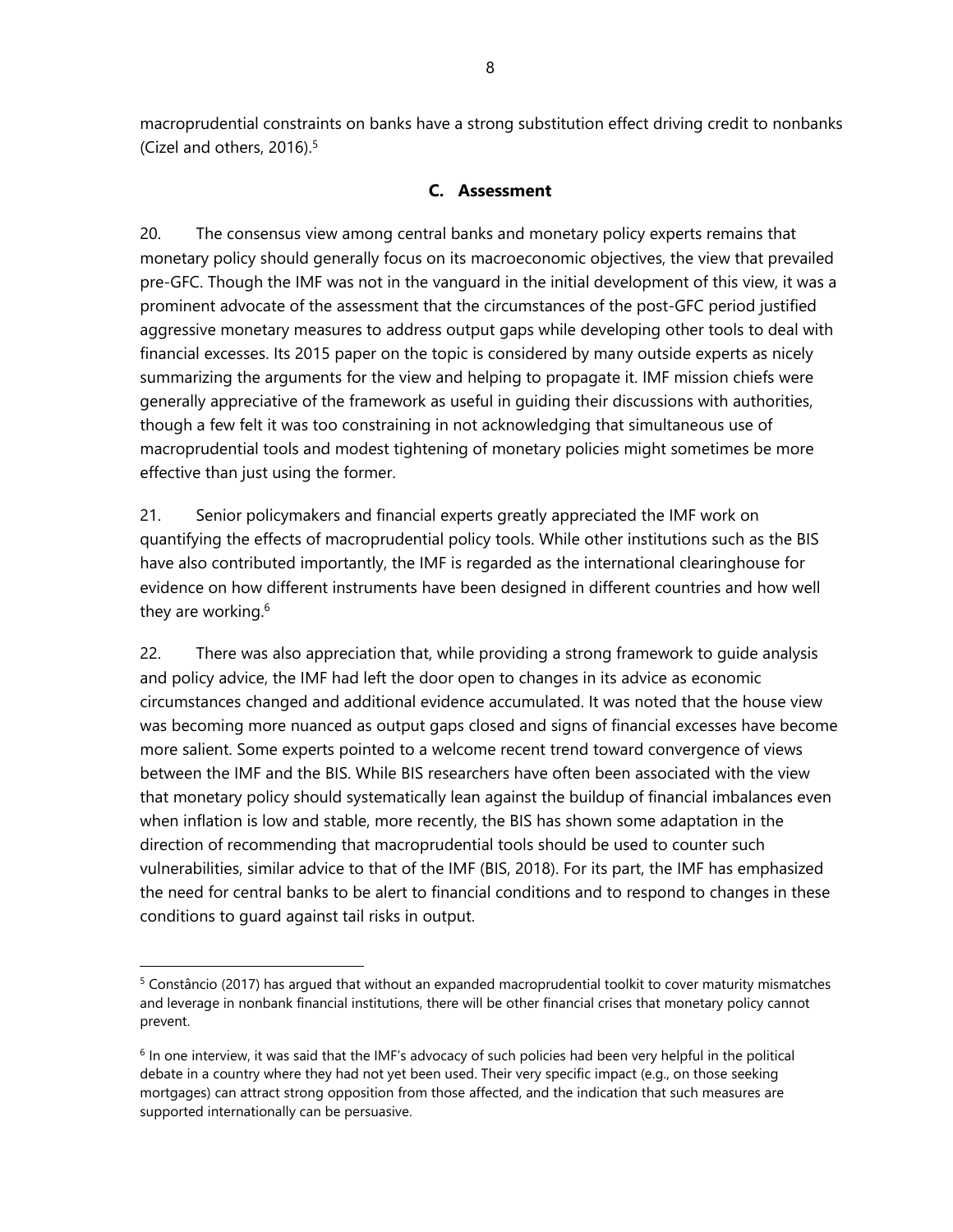macroprudential constraints on banks have a strong substitution effect driving credit to nonbanks (Cizel and others, 2016).[5]

## C. Assessment

20. The consensus view among central banks and monetary policy experts remains that monetary policy should generally focus on its macroeconomic objectives, the view that prevailed pre-GFC. Though the IMF was not in the vanguard in the initial development of this view, it was a prominent advocate of the assessment that the circumstances of the post-GFC period justified aggressive monetary measures to address output gaps while developing other tools to deal with financial excesses. Its 2015 paper on the topic is considered by many outside experts as nicely summarizing the arguments for the view and helping to propagate it. IMF mission chiefs were generally appreciative of the framework as useful in guiding their discussions with authorities, though a few felt it was too constraining in not acknowledging that simultaneous use of macroprudential tools and modest tightening of monetary policies might sometimes be more effective than just using the former.

21. Senior policymakers and financial experts greatly appreciated the IMF work on quantifying the effects of macroprudential policy tools. While other institutions such as the BIS have also contributed importantly, the IMF is regarded as the international clearinghouse for evidence on how different instruments have been designed in different countries and how well they are working.[6]

22. There was also appreciation that, while providing a strong framework to guide analysis and policy advice, the IMF had left the door open to changes in its advice as economic circumstances changed and additional evidence accumulated. It was noted that the house view was becoming more nuanced as output gaps closed and signs of financial excesses have become more salient. Some experts pointed to a welcome recent trend toward convergence of views between the IMF and the BIS. While BIS researchers have often been associated with the view that monetary policy should systematically lean against the buildup of financial imbalances even when inflation is low and stable, more recently, the BIS has shown some adaptation in the direction of recommending that macroprudential tools should be used to counter such vulnerabilities, similar advice to that of the IMF (BIS, 2018). For its part, the IMF has emphasized the need for central banks to be alert to financial conditions and to respond to changes in these conditions to guard against tail risks in output.

---

[5] Constâncio (2017) has argued that without an expanded macroprudential toolkit to cover maturity mismatches and leverage in nonbank financial institutions, there will be other financial crises that monetary policy cannot prevent.

[6] In one interview, it was said that the IMF's advocacy of such policies had been very helpful in the political debate in a country where they had not yet been used. Their very specific impact (e.g., on those seeking mortgages) can attract strong opposition from those affected, and the indication that such measures are supported internationally can be persuasive.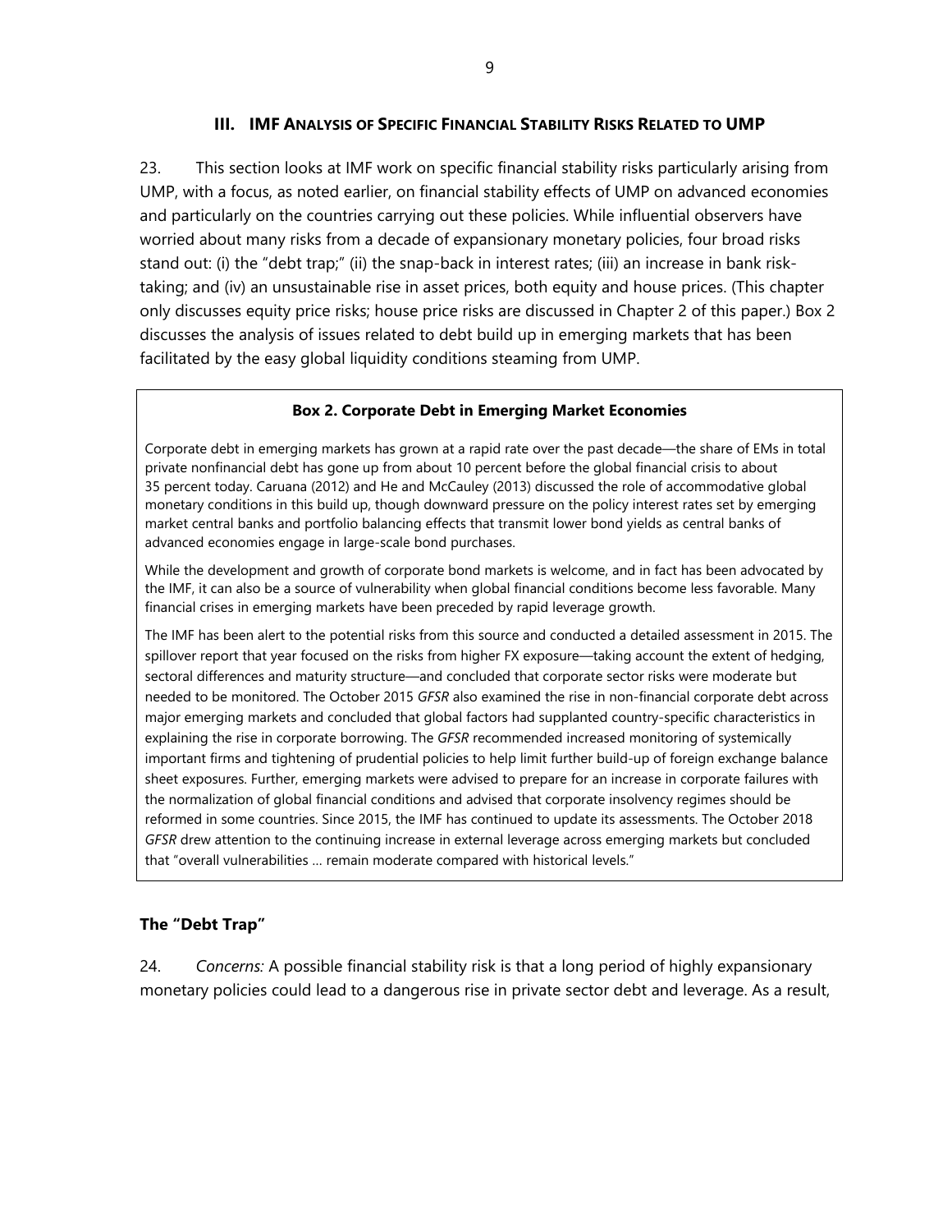## III. IMF ANALYSIS OF SPECIFIC FINANCIAL STABILITY RISKS RELATED TO UMP

23. This section looks at IMF work on specific financial stability risks particularly arising from UMP, with a focus, as noted earlier, on financial stability effects of UMP on advanced economies and particularly on the countries carrying out these policies. While influential observers have worried about many risks from a decade of expansionary monetary policies, four broad risks stand out: (i) the "debt trap;" (ii) the snap-back in interest rates; (iii) an increase in bank risk-taking; and (iv) an unsustainable rise in asset prices, both equity and house prices. (This chapter only discusses equity price risks; house price risks are discussed in Chapter 2 of this paper.) Box 2 discusses the analysis of issues related to debt build up in emerging markets that has been facilitated by the easy global liquidity conditions steaming from UMP.

> **Box 2. Corporate Debt in Emerging Market Economies**
>
> Corporate debt in emerging markets has grown at a rapid rate over the past decade—the share of EMs in total private nonfinancial debt has gone up from about 10 percent before the global financial crisis to about 35 percent today. Caruana (2012) and He and McCauley (2013) discussed the role of accommodative global monetary conditions in this build up, though downward pressure on the policy interest rates set by emerging market central banks and portfolio balancing effects that transmit lower bond yields as central banks of advanced economies engage in large-scale bond purchases.
>
> While the development and growth of corporate bond markets is welcome, and in fact has been advocated by the IMF, it can also be a source of vulnerability when global financial conditions become less favorable. Many financial crises in emerging markets have been preceded by rapid leverage growth.
>
> The IMF has been alert to the potential risks from this source and conducted a detailed assessment in 2015. The spillover report that year focused on the risks from higher FX exposure—taking account the extent of hedging, sectoral differences and maturity structure—and concluded that corporate sector risks were moderate but needed to be monitored. The October 2015 *GFSR* also examined the rise in non-financial corporate debt across major emerging markets and concluded that global factors had supplanted country-specific characteristics in explaining the rise in corporate borrowing. The *GFSR* recommended increased monitoring of systemically important firms and tightening of prudential policies to help limit further build-up of foreign exchange balance sheet exposures. Further, emerging markets were advised to prepare for an increase in corporate failures with the normalization of global financial conditions and advised that corporate insolvency regimes should be reformed in some countries. Since 2015, the IMF has continued to update its assessments. The October 2018 *GFSR* drew attention to the continuing increase in external leverage across emerging markets but concluded that "overall vulnerabilities … remain moderate compared with historical levels."

### The "Debt Trap"

24. *Concerns:* A possible financial stability risk is that a long period of highly expansionary monetary policies could lead to a dangerous rise in private sector debt and leverage. As a result,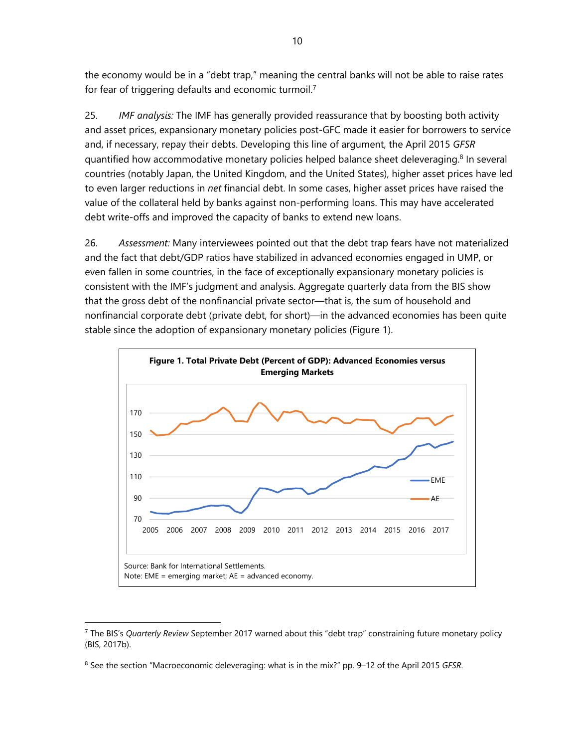the economy would be in a "debt trap," meaning the central banks will not be able to raise rates for fear of triggering defaults and economic turmoil.[7]

25. *IMF analysis:* The IMF has generally provided reassurance that by boosting both activity and asset prices, expansionary monetary policies post-GFC made it easier for borrowers to service and, if necessary, repay their debts. Developing this line of argument, the April 2015 *GFSR* quantified how accommodative monetary policies helped balance sheet deleveraging.[8] In several countries (notably Japan, the United Kingdom, and the United States), higher asset prices have led to even larger reductions in *net* financial debt. In some cases, higher asset prices have raised the value of the collateral held by banks against non-performing loans. This may have accelerated debt write-offs and improved the capacity of banks to extend new loans.

26. *Assessment:* Many interviewees pointed out that the debt trap fears have not materialized and the fact that debt/GDP ratios have stabilized in advanced economies engaged in UMP, or even fallen in some countries, in the face of exceptionally expansionary monetary policies is consistent with the IMF's judgment and analysis. Aggregate quarterly data from the BIS show that the gross debt of the nonfinancial private sector—that is, the sum of household and nonfinancial corporate debt (private debt, for short)—in the advanced economies has been quite stable since the adoption of expansionary monetary policies (Figure 1).

**Figure 1. Total Private Debt (Percent of GDP): Advanced Economies versus Emerging Markets**

Source: Bank for International Settlements.
Note: EME = emerging market; AE = advanced economy.

[7] The BIS's *Quarterly Review* September 2017 warned about this "debt trap" constraining future monetary policy (BIS, 2017b).

[8] See the section "Macroeconomic deleveraging: what is in the mix?" pp. 9–12 of the April 2015 *GFSR*.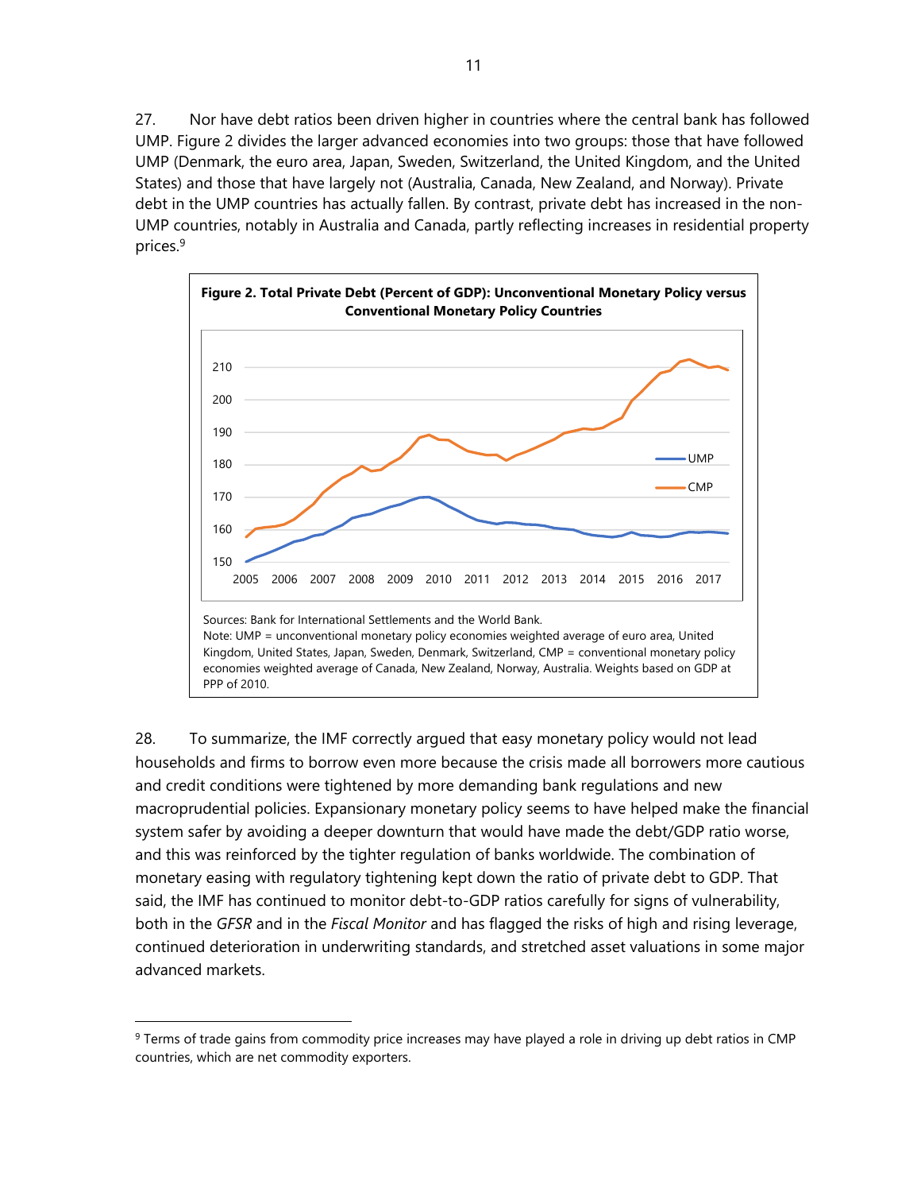27. Nor have debt ratios been driven higher in countries where the central bank has followed UMP. Figure 2 divides the larger advanced economies into two groups: those that have followed UMP (Denmark, the euro area, Japan, Sweden, Switzerland, the United Kingdom, and the United States) and those that have largely not (Australia, Canada, New Zealand, and Norway). Private debt in the UMP countries has actually fallen. By contrast, private debt has increased in the non-UMP countries, notably in Australia and Canada, partly reflecting increases in residential property prices.[9]

**Figure 2. Total Private Debt (Percent of GDP): Unconventional Monetary Policy versus Conventional Monetary Policy Countries**

Sources: Bank for International Settlements and the World Bank.
Note: UMP = unconventional monetary policy economies weighted average of euro area, United Kingdom, United States, Japan, Sweden, Denmark, Switzerland, CMP = conventional monetary policy economies weighted average of Canada, New Zealand, Norway, Australia. Weights based on GDP at PPP of 2010.

28. To summarize, the IMF correctly argued that easy monetary policy would not lead households and firms to borrow even more because the crisis made all borrowers more cautious and credit conditions were tightened by more demanding bank regulations and new macroprudential policies. Expansionary monetary policy seems to have helped make the financial system safer by avoiding a deeper downturn that would have made the debt/GDP ratio worse, and this was reinforced by the tighter regulation of banks worldwide. The combination of monetary easing with regulatory tightening kept down the ratio of private debt to GDP. That said, the IMF has continued to monitor debt-to-GDP ratios carefully for signs of vulnerability, both in the *GFSR* and in the *Fiscal Monitor* and has flagged the risks of high and rising leverage, continued deterioration in underwriting standards, and stretched asset valuations in some major advanced markets.

---

[9] Terms of trade gains from commodity price increases may have played a role in driving up debt ratios in CMP countries, which are net commodity exporters.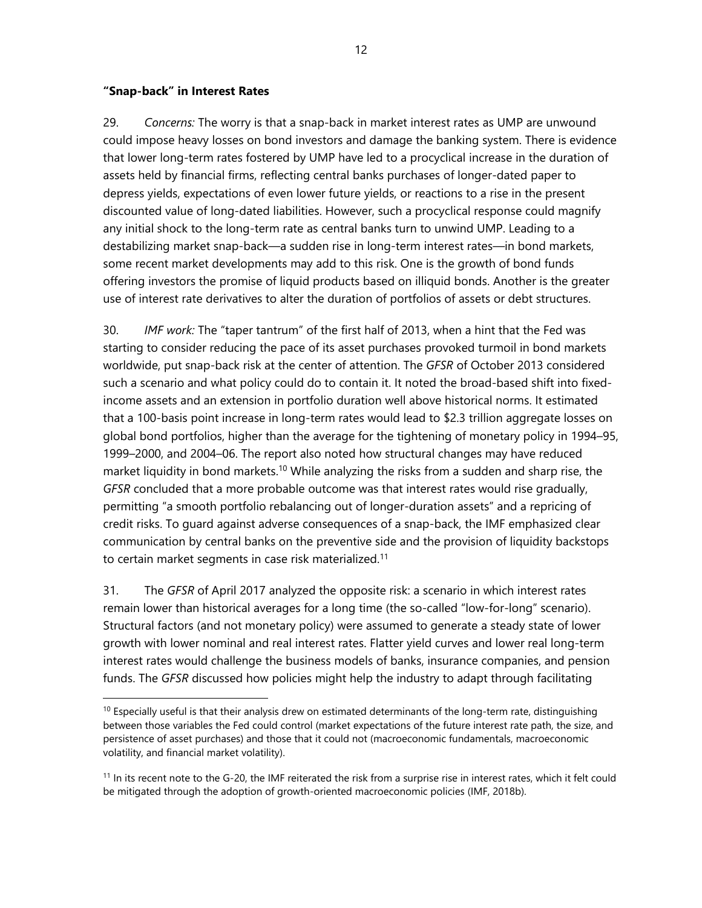**“Snap-back” in Interest Rates**

29. *Concerns:* The worry is that a snap-back in market interest rates as UMP are unwound could impose heavy losses on bond investors and damage the banking system. There is evidence that lower long-term rates fostered by UMP have led to a procyclical increase in the duration of assets held by financial firms, reflecting central banks purchases of longer-dated paper to depress yields, expectations of even lower future yields, or reactions to a rise in the present discounted value of long-dated liabilities. However, such a procyclical response could magnify any initial shock to the long-term rate as central banks turn to unwind UMP. Leading to a destabilizing market snap-back—a sudden rise in long-term interest rates—in bond markets, some recent market developments may add to this risk. One is the growth of bond funds offering investors the promise of liquid products based on illiquid bonds. Another is the greater use of interest rate derivatives to alter the duration of portfolios of assets or debt structures.

30. *IMF work:* The “taper tantrum” of the first half of 2013, when a hint that the Fed was starting to consider reducing the pace of its asset purchases provoked turmoil in bond markets worldwide, put snap-back risk at the center of attention. The *GFSR* of October 2013 considered such a scenario and what policy could do to contain it. It noted the broad-based shift into fixed-income assets and an extension in portfolio duration well above historical norms. It estimated that a 100-basis point increase in long-term rates would lead to $2.3 trillion aggregate losses on global bond portfolios, higher than the average for the tightening of monetary policy in 1994–95, 1999–2000, and 2004–06. The report also noted how structural changes may have reduced market liquidity in bond markets.[10] While analyzing the risks from a sudden and sharp rise, the *GFSR* concluded that a more probable outcome was that interest rates would rise gradually, permitting “a smooth portfolio rebalancing out of longer-duration assets” and a repricing of credit risks. To guard against adverse consequences of a snap-back, the IMF emphasized clear communication by central banks on the preventive side and the provision of liquidity backstops to certain market segments in case risk materialized.[11]

31. The *GFSR* of April 2017 analyzed the opposite risk: a scenario in which interest rates remain lower than historical averages for a long time (the so-called “low-for-long” scenario). Structural factors (and not monetary policy) were assumed to generate a steady state of lower growth with lower nominal and real interest rates. Flatter yield curves and lower real long-term interest rates would challenge the business models of banks, insurance companies, and pension funds. The *GFSR* discussed how policies might help the industry to adapt through facilitating

---

[10] Especially useful is that their analysis drew on estimated determinants of the long-term rate, distinguishing between those variables the Fed could control (market expectations of the future interest rate path, the size, and persistence of asset purchases) and those that it could not (macroeconomic fundamentals, macroeconomic volatility, and financial market volatility).

[11] In its recent note to the G-20, the IMF reiterated the risk from a surprise rise in interest rates, which it felt could be mitigated through the adoption of growth-oriented macroeconomic policies (IMF, 2018b).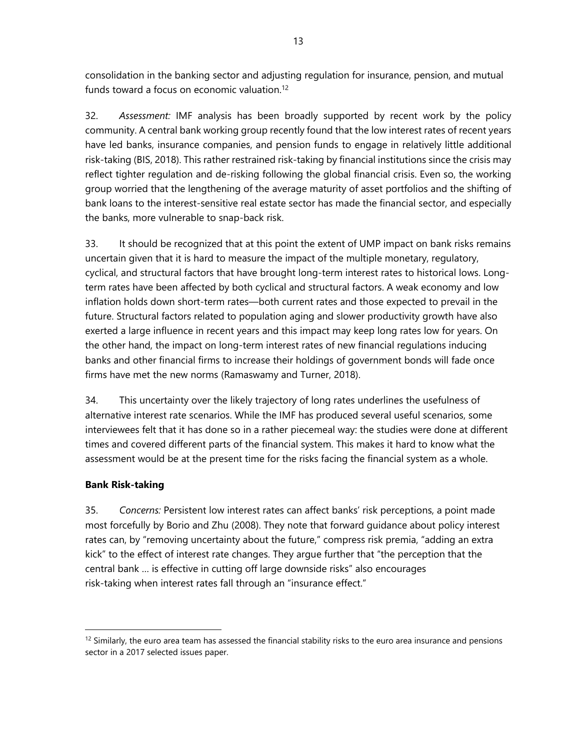consolidation in the banking sector and adjusting regulation for insurance, pension, and mutual funds toward a focus on economic valuation.[12]

32. *Assessment:* IMF analysis has been broadly supported by recent work by the policy community. A central bank working group recently found that the low interest rates of recent years have led banks, insurance companies, and pension funds to engage in relatively little additional risk-taking (BIS, 2018). This rather restrained risk-taking by financial institutions since the crisis may reflect tighter regulation and de-risking following the global financial crisis. Even so, the working group worried that the lengthening of the average maturity of asset portfolios and the shifting of bank loans to the interest-sensitive real estate sector has made the financial sector, and especially the banks, more vulnerable to snap-back risk.

33. It should be recognized that at this point the extent of UMP impact on bank risks remains uncertain given that it is hard to measure the impact of the multiple monetary, regulatory, cyclical, and structural factors that have brought long-term interest rates to historical lows. Long-term rates have been affected by both cyclical and structural factors. A weak economy and low inflation holds down short-term rates—both current rates and those expected to prevail in the future. Structural factors related to population aging and slower productivity growth have also exerted a large influence in recent years and this impact may keep long rates low for years. On the other hand, the impact on long-term interest rates of new financial regulations inducing banks and other financial firms to increase their holdings of government bonds will fade once firms have met the new norms (Ramaswamy and Turner, 2018).

34. This uncertainty over the likely trajectory of long rates underlines the usefulness of alternative interest rate scenarios. While the IMF has produced several useful scenarios, some interviewees felt that it has done so in a rather piecemeal way: the studies were done at different times and covered different parts of the financial system. This makes it hard to know what the assessment would be at the present time for the risks facing the financial system as a whole.

**Bank Risk-taking**

35. *Concerns:* Persistent low interest rates can affect banks' risk perceptions, a point made most forcefully by Borio and Zhu (2008). They note that forward guidance about policy interest rates can, by "removing uncertainty about the future," compress risk premia, "adding an extra kick" to the effect of interest rate changes. They argue further that "the perception that the central bank … is effective in cutting off large downside risks" also encourages risk-taking when interest rates fall through an "insurance effect."

[12] Similarly, the euro area team has assessed the financial stability risks to the euro area insurance and pensions sector in a 2017 selected issues paper.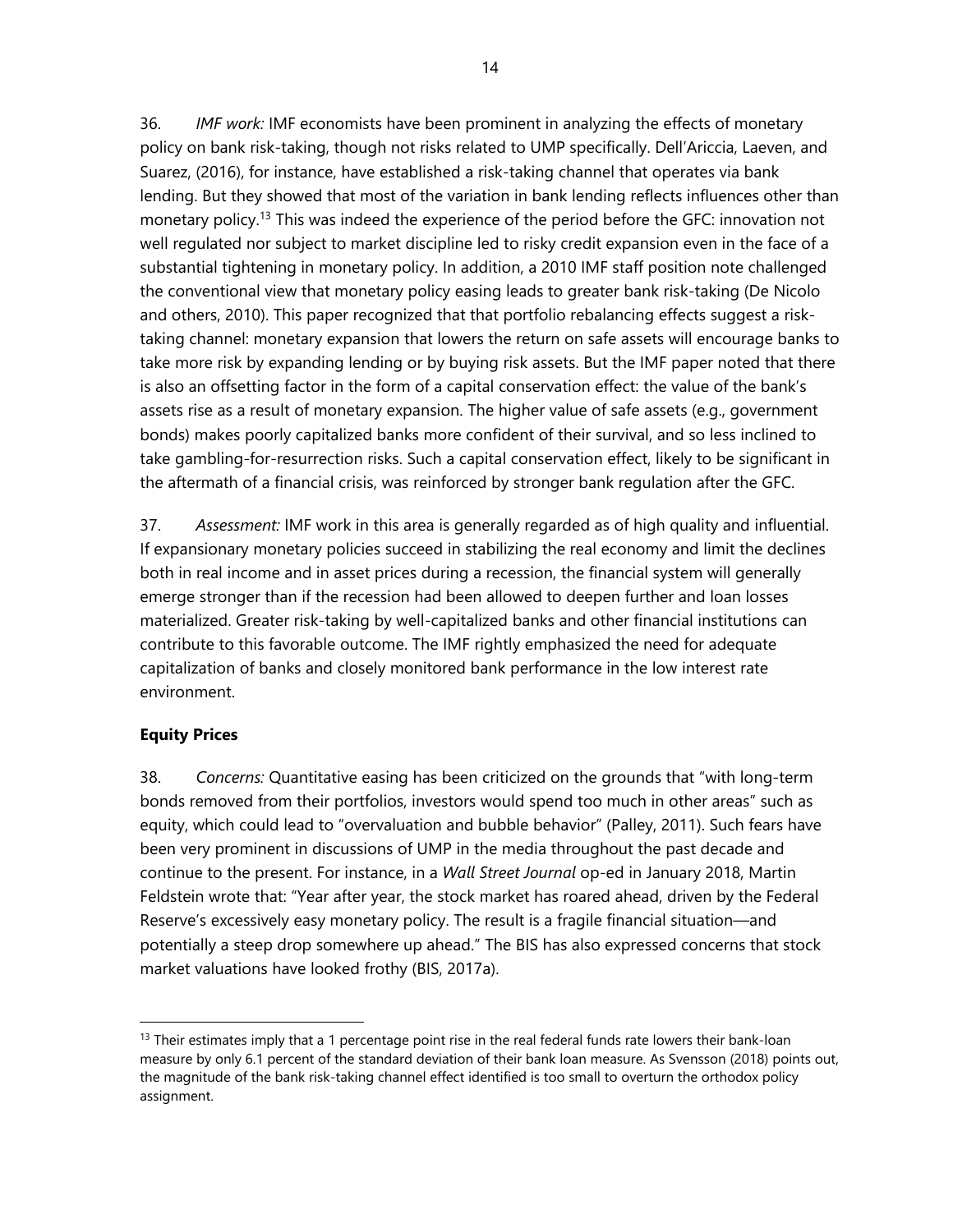36. *IMF work:* IMF economists have been prominent in analyzing the effects of monetary policy on bank risk-taking, though not risks related to UMP specifically. Dell'Ariccia, Laeven, and Suarez, (2016), for instance, have established a risk-taking channel that operates via bank lending. But they showed that most of the variation in bank lending reflects influences other than monetary policy.[13] This was indeed the experience of the period before the GFC: innovation not well regulated nor subject to market discipline led to risky credit expansion even in the face of a substantial tightening in monetary policy. In addition, a 2010 IMF staff position note challenged the conventional view that monetary policy easing leads to greater bank risk-taking (De Nicolo and others, 2010). This paper recognized that that portfolio rebalancing effects suggest a risk-taking channel: monetary expansion that lowers the return on safe assets will encourage banks to take more risk by expanding lending or by buying risk assets. But the IMF paper noted that there is also an offsetting factor in the form of a capital conservation effect: the value of the bank's assets rise as a result of monetary expansion. The higher value of safe assets (e.g., government bonds) makes poorly capitalized banks more confident of their survival, and so less inclined to take gambling-for-resurrection risks. Such a capital conservation effect, likely to be significant in the aftermath of a financial crisis, was reinforced by stronger bank regulation after the GFC.

37. *Assessment:* IMF work in this area is generally regarded as of high quality and influential. If expansionary monetary policies succeed in stabilizing the real economy and limit the declines both in real income and in asset prices during a recession, the financial system will generally emerge stronger than if the recession had been allowed to deepen further and loan losses materialized. Greater risk-taking by well-capitalized banks and other financial institutions can contribute to this favorable outcome. The IMF rightly emphasized the need for adequate capitalization of banks and closely monitored bank performance in the low interest rate environment.

**Equity Prices**

38. *Concerns:* Quantitative easing has been criticized on the grounds that "with long-term bonds removed from their portfolios, investors would spend too much in other areas" such as equity, which could lead to "overvaluation and bubble behavior" (Palley, 2011). Such fears have been very prominent in discussions of UMP in the media throughout the past decade and continue to the present. For instance, in a *Wall Street Journal* op-ed in January 2018, Martin Feldstein wrote that: "Year after year, the stock market has roared ahead, driven by the Federal Reserve's excessively easy monetary policy. The result is a fragile financial situation—and potentially a steep drop somewhere up ahead." The BIS has also expressed concerns that stock market valuations have looked frothy (BIS, 2017a).

---

[13] Their estimates imply that a 1 percentage point rise in the real federal funds rate lowers their bank-loan measure by only 6.1 percent of the standard deviation of their bank loan measure. As Svensson (2018) points out, the magnitude of the bank risk-taking channel effect identified is too small to overturn the orthodox policy assignment.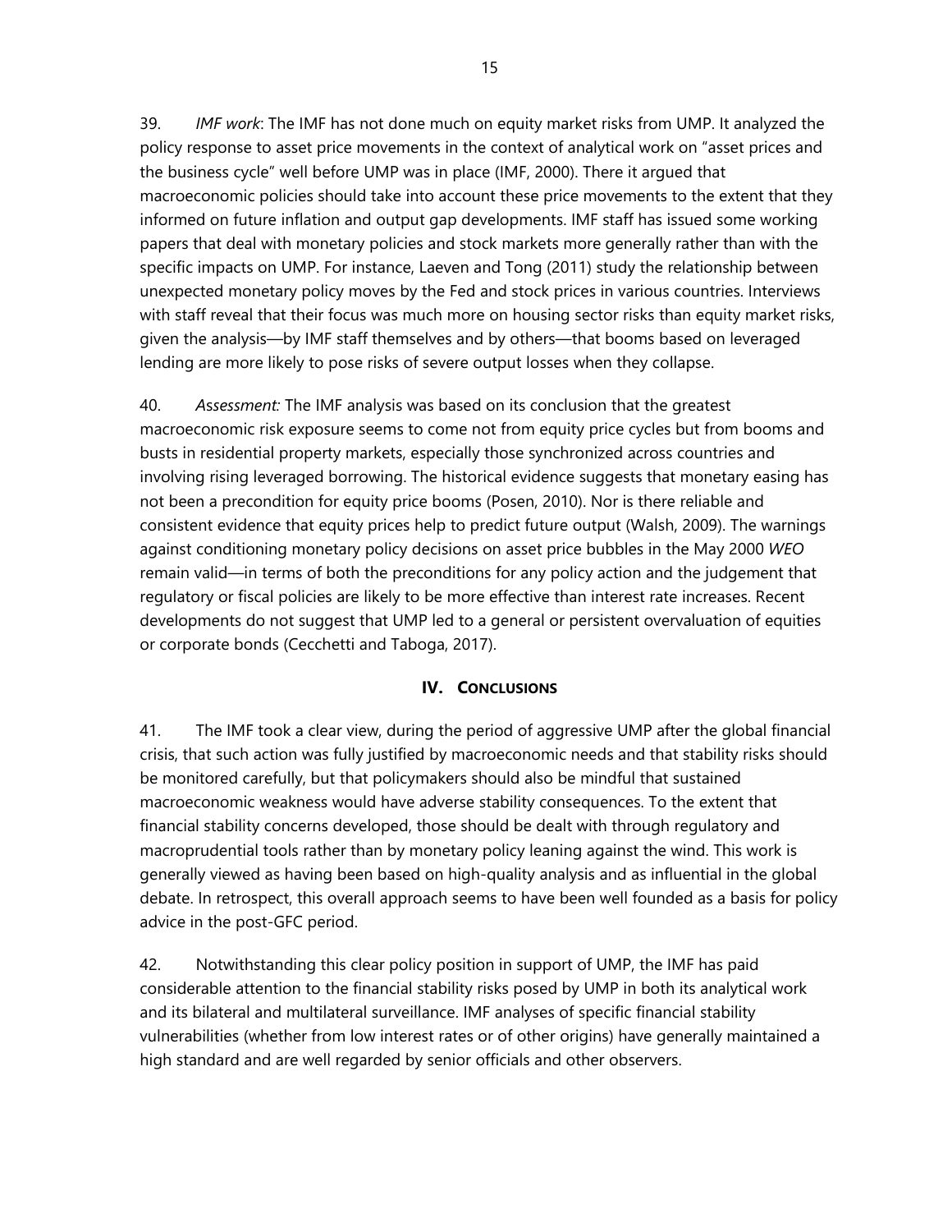39. *IMF work*: The IMF has not done much on equity market risks from UMP. It analyzed the policy response to asset price movements in the context of analytical work on "asset prices and the business cycle" well before UMP was in place (IMF, 2000). There it argued that macroeconomic policies should take into account these price movements to the extent that they informed on future inflation and output gap developments. IMF staff has issued some working papers that deal with monetary policies and stock markets more generally rather than with the specific impacts on UMP. For instance, Laeven and Tong (2011) study the relationship between unexpected monetary policy moves by the Fed and stock prices in various countries. Interviews with staff reveal that their focus was much more on housing sector risks than equity market risks, given the analysis—by IMF staff themselves and by others—that booms based on leveraged lending are more likely to pose risks of severe output losses when they collapse.

40. *Assessment:* The IMF analysis was based on its conclusion that the greatest macroeconomic risk exposure seems to come not from equity price cycles but from booms and busts in residential property markets, especially those synchronized across countries and involving rising leveraged borrowing. The historical evidence suggests that monetary easing has not been a precondition for equity price booms (Posen, 2010). Nor is there reliable and consistent evidence that equity prices help to predict future output (Walsh, 2009). The warnings against conditioning monetary policy decisions on asset price bubbles in the May 2000 *WEO* remain valid—in terms of both the preconditions for any policy action and the judgement that regulatory or fiscal policies are likely to be more effective than interest rate increases. Recent developments do not suggest that UMP led to a general or persistent overvaluation of equities or corporate bonds (Cecchetti and Taboga, 2017).

## IV. Conclusions

41. The IMF took a clear view, during the period of aggressive UMP after the global financial crisis, that such action was fully justified by macroeconomic needs and that stability risks should be monitored carefully, but that policymakers should also be mindful that sustained macroeconomic weakness would have adverse stability consequences. To the extent that financial stability concerns developed, those should be dealt with through regulatory and macroprudential tools rather than by monetary policy leaning against the wind. This work is generally viewed as having been based on high-quality analysis and as influential in the global debate. In retrospect, this overall approach seems to have been well founded as a basis for policy advice in the post-GFC period.

42. Notwithstanding this clear policy position in support of UMP, the IMF has paid considerable attention to the financial stability risks posed by UMP in both its analytical work and its bilateral and multilateral surveillance. IMF analyses of specific financial stability vulnerabilities (whether from low interest rates or of other origins) have generally maintained a high standard and are well regarded by senior officials and other observers.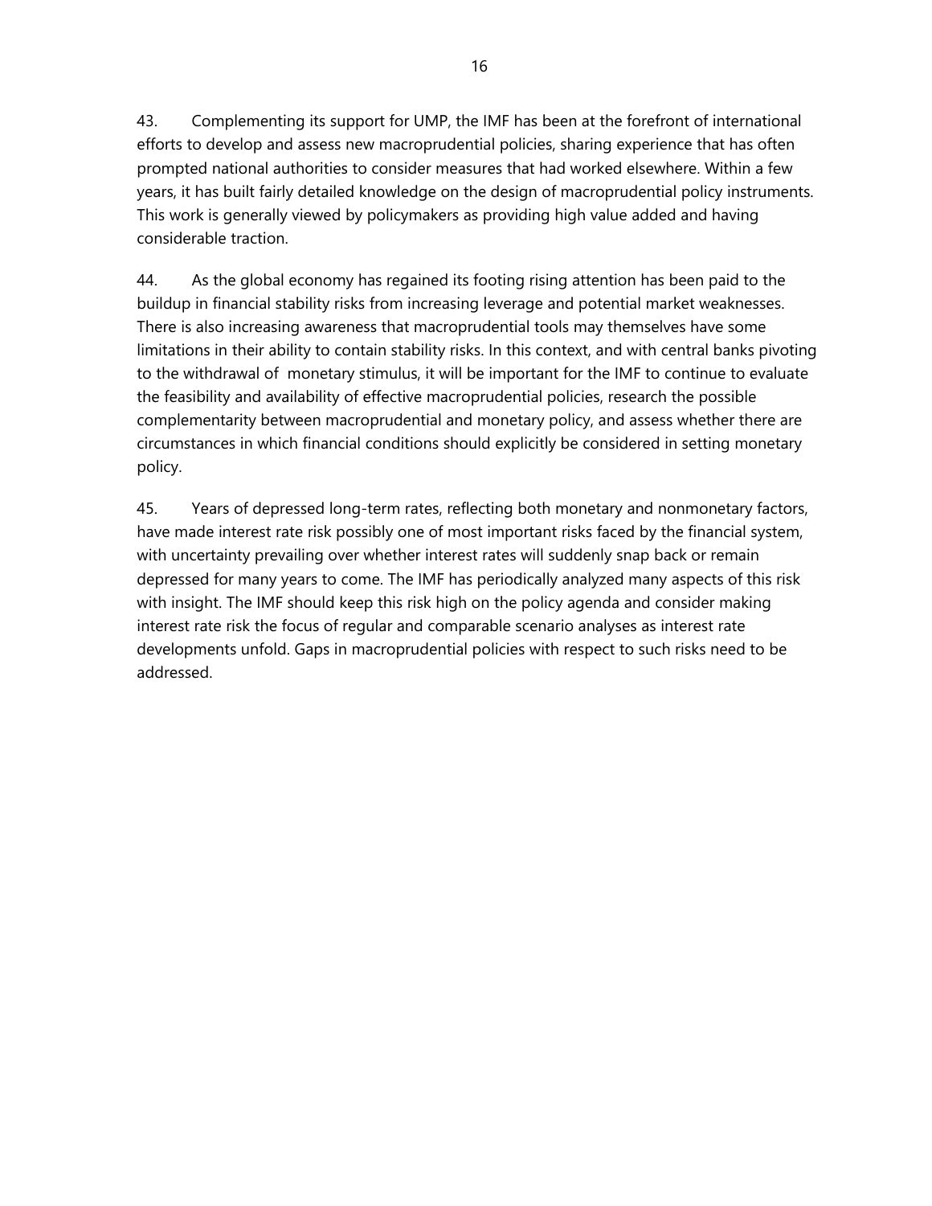43. Complementing its support for UMP, the IMF has been at the forefront of international efforts to develop and assess new macroprudential policies, sharing experience that has often prompted national authorities to consider measures that had worked elsewhere. Within a few years, it has built fairly detailed knowledge on the design of macroprudential policy instruments. This work is generally viewed by policymakers as providing high value added and having considerable traction.

44. As the global economy has regained its footing rising attention has been paid to the buildup in financial stability risks from increasing leverage and potential market weaknesses. There is also increasing awareness that macroprudential tools may themselves have some limitations in their ability to contain stability risks. In this context, and with central banks pivoting to the withdrawal of monetary stimulus, it will be important for the IMF to continue to evaluate the feasibility and availability of effective macroprudential policies, research the possible complementarity between macroprudential and monetary policy, and assess whether there are circumstances in which financial conditions should explicitly be considered in setting monetary policy.

45. Years of depressed long-term rates, reflecting both monetary and nonmonetary factors, have made interest rate risk possibly one of most important risks faced by the financial system, with uncertainty prevailing over whether interest rates will suddenly snap back or remain depressed for many years to come. The IMF has periodically analyzed many aspects of this risk with insight. The IMF should keep this risk high on the policy agenda and consider making interest rate risk the focus of regular and comparable scenario analyses as interest rate developments unfold. Gaps in macroprudential policies with respect to such risks need to be addressed.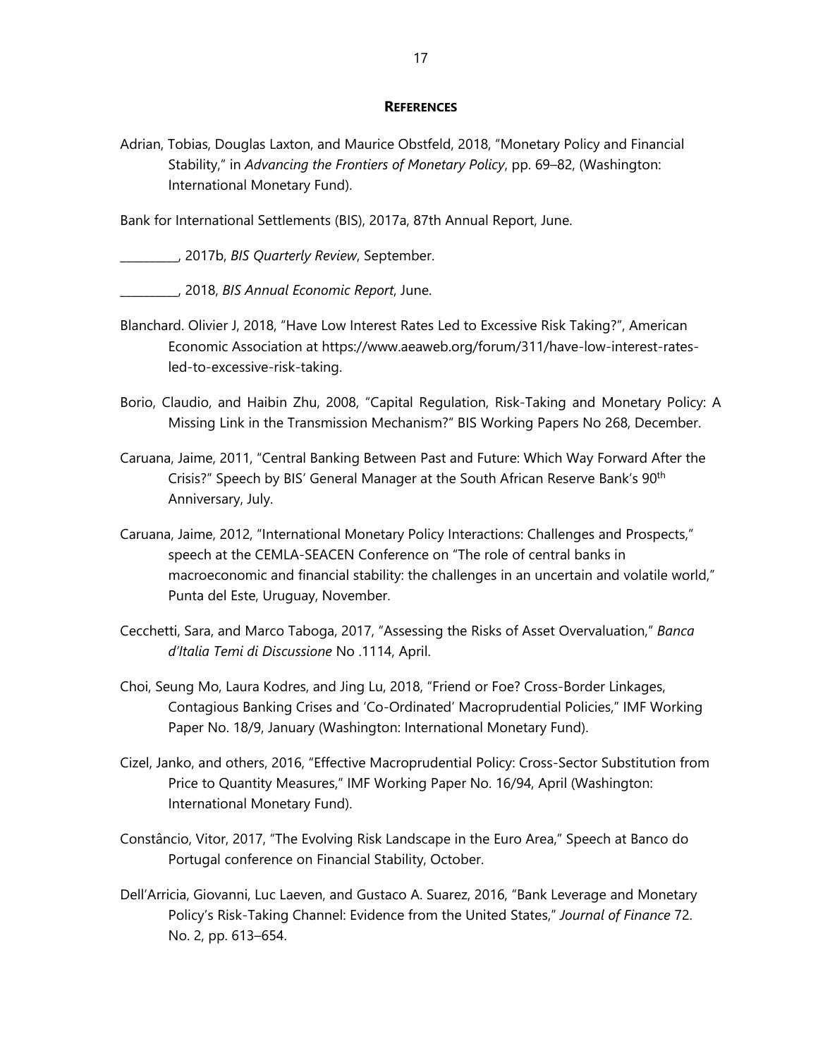## References

Adrian, Tobias, Douglas Laxton, and Maurice Obstfeld, 2018, "Monetary Policy and Financial Stability," in *Advancing the Frontiers of Monetary Policy*, pp. 69–82, (Washington: International Monetary Fund).

Bank for International Settlements (BIS), 2017a, 87th Annual Report, June.

__________, 2017b, *BIS Quarterly Review*, September.

__________, 2018, *BIS Annual Economic Report*, June.

Blanchard. Olivier J, 2018, "Have Low Interest Rates Led to Excessive Risk Taking?", American Economic Association at https://www.aeaweb.org/forum/311/have-low-interest-rates-led-to-excessive-risk-taking.

Borio, Claudio, and Haibin Zhu, 2008, "Capital Regulation, Risk-Taking and Monetary Policy: A Missing Link in the Transmission Mechanism?" BIS Working Papers No 268, December.

Caruana, Jaime, 2011, "Central Banking Between Past and Future: Which Way Forward After the Crisis?" Speech by BIS' General Manager at the South African Reserve Bank's 90th Anniversary, July.

Caruana, Jaime, 2012, "International Monetary Policy Interactions: Challenges and Prospects," speech at the CEMLA-SEACEN Conference on "The role of central banks in macroeconomic and financial stability: the challenges in an uncertain and volatile world," Punta del Este, Uruguay, November.

Cecchetti, Sara, and Marco Taboga, 2017, "Assessing the Risks of Asset Overvaluation," *Banca d'Italia Temi di Discussione* No .1114, April.

Choi, Seung Mo, Laura Kodres, and Jing Lu, 2018, "Friend or Foe? Cross-Border Linkages, Contagious Banking Crises and 'Co-Ordinated' Macroprudential Policies," IMF Working Paper No. 18/9, January (Washington: International Monetary Fund).

Cizel, Janko, and others, 2016, "Effective Macroprudential Policy: Cross-Sector Substitution from Price to Quantity Measures," IMF Working Paper No. 16/94, April (Washington: International Monetary Fund).

Constâncio, Vitor, 2017, "The Evolving Risk Landscape in the Euro Area," Speech at Banco do Portugal conference on Financial Stability, October.

Dell'Arricia, Giovanni, Luc Laeven, and Gustaco A. Suarez, 2016, "Bank Leverage and Monetary Policy's Risk-Taking Channel: Evidence from the United States," *Journal of Finance* 72. No. 2, pp. 613–654.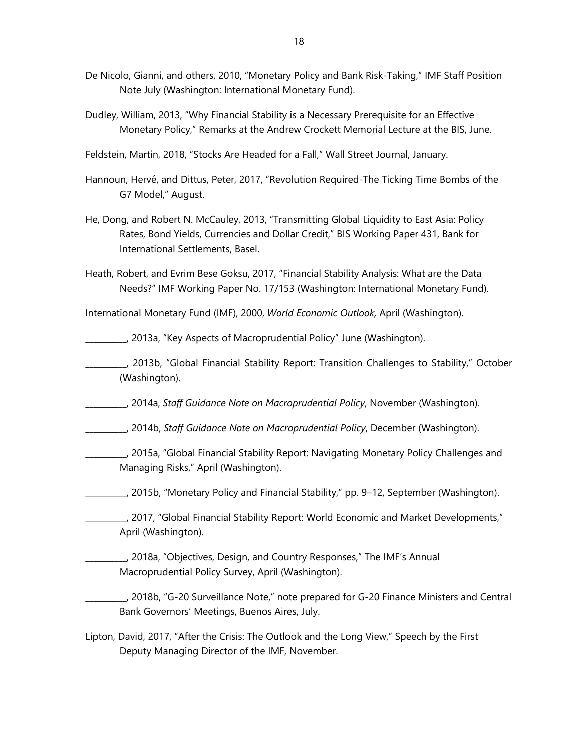De Nicolo, Gianni, and others, 2010, "Monetary Policy and Bank Risk-Taking," IMF Staff Position Note July (Washington: International Monetary Fund).

Dudley, William, 2013, "Why Financial Stability is a Necessary Prerequisite for an Effective Monetary Policy," Remarks at the Andrew Crockett Memorial Lecture at the BIS, June.

Feldstein, Martin, 2018, "Stocks Are Headed for a Fall," Wall Street Journal, January.

Hannoun, Hervé, and Dittus, Peter, 2017, "Revolution Required-The Ticking Time Bombs of the G7 Model," August.

He, Dong, and Robert N. McCauley, 2013, "Transmitting Global Liquidity to East Asia: Policy Rates, Bond Yields, Currencies and Dollar Credit," BIS Working Paper 431, Bank for International Settlements, Basel.

Heath, Robert, and Evrim Bese Goksu, 2017, "Financial Stability Analysis: What are the Data Needs?" IMF Working Paper No. 17/153 (Washington: International Monetary Fund).

International Monetary Fund (IMF), 2000, *World Economic Outlook,* April (Washington).

__________, 2013a, "Key Aspects of Macroprudential Policy" June (Washington).

__________, 2013b, "Global Financial Stability Report: Transition Challenges to Stability," October (Washington).

__________, 2014a, *Staff Guidance Note on Macroprudential Policy*, November (Washington).

__________, 2014b, *Staff Guidance Note on Macroprudential Policy*, December (Washington).

__________, 2015a, "Global Financial Stability Report: Navigating Monetary Policy Challenges and Managing Risks," April (Washington).

__________, 2015b, "Monetary Policy and Financial Stability," pp. 9–12, September (Washington).

__________, 2017, "Global Financial Stability Report: World Economic and Market Developments," April (Washington).

__________, 2018a, "Objectives, Design, and Country Responses," The IMF's Annual Macroprudential Policy Survey, April (Washington).

__________, 2018b, "G-20 Surveillance Note," note prepared for G-20 Finance Ministers and Central Bank Governors' Meetings, Buenos Aires, July.

Lipton, David, 2017, "After the Crisis: The Outlook and the Long View," Speech by the First Deputy Managing Director of the IMF, November.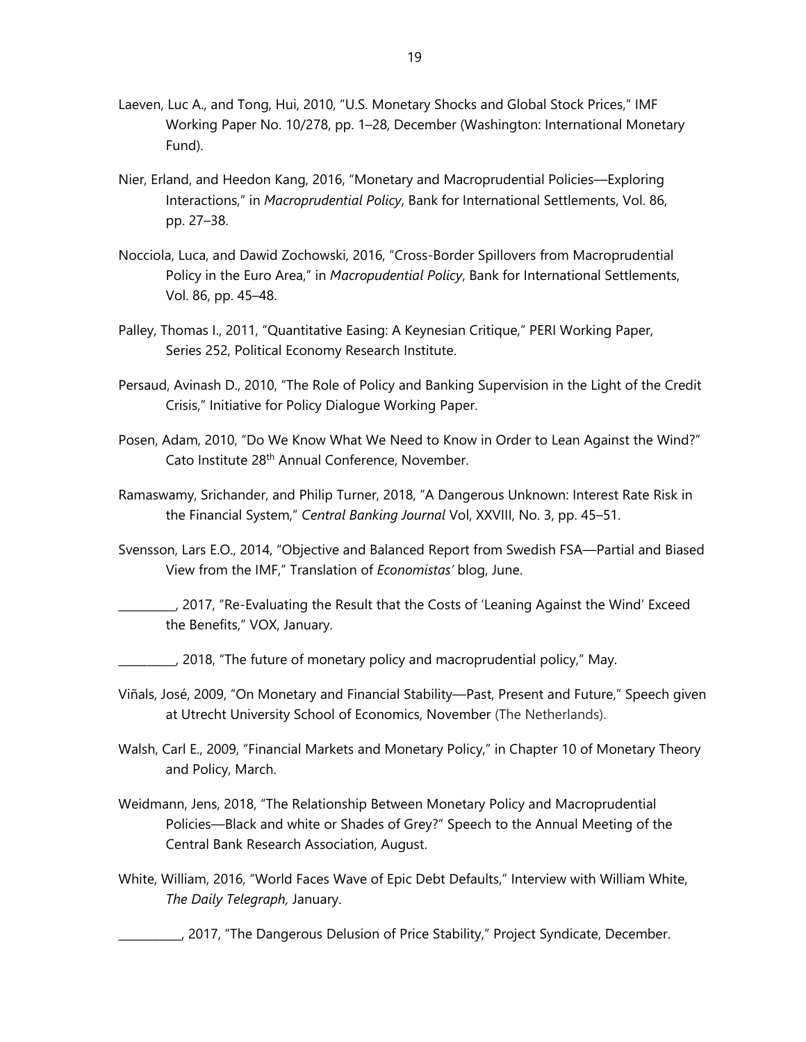Laeven, Luc A., and Tong, Hui, 2010, "U.S. Monetary Shocks and Global Stock Prices," IMF Working Paper No. 10/278, pp. 1–28, December (Washington: International Monetary Fund).

Nier, Erland, and Heedon Kang, 2016, "Monetary and Macroprudential Policies—Exploring Interactions," in *Macroprudential Policy*, Bank for International Settlements, Vol. 86, pp. 27–38.

Nocciola, Luca, and Dawid Zochowski, 2016, "Cross-Border Spillovers from Macroprudential Policy in the Euro Area," in *Macropudential Policy*, Bank for International Settlements, Vol. 86, pp. 45–48.

Palley, Thomas I., 2011, "Quantitative Easing: A Keynesian Critique," PERI Working Paper, Series 252, Political Economy Research Institute.

Persaud, Avinash D., 2010, "The Role of Policy and Banking Supervision in the Light of the Credit Crisis," Initiative for Policy Dialogue Working Paper.

Posen, Adam, 2010, "Do We Know What We Need to Know in Order to Lean Against the Wind?" Cato Institute 28th Annual Conference, November.

Ramaswamy, Srichander, and Philip Turner, 2018, "A Dangerous Unknown: Interest Rate Risk in the Financial System," *Central Banking Journal* Vol, XXVIII, No. 3, pp. 45–51.

Svensson, Lars E.O., 2014, "Objective and Balanced Report from Swedish FSA—Partial and Biased View from the IMF," Translation of *Economistas'* blog, June.

__________, 2017, "Re-Evaluating the Result that the Costs of 'Leaning Against the Wind' Exceed the Benefits," VOX, January.

__________, 2018, "The future of monetary policy and macroprudential policy," May.

Viñals, José, 2009, "On Monetary and Financial Stability—Past, Present and Future," Speech given at Utrecht University School of Economics, November (The Netherlands).

Walsh, Carl E., 2009, "Financial Markets and Monetary Policy," in Chapter 10 of Monetary Theory and Policy, March.

Weidmann, Jens, 2018, "The Relationship Between Monetary Policy and Macroprudential Policies—Black and white or Shades of Grey?" Speech to the Annual Meeting of the Central Bank Research Association, August.

White, William, 2016, "World Faces Wave of Epic Debt Defaults," Interview with William White, *The Daily Telegraph,* January.

___________, 2017, "The Dangerous Delusion of Price Stability," Project Syndicate, December.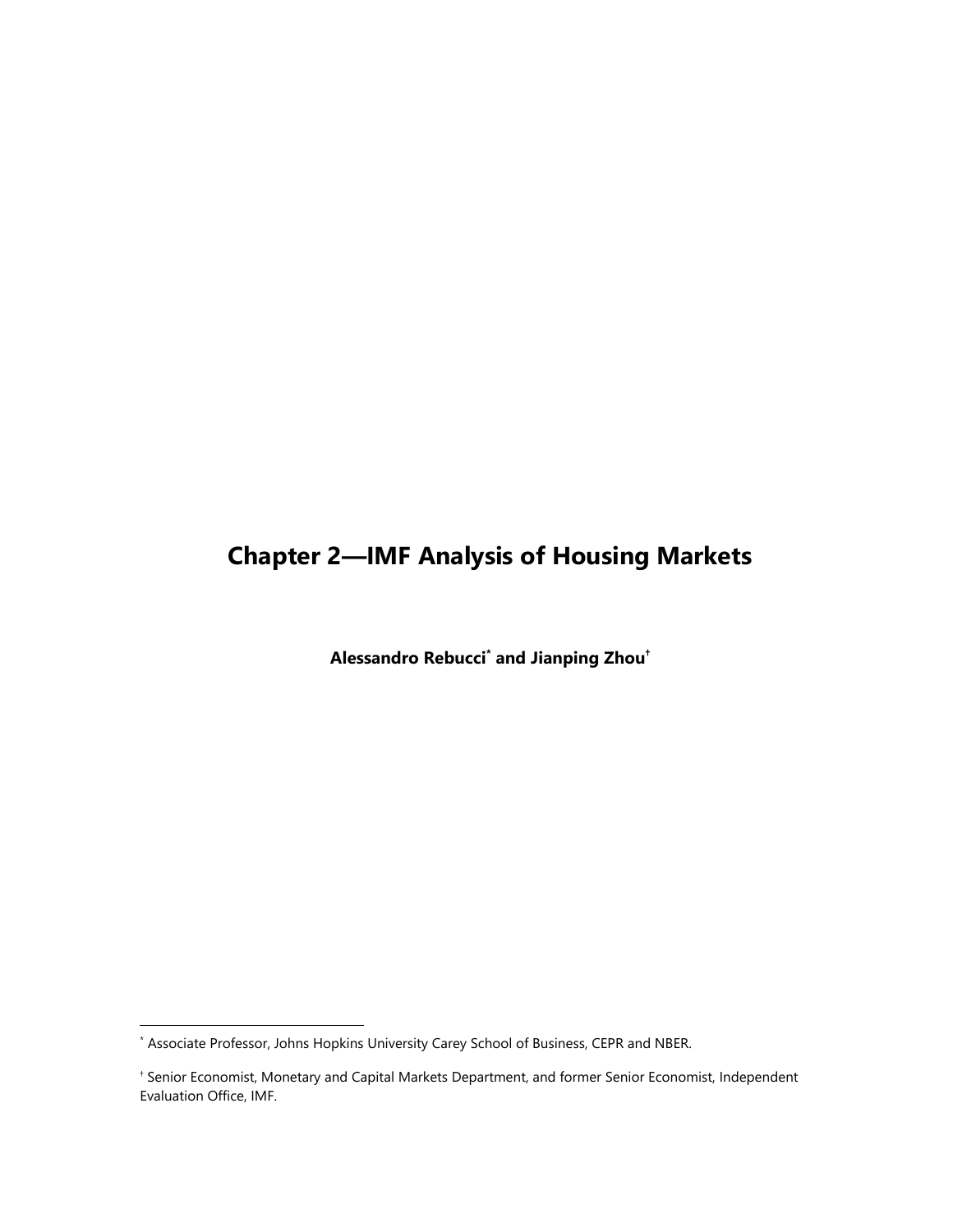# Chapter 2—IMF Analysis of Housing Markets

**Alessandro Rebucci[*] and Jianping Zhou[†]**

[*] Associate Professor, Johns Hopkins University Carey School of Business, CEPR and NBER.

[†] Senior Economist, Monetary and Capital Markets Department, and former Senior Economist, Independent Evaluation Office, IMF.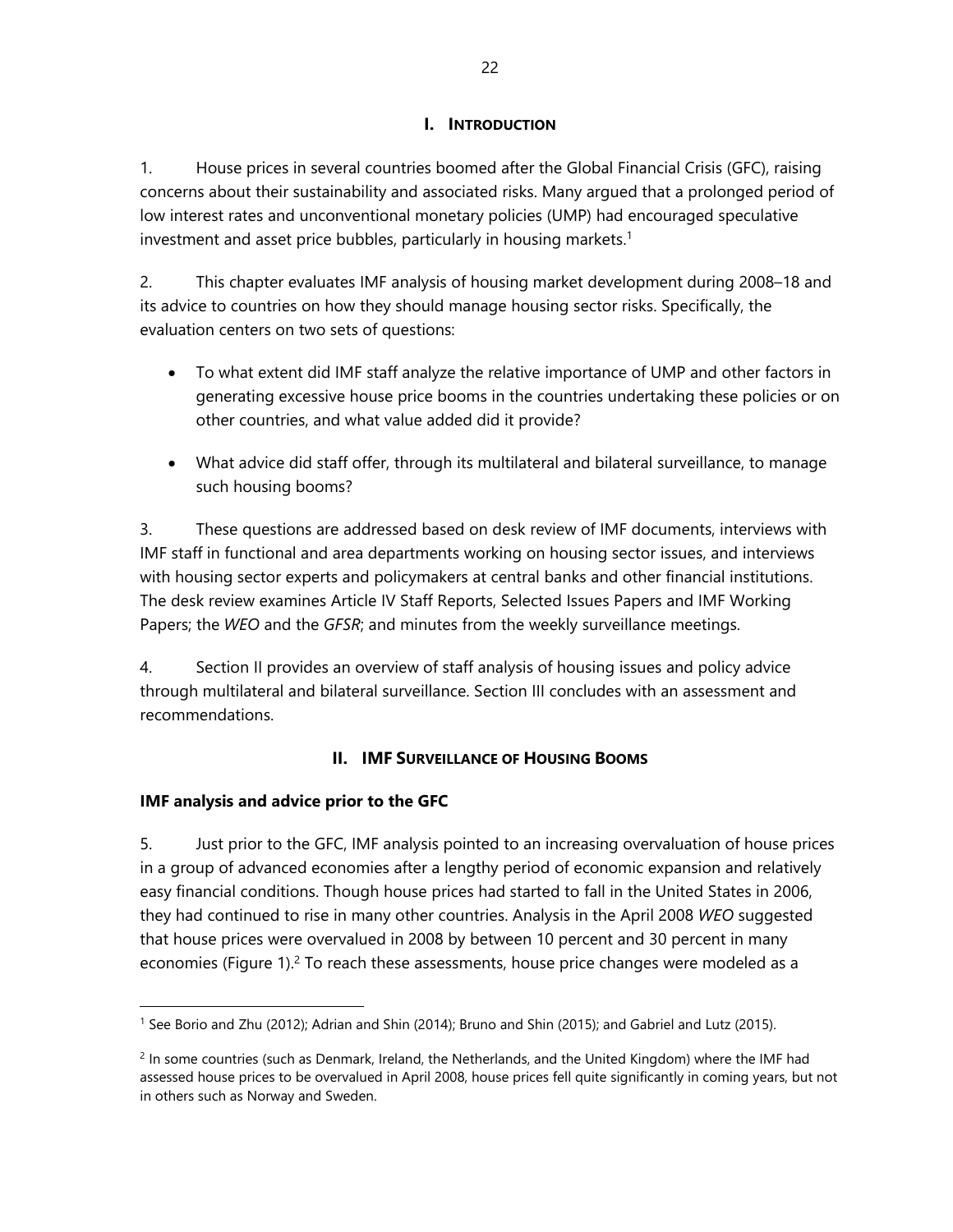# I. INTRODUCTION

1. House prices in several countries boomed after the Global Financial Crisis (GFC), raising concerns about their sustainability and associated risks. Many argued that a prolonged period of low interest rates and unconventional monetary policies (UMP) had encouraged speculative investment and asset price bubbles, particularly in housing markets.[1]

2. This chapter evaluates IMF analysis of housing market development during 2008–18 and its advice to countries on how they should manage housing sector risks. Specifically, the evaluation centers on two sets of questions:

- To what extent did IMF staff analyze the relative importance of UMP and other factors in generating excessive house price booms in the countries undertaking these policies or on other countries, and what value added did it provide?
- What advice did staff offer, through its multilateral and bilateral surveillance, to manage such housing booms?

3. These questions are addressed based on desk review of IMF documents, interviews with IMF staff in functional and area departments working on housing sector issues, and interviews with housing sector experts and policymakers at central banks and other financial institutions. The desk review examines Article IV Staff Reports, Selected Issues Papers and IMF Working Papers; the *WEO* and the *GFSR*; and minutes from the weekly surveillance meetings.

4. Section II provides an overview of staff analysis of housing issues and policy advice through multilateral and bilateral surveillance. Section III concludes with an assessment and recommendations.

# II. IMF SURVEILLANCE OF HOUSING BOOMS

### IMF analysis and advice prior to the GFC

5. Just prior to the GFC, IMF analysis pointed to an increasing overvaluation of house prices in a group of advanced economies after a lengthy period of economic expansion and relatively easy financial conditions. Though house prices had started to fall in the United States in 2006, they had continued to rise in many other countries. Analysis in the April 2008 *WEO* suggested that house prices were overvalued in 2008 by between 10 percent and 30 percent in many economies (Figure 1).[2] To reach these assessments, house price changes were modeled as a

---

[1] See Borio and Zhu (2012); Adrian and Shin (2014); Bruno and Shin (2015); and Gabriel and Lutz (2015).

[2] In some countries (such as Denmark, Ireland, the Netherlands, and the United Kingdom) where the IMF had assessed house prices to be overvalued in April 2008, house prices fell quite significantly in coming years, but not in others such as Norway and Sweden.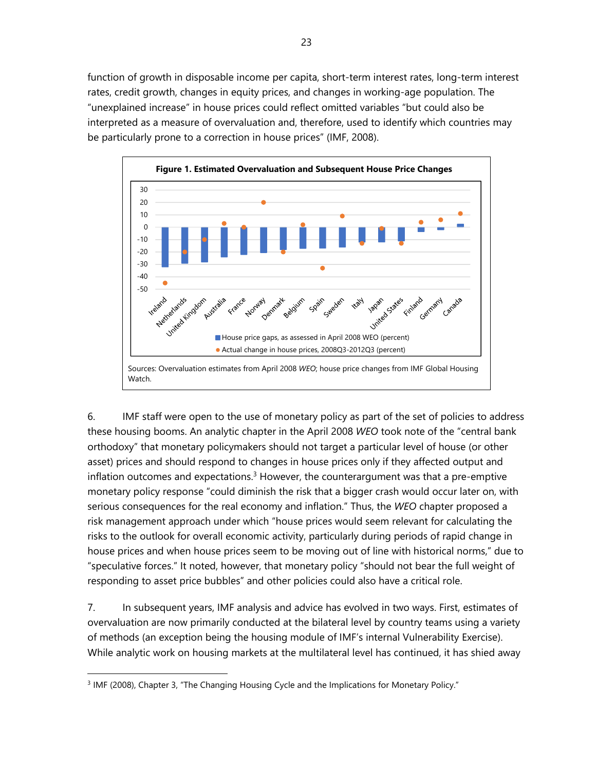function of growth in disposable income per capita, short-term interest rates, long-term interest rates, credit growth, changes in equity prices, and changes in working-age population. The "unexplained increase" in house prices could reflect omitted variables "but could also be interpreted as a measure of overvaluation and, therefore, used to identify which countries may be particularly prone to a correction in house prices" (IMF, 2008).

**Figure 1. Estimated Overvaluation and Subsequent House Price Changes**

Sources: Overvaluation estimates from April 2008 *WEO*; house price changes from IMF Global Housing Watch.

6. IMF staff were open to the use of monetary policy as part of the set of policies to address these housing booms. An analytic chapter in the April 2008 *WEO* took note of the "central bank orthodoxy" that monetary policymakers should not target a particular level of house (or other asset) prices and should respond to changes in house prices only if they affected output and inflation outcomes and expectations.[3] However, the counterargument was that a pre-emptive monetary policy response "could diminish the risk that a bigger crash would occur later on, with serious consequences for the real economy and inflation." Thus, the *WEO* chapter proposed a risk management approach under which "house prices would seem relevant for calculating the risks to the outlook for overall economic activity, particularly during periods of rapid change in house prices and when house prices seem to be moving out of line with historical norms," due to "speculative forces." It noted, however, that monetary policy "should not bear the full weight of responding to asset price bubbles" and other policies could also have a critical role.

7. In subsequent years, IMF analysis and advice has evolved in two ways. First, estimates of overvaluation are now primarily conducted at the bilateral level by country teams using a variety of methods (an exception being the housing module of IMF's internal Vulnerability Exercise). While analytic work on housing markets at the multilateral level has continued, it has shied away

[3] IMF (2008), Chapter 3, "The Changing Housing Cycle and the Implications for Monetary Policy."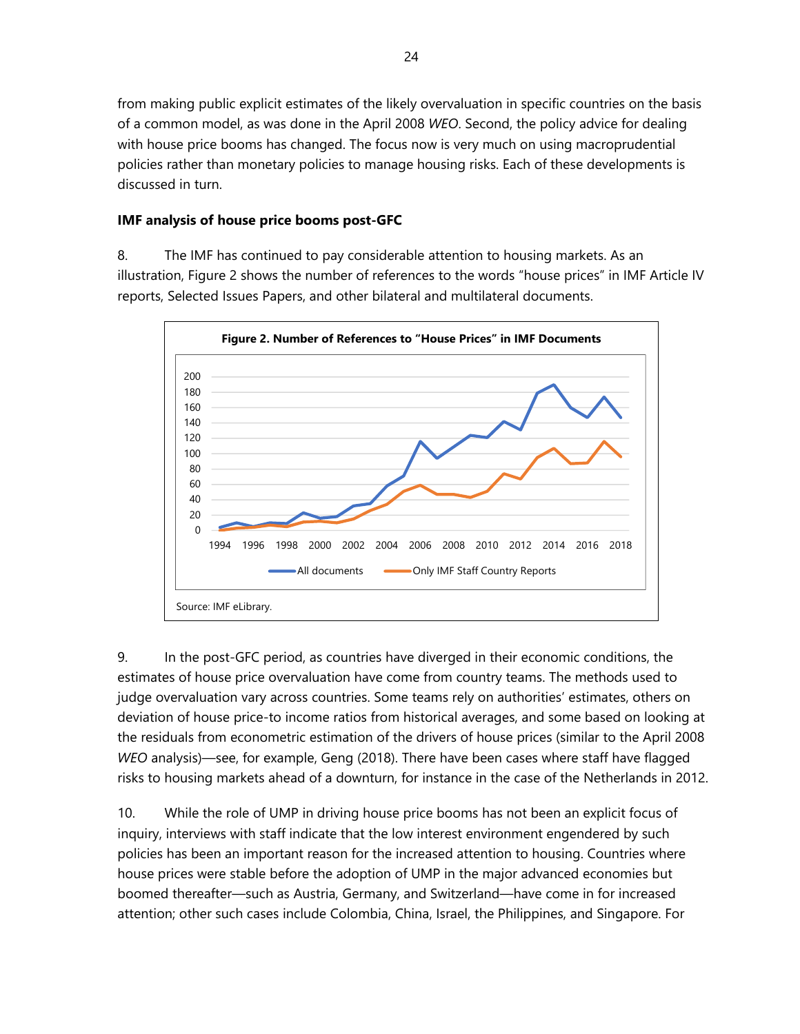from making public explicit estimates of the likely overvaluation in specific countries on the basis of a common model, as was done in the April 2008 *WEO*. Second, the policy advice for dealing with house price booms has changed. The focus now is very much on using macroprudential policies rather than monetary policies to manage housing risks. Each of these developments is discussed in turn.

**IMF analysis of house price booms post-GFC**

8. The IMF has continued to pay considerable attention to housing markets. As an illustration, Figure 2 shows the number of references to the words "house prices" in IMF Article IV reports, Selected Issues Papers, and other bilateral and multilateral documents.

**Figure 2. Number of References to "House Prices" in IMF Documents**

Source: IMF eLibrary.

9. In the post-GFC period, as countries have diverged in their economic conditions, the estimates of house price overvaluation have come from country teams. The methods used to judge overvaluation vary across countries. Some teams rely on authorities' estimates, others on deviation of house price-to income ratios from historical averages, and some based on looking at the residuals from econometric estimation of the drivers of house prices (similar to the April 2008 *WEO* analysis)—see, for example, Geng (2018). There have been cases where staff have flagged risks to housing markets ahead of a downturn, for instance in the case of the Netherlands in 2012.

10. While the role of UMP in driving house price booms has not been an explicit focus of inquiry, interviews with staff indicate that the low interest environment engendered by such policies has been an important reason for the increased attention to housing. Countries where house prices were stable before the adoption of UMP in the major advanced economies but boomed thereafter—such as Austria, Germany, and Switzerland—have come in for increased attention; other such cases include Colombia, China, Israel, the Philippines, and Singapore. For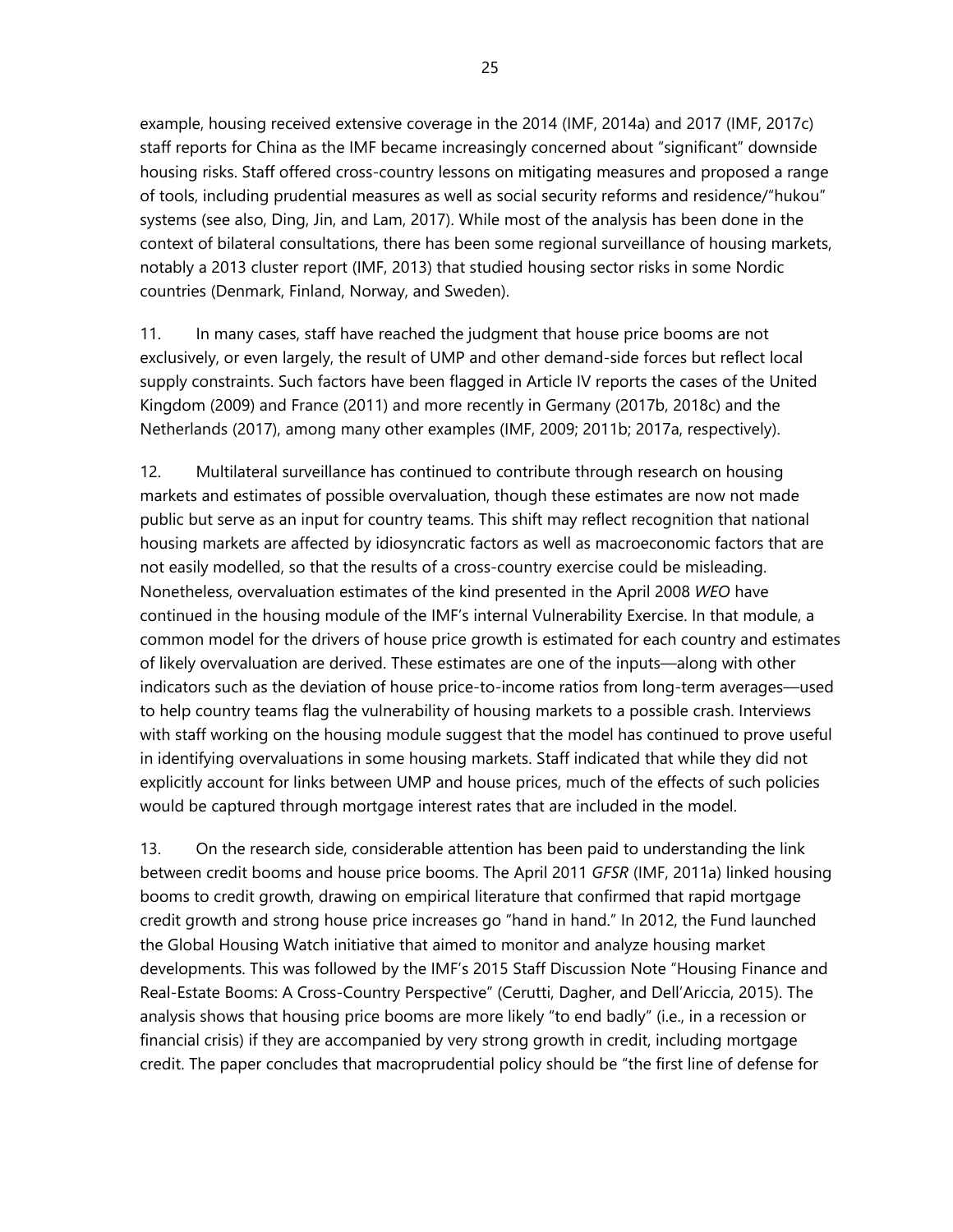example, housing received extensive coverage in the 2014 (IMF, 2014a) and 2017 (IMF, 2017c) staff reports for China as the IMF became increasingly concerned about "significant" downside housing risks. Staff offered cross-country lessons on mitigating measures and proposed a range of tools, including prudential measures as well as social security reforms and residence/"hukou" systems (see also, Ding, Jin, and Lam, 2017). While most of the analysis has been done in the context of bilateral consultations, there has been some regional surveillance of housing markets, notably a 2013 cluster report (IMF, 2013) that studied housing sector risks in some Nordic countries (Denmark, Finland, Norway, and Sweden).

11. In many cases, staff have reached the judgment that house price booms are not exclusively, or even largely, the result of UMP and other demand-side forces but reflect local supply constraints. Such factors have been flagged in Article IV reports the cases of the United Kingdom (2009) and France (2011) and more recently in Germany (2017b, 2018c) and the Netherlands (2017), among many other examples (IMF, 2009; 2011b; 2017a, respectively).

12. Multilateral surveillance has continued to contribute through research on housing markets and estimates of possible overvaluation, though these estimates are now not made public but serve as an input for country teams. This shift may reflect recognition that national housing markets are affected by idiosyncratic factors as well as macroeconomic factors that are not easily modelled, so that the results of a cross-country exercise could be misleading. Nonetheless, overvaluation estimates of the kind presented in the April 2008 *WEO* have continued in the housing module of the IMF's internal Vulnerability Exercise. In that module, a common model for the drivers of house price growth is estimated for each country and estimates of likely overvaluation are derived. These estimates are one of the inputs—along with other indicators such as the deviation of house price-to-income ratios from long-term averages—used to help country teams flag the vulnerability of housing markets to a possible crash. Interviews with staff working on the housing module suggest that the model has continued to prove useful in identifying overvaluations in some housing markets. Staff indicated that while they did not explicitly account for links between UMP and house prices, much of the effects of such policies would be captured through mortgage interest rates that are included in the model.

13. On the research side, considerable attention has been paid to understanding the link between credit booms and house price booms. The April 2011 *GFSR* (IMF, 2011a) linked housing booms to credit growth, drawing on empirical literature that confirmed that rapid mortgage credit growth and strong house price increases go "hand in hand." In 2012, the Fund launched the Global Housing Watch initiative that aimed to monitor and analyze housing market developments. This was followed by the IMF's 2015 Staff Discussion Note "Housing Finance and Real-Estate Booms: A Cross-Country Perspective" (Cerutti, Dagher, and Dell'Ariccia, 2015). The analysis shows that housing price booms are more likely "to end badly" (i.e., in a recession or financial crisis) if they are accompanied by very strong growth in credit, including mortgage credit. The paper concludes that macroprudential policy should be "the first line of defense for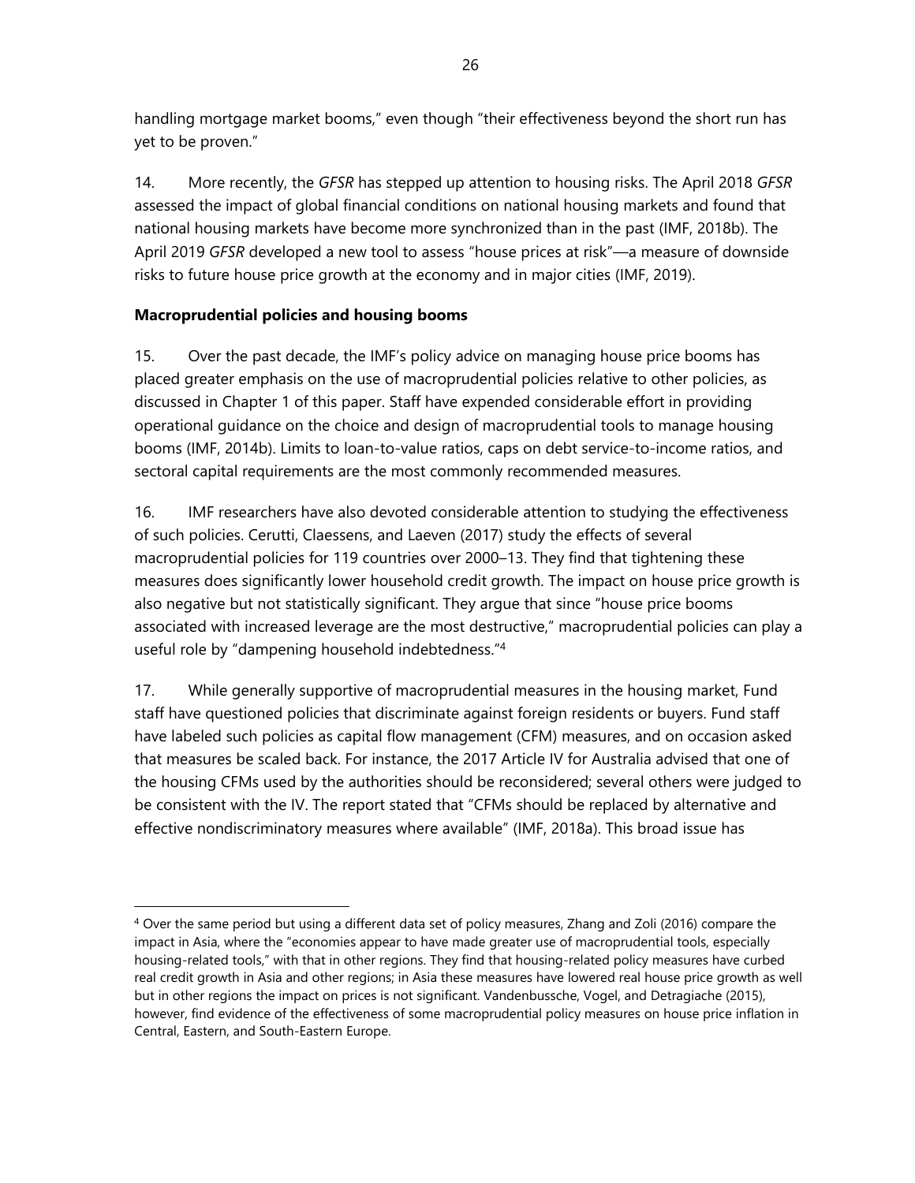handling mortgage market booms," even though "their effectiveness beyond the short run has yet to be proven."

14. More recently, the *GFSR* has stepped up attention to housing risks. The April 2018 *GFSR* assessed the impact of global financial conditions on national housing markets and found that national housing markets have become more synchronized than in the past (IMF, 2018b). The April 2019 *GFSR* developed a new tool to assess "house prices at risk"—a measure of downside risks to future house price growth at the economy and in major cities (IMF, 2019).

**Macroprudential policies and housing booms**

15. Over the past decade, the IMF's policy advice on managing house price booms has placed greater emphasis on the use of macroprudential policies relative to other policies, as discussed in Chapter 1 of this paper. Staff have expended considerable effort in providing operational guidance on the choice and design of macroprudential tools to manage housing booms (IMF, 2014b). Limits to loan-to-value ratios, caps on debt service-to-income ratios, and sectoral capital requirements are the most commonly recommended measures.

16. IMF researchers have also devoted considerable attention to studying the effectiveness of such policies. Cerutti, Claessens, and Laeven (2017) study the effects of several macroprudential policies for 119 countries over 2000–13. They find that tightening these measures does significantly lower household credit growth. The impact on house price growth is also negative but not statistically significant. They argue that since "house price booms associated with increased leverage are the most destructive," macroprudential policies can play a useful role by "dampening household indebtedness."[4]

17. While generally supportive of macroprudential measures in the housing market, Fund staff have questioned policies that discriminate against foreign residents or buyers. Fund staff have labeled such policies as capital flow management (CFM) measures, and on occasion asked that measures be scaled back. For instance, the 2017 Article IV for Australia advised that one of the housing CFMs used by the authorities should be reconsidered; several others were judged to be consistent with the IV. The report stated that "CFMs should be replaced by alternative and effective nondiscriminatory measures where available" (IMF, 2018a). This broad issue has

[4] Over the same period but using a different data set of policy measures, Zhang and Zoli (2016) compare the impact in Asia, where the "economies appear to have made greater use of macroprudential tools, especially housing-related tools," with that in other regions. They find that housing-related policy measures have curbed real credit growth in Asia and other regions; in Asia these measures have lowered real house price growth as well but in other regions the impact on prices is not significant. Vandenbussche, Vogel, and Detragiache (2015), however, find evidence of the effectiveness of some macroprudential policy measures on house price inflation in Central, Eastern, and South-Eastern Europe.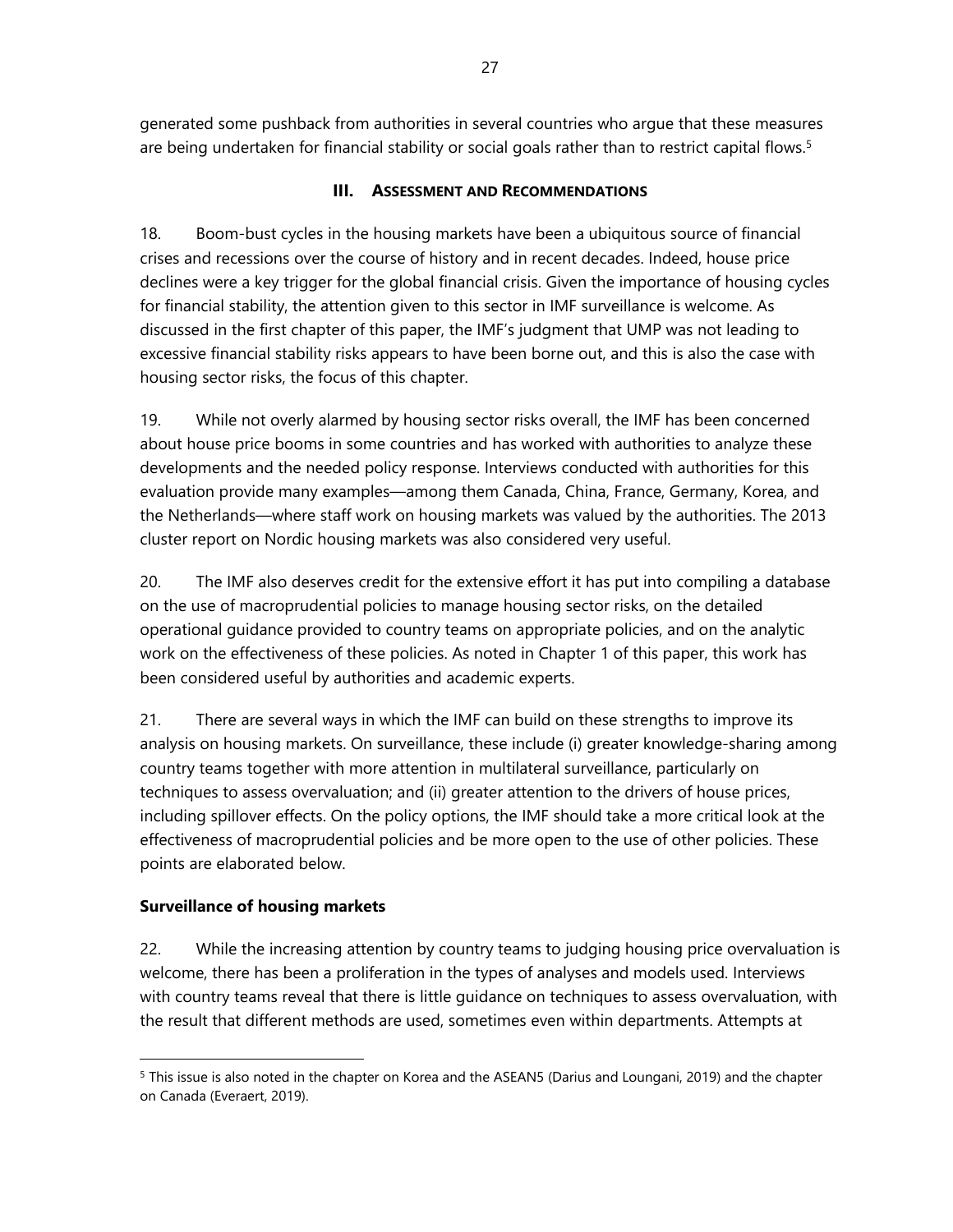generated some pushback from authorities in several countries who argue that these measures are being undertaken for financial stability or social goals rather than to restrict capital flows.[5]

## III. Assessment and Recommendations

18. Boom-bust cycles in the housing markets have been a ubiquitous source of financial crises and recessions over the course of history and in recent decades. Indeed, house price declines were a key trigger for the global financial crisis. Given the importance of housing cycles for financial stability, the attention given to this sector in IMF surveillance is welcome. As discussed in the first chapter of this paper, the IMF's judgment that UMP was not leading to excessive financial stability risks appears to have been borne out, and this is also the case with housing sector risks, the focus of this chapter.

19. While not overly alarmed by housing sector risks overall, the IMF has been concerned about house price booms in some countries and has worked with authorities to analyze these developments and the needed policy response. Interviews conducted with authorities for this evaluation provide many examples—among them Canada, China, France, Germany, Korea, and the Netherlands—where staff work on housing markets was valued by the authorities. The 2013 cluster report on Nordic housing markets was also considered very useful.

20. The IMF also deserves credit for the extensive effort it has put into compiling a database on the use of macroprudential policies to manage housing sector risks, on the detailed operational guidance provided to country teams on appropriate policies, and on the analytic work on the effectiveness of these policies. As noted in Chapter 1 of this paper, this work has been considered useful by authorities and academic experts.

21. There are several ways in which the IMF can build on these strengths to improve its analysis on housing markets. On surveillance, these include (i) greater knowledge-sharing among country teams together with more attention in multilateral surveillance, particularly on techniques to assess overvaluation; and (ii) greater attention to the drivers of house prices, including spillover effects. On the policy options, the IMF should take a more critical look at the effectiveness of macroprudential policies and be more open to the use of other policies. These points are elaborated below.

### Surveillance of housing markets

22. While the increasing attention by country teams to judging housing price overvaluation is welcome, there has been a proliferation in the types of analyses and models used. Interviews with country teams reveal that there is little guidance on techniques to assess overvaluation, with the result that different methods are used, sometimes even within departments. Attempts at

---

[5] This issue is also noted in the chapter on Korea and the ASEAN5 (Darius and Loungani, 2019) and the chapter on Canada (Everaert, 2019).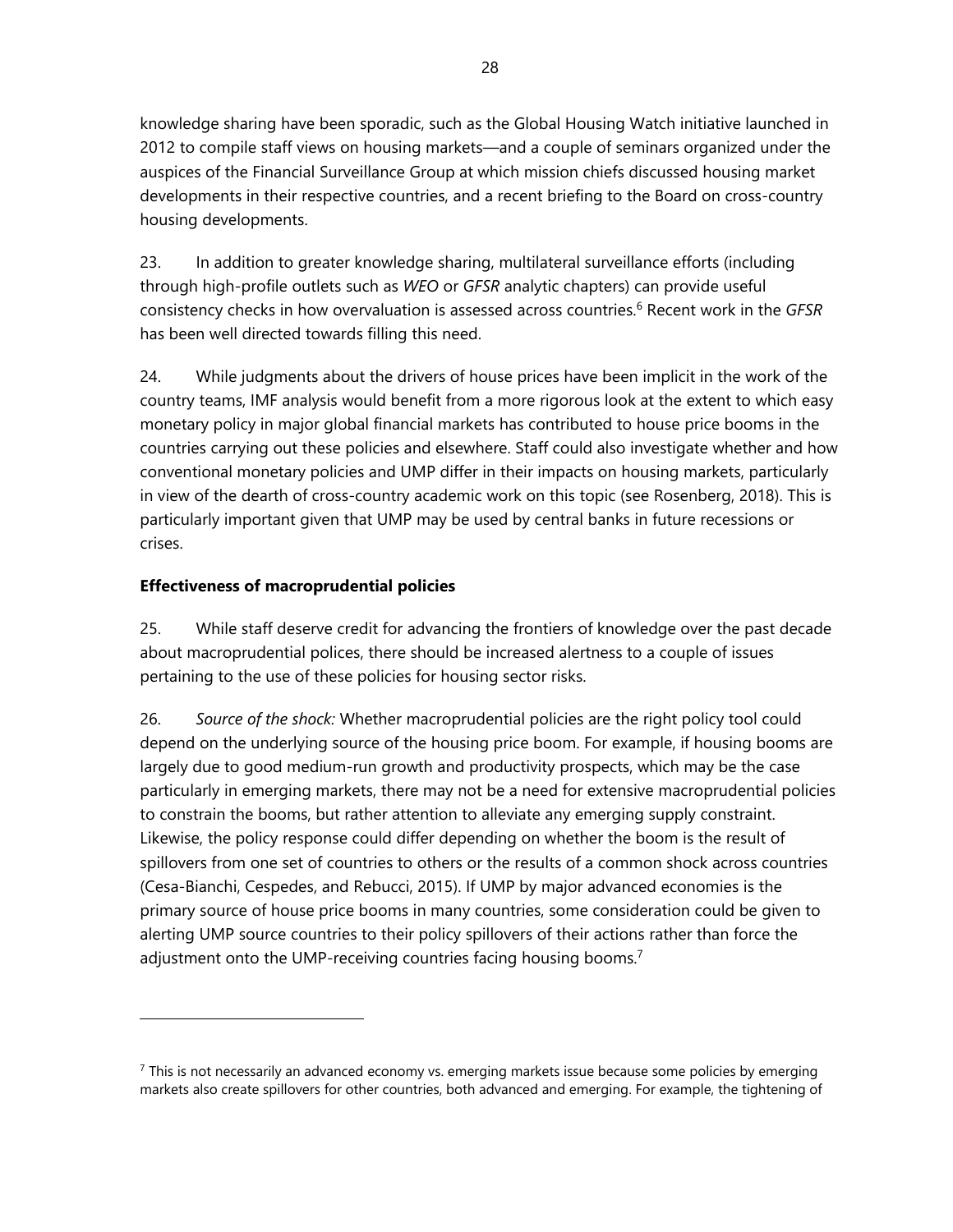knowledge sharing have been sporadic, such as the Global Housing Watch initiative launched in 2012 to compile staff views on housing markets—and a couple of seminars organized under the auspices of the Financial Surveillance Group at which mission chiefs discussed housing market developments in their respective countries, and a recent briefing to the Board on cross-country housing developments.

23. In addition to greater knowledge sharing, multilateral surveillance efforts (including through high-profile outlets such as *WEO* or *GFSR* analytic chapters) can provide useful consistency checks in how overvaluation is assessed across countries.[6] Recent work in the *GFSR* has been well directed towards filling this need.

24. While judgments about the drivers of house prices have been implicit in the work of the country teams, IMF analysis would benefit from a more rigorous look at the extent to which easy monetary policy in major global financial markets has contributed to house price booms in the countries carrying out these policies and elsewhere. Staff could also investigate whether and how conventional monetary policies and UMP differ in their impacts on housing markets, particularly in view of the dearth of cross-country academic work on this topic (see Rosenberg, 2018). This is particularly important given that UMP may be used by central banks in future recessions or crises.

**Effectiveness of macroprudential policies**

25. While staff deserve credit for advancing the frontiers of knowledge over the past decade about macroprudential polices, there should be increased alertness to a couple of issues pertaining to the use of these policies for housing sector risks.

26. *Source of the shock:* Whether macroprudential policies are the right policy tool could depend on the underlying source of the housing price boom. For example, if housing booms are largely due to good medium-run growth and productivity prospects, which may be the case particularly in emerging markets, there may not be a need for extensive macroprudential policies to constrain the booms, but rather attention to alleviate any emerging supply constraint. Likewise, the policy response could differ depending on whether the boom is the result of spillovers from one set of countries to others or the results of a common shock across countries (Cesa-Bianchi, Cespedes, and Rebucci, 2015). If UMP by major advanced economies is the primary source of house price booms in many countries, some consideration could be given to alerting UMP source countries to their policy spillovers of their actions rather than force the adjustment onto the UMP-receiving countries facing housing booms.[7]

---

[7] This is not necessarily an advanced economy vs. emerging markets issue because some policies by emerging markets also create spillovers for other countries, both advanced and emerging. For example, the tightening of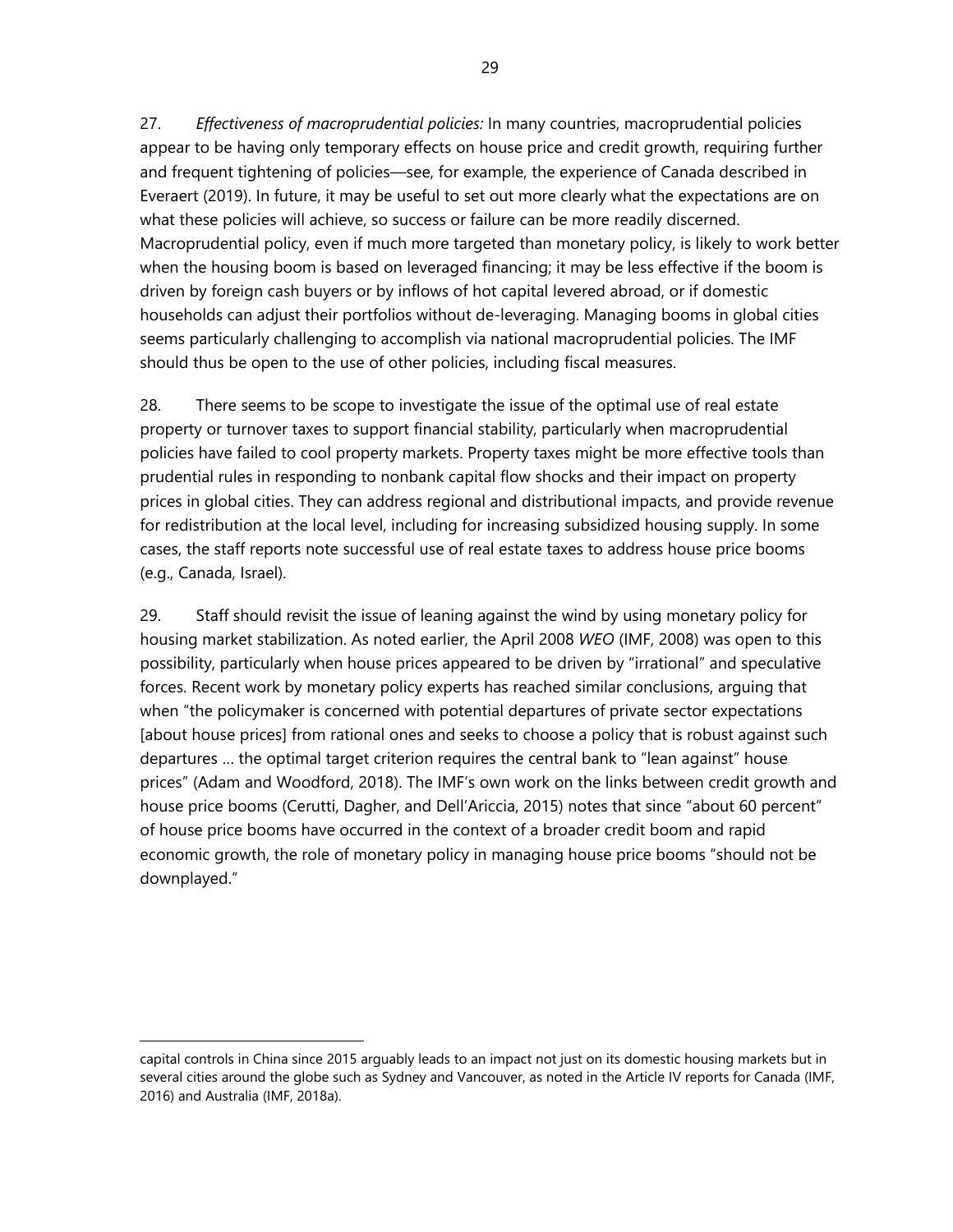27. *Effectiveness of macroprudential policies:* In many countries, macroprudential policies appear to be having only temporary effects on house price and credit growth, requiring further and frequent tightening of policies—see, for example, the experience of Canada described in Everaert (2019). In future, it may be useful to set out more clearly what the expectations are on what these policies will achieve, so success or failure can be more readily discerned. Macroprudential policy, even if much more targeted than monetary policy, is likely to work better when the housing boom is based on leveraged financing; it may be less effective if the boom is driven by foreign cash buyers or by inflows of hot capital levered abroad, or if domestic households can adjust their portfolios without de-leveraging. Managing booms in global cities seems particularly challenging to accomplish via national macroprudential policies. The IMF should thus be open to the use of other policies, including fiscal measures.

28. There seems to be scope to investigate the issue of the optimal use of real estate property or turnover taxes to support financial stability, particularly when macroprudential policies have failed to cool property markets. Property taxes might be more effective tools than prudential rules in responding to nonbank capital flow shocks and their impact on property prices in global cities. They can address regional and distributional impacts, and provide revenue for redistribution at the local level, including for increasing subsidized housing supply. In some cases, the staff reports note successful use of real estate taxes to address house price booms (e.g., Canada, Israel).

29. Staff should revisit the issue of leaning against the wind by using monetary policy for housing market stabilization. As noted earlier, the April 2008 *WEO* (IMF, 2008) was open to this possibility, particularly when house prices appeared to be driven by "irrational" and speculative forces. Recent work by monetary policy experts has reached similar conclusions, arguing that when "the policymaker is concerned with potential departures of private sector expectations [about house prices] from rational ones and seeks to choose a policy that is robust against such departures … the optimal target criterion requires the central bank to "lean against" house prices" (Adam and Woodford, 2018). The IMF's own work on the links between credit growth and house price booms (Cerutti, Dagher, and Dell'Ariccia, 2015) notes that since "about 60 percent" of house price booms have occurred in the context of a broader credit boom and rapid economic growth, the role of monetary policy in managing house price booms "should not be downplayed."

capital controls in China since 2015 arguably leads to an impact not just on its domestic housing markets but in several cities around the globe such as Sydney and Vancouver, as noted in the Article IV reports for Canada (IMF, 2016) and Australia (IMF, 2018a).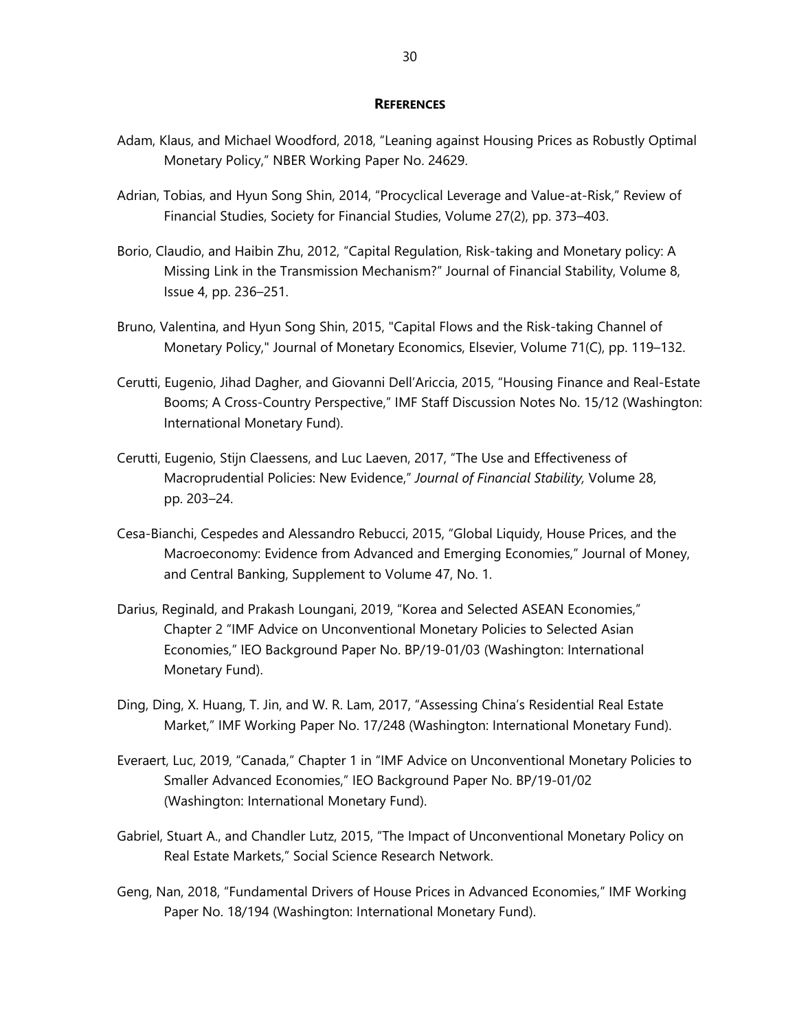## REFERENCES

Adam, Klaus, and Michael Woodford, 2018, "Leaning against Housing Prices as Robustly Optimal Monetary Policy," NBER Working Paper No. 24629.

Adrian, Tobias, and Hyun Song Shin, 2014, "Procyclical Leverage and Value-at-Risk," Review of Financial Studies, Society for Financial Studies, Volume 27(2), pp. 373–403.

Borio, Claudio, and Haibin Zhu, 2012, "Capital Regulation, Risk-taking and Monetary policy: A Missing Link in the Transmission Mechanism?" Journal of Financial Stability, Volume 8, Issue 4, pp. 236–251.

Bruno, Valentina, and Hyun Song Shin, 2015, "Capital Flows and the Risk-taking Channel of Monetary Policy," Journal of Monetary Economics, Elsevier, Volume 71(C), pp. 119–132.

Cerutti, Eugenio, Jihad Dagher, and Giovanni Dell'Ariccia, 2015, "Housing Finance and Real-Estate Booms; A Cross-Country Perspective," IMF Staff Discussion Notes No. 15/12 (Washington: International Monetary Fund).

Cerutti, Eugenio, Stijn Claessens, and Luc Laeven, 2017, "The Use and Effectiveness of Macroprudential Policies: New Evidence," *Journal of Financial Stability,* Volume 28, pp. 203–24.

Cesa-Bianchi, Cespedes and Alessandro Rebucci, 2015, "Global Liquidity, House Prices, and the Macroeconomy: Evidence from Advanced and Emerging Economies," Journal of Money, and Central Banking, Supplement to Volume 47, No. 1.

Darius, Reginald, and Prakash Loungani, 2019, "Korea and Selected ASEAN Economies," Chapter 2 "IMF Advice on Unconventional Monetary Policies to Selected Asian Economies," IEO Background Paper No. BP/19-01/03 (Washington: International Monetary Fund).

Ding, Ding, X. Huang, T. Jin, and W. R. Lam, 2017, "Assessing China's Residential Real Estate Market," IMF Working Paper No. 17/248 (Washington: International Monetary Fund).

Everaert, Luc, 2019, "Canada," Chapter 1 in "IMF Advice on Unconventional Monetary Policies to Smaller Advanced Economies," IEO Background Paper No. BP/19-01/02 (Washington: International Monetary Fund).

Gabriel, Stuart A., and Chandler Lutz, 2015, "The Impact of Unconventional Monetary Policy on Real Estate Markets," Social Science Research Network.

Geng, Nan, 2018, "Fundamental Drivers of House Prices in Advanced Economies," IMF Working Paper No. 18/194 (Washington: International Monetary Fund).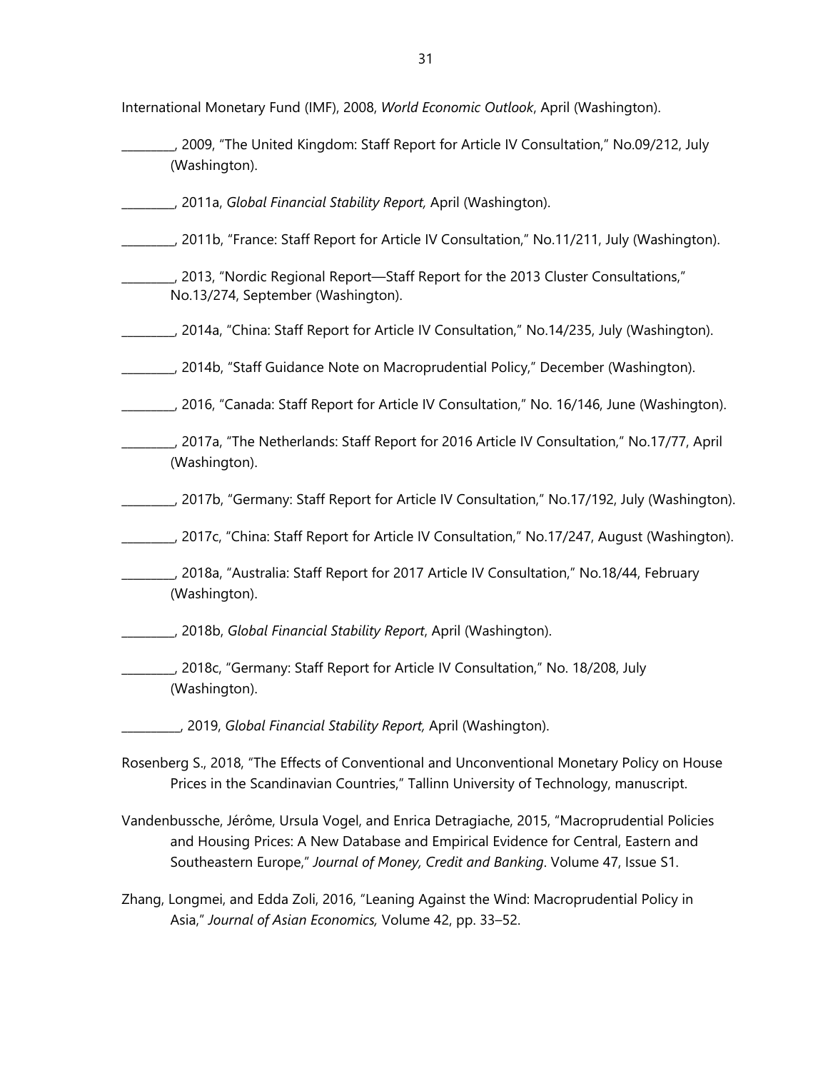International Monetary Fund (IMF), 2008, *World Economic Outlook*, April (Washington).

_________, 2009, "The United Kingdom: Staff Report for Article IV Consultation," No.09/212, July (Washington).

_________, 2011a, *Global Financial Stability Report,* April (Washington).

_________, 2011b, "France: Staff Report for Article IV Consultation," No.11/211, July (Washington).

_________, 2013, "Nordic Regional Report—Staff Report for the 2013 Cluster Consultations," No.13/274, September (Washington).

_________, 2014a, "China: Staff Report for Article IV Consultation," No.14/235, July (Washington).

_________, 2014b, "Staff Guidance Note on Macroprudential Policy," December (Washington).

_________, 2016, "Canada: Staff Report for Article IV Consultation," No. 16/146, June (Washington).

_________, 2017a, "The Netherlands: Staff Report for 2016 Article IV Consultation," No.17/77, April (Washington).

_________, 2017b, "Germany: Staff Report for Article IV Consultation," No.17/192, July (Washington).

_________, 2017c, "China: Staff Report for Article IV Consultation," No.17/247, August (Washington).

_________, 2018a, "Australia: Staff Report for 2017 Article IV Consultation," No.18/44, February (Washington).

_________, 2018b, *Global Financial Stability Report*, April (Washington).

_________, 2018c, "Germany: Staff Report for Article IV Consultation," No. 18/208, July (Washington).

__________, 2019, *Global Financial Stability Report,* April (Washington).

Rosenberg S., 2018, "The Effects of Conventional and Unconventional Monetary Policy on House Prices in the Scandinavian Countries," Tallinn University of Technology, manuscript.

Vandenbussche, Jérôme, Ursula Vogel, and Enrica Detragiache, 2015, "Macroprudential Policies and Housing Prices: A New Database and Empirical Evidence for Central, Eastern and Southeastern Europe," *Journal of Money, Credit and Banking*. Volume 47, Issue S1.

Zhang, Longmei, and Edda Zoli, 2016, "Leaning Against the Wind: Macroprudential Policy in Asia," *Journal of Asian Economics,* Volume 42, pp. 33–52.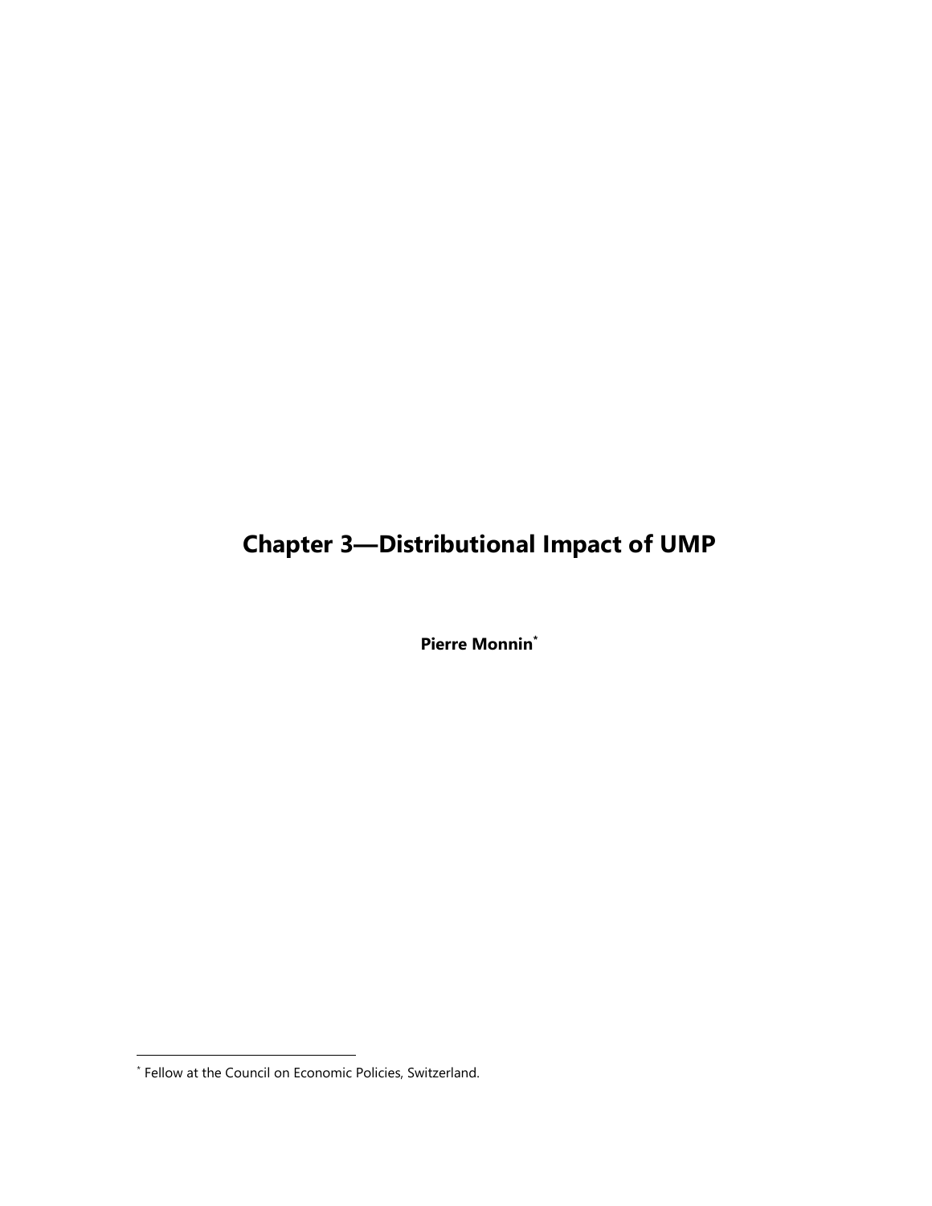# Chapter 3—Distributional Impact of UMP

**Pierre Monnin**[*]

[*] Fellow at the Council on Economic Policies, Switzerland.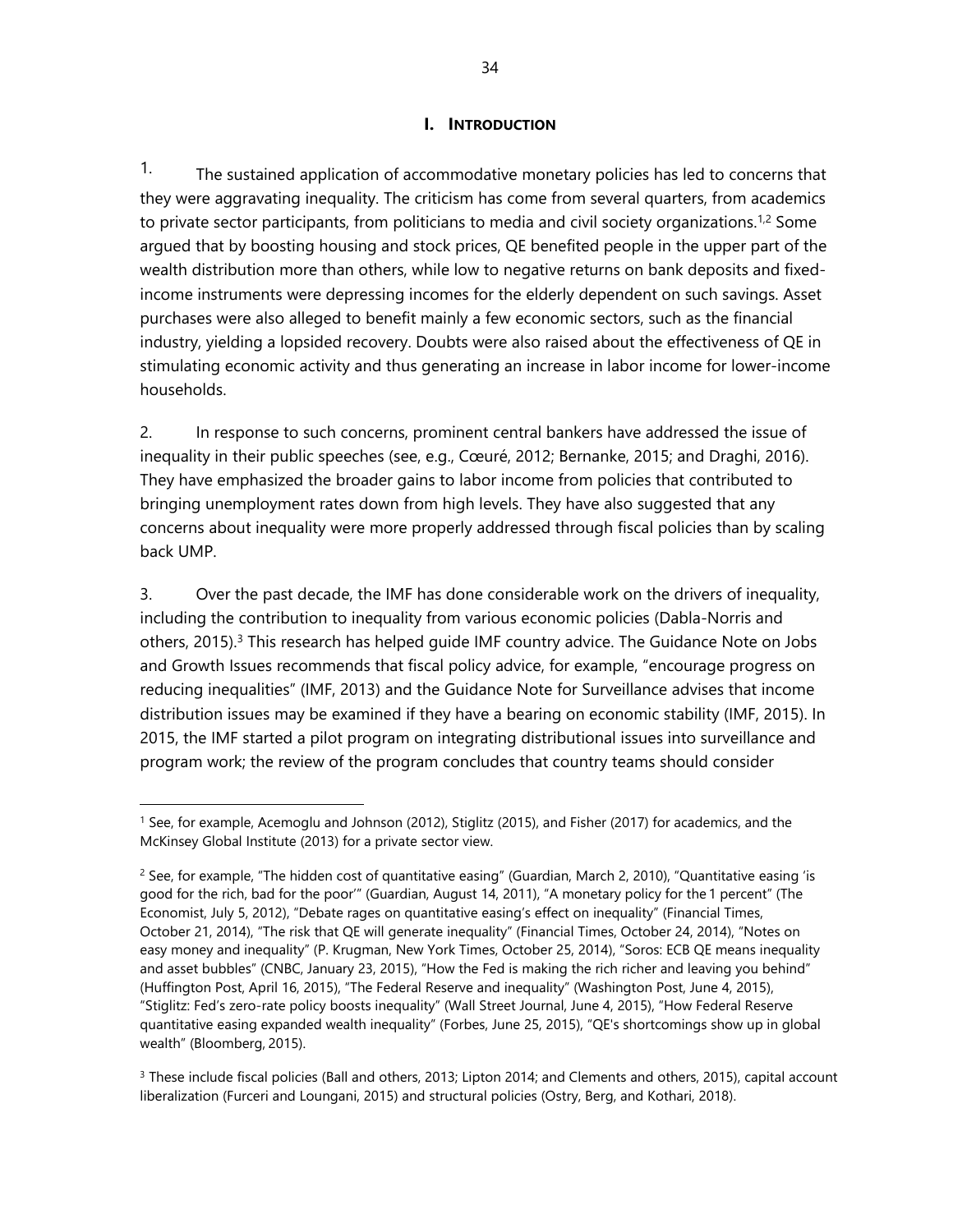## I. INTRODUCTION

1. The sustained application of accommodative monetary policies has led to concerns that they were aggravating inequality. The criticism has come from several quarters, from academics to private sector participants, from politicians to media and civil society organizations.[1,2] Some argued that by boosting housing and stock prices, QE benefited people in the upper part of the wealth distribution more than others, while low to negative returns on bank deposits and fixed-income instruments were depressing incomes for the elderly dependent on such savings. Asset purchases were also alleged to benefit mainly a few economic sectors, such as the financial industry, yielding a lopsided recovery. Doubts were also raised about the effectiveness of QE in stimulating economic activity and thus generating an increase in labor income for lower-income households.

2. In response to such concerns, prominent central bankers have addressed the issue of inequality in their public speeches (see, e.g., Cœuré, 2012; Bernanke, 2015; and Draghi, 2016). They have emphasized the broader gains to labor income from policies that contributed to bringing unemployment rates down from high levels. They have also suggested that any concerns about inequality were more properly addressed through fiscal policies than by scaling back UMP.

3. Over the past decade, the IMF has done considerable work on the drivers of inequality, including the contribution to inequality from various economic policies (Dabla-Norris and others, 2015).[3] This research has helped guide IMF country advice. The Guidance Note on Jobs and Growth Issues recommends that fiscal policy advice, for example, "encourage progress on reducing inequalities" (IMF, 2013) and the Guidance Note for Surveillance advises that income distribution issues may be examined if they have a bearing on economic stability (IMF, 2015). In 2015, the IMF started a pilot program on integrating distributional issues into surveillance and program work; the review of the program concludes that country teams should consider

---

[1] See, for example, Acemoglu and Johnson (2012), Stiglitz (2015), and Fisher (2017) for academics, and the McKinsey Global Institute (2013) for a private sector view.

[2] See, for example, "The hidden cost of quantitative easing" (Guardian, March 2, 2010), "Quantitative easing 'is good for the rich, bad for the poor'" (Guardian, August 14, 2011), "A monetary policy for the 1 percent" (The Economist, July 5, 2012), "Debate rages on quantitative easing's effect on inequality" (Financial Times, October 21, 2014), "The risk that QE will generate inequality" (Financial Times, October 24, 2014), "Notes on easy money and inequality" (P. Krugman, New York Times, October 25, 2014), "Soros: ECB QE means inequality and asset bubbles" (CNBC, January 23, 2015), "How the Fed is making the rich richer and leaving you behind" (Huffington Post, April 16, 2015), "The Federal Reserve and inequality" (Washington Post, June 4, 2015), "Stiglitz: Fed's zero-rate policy boosts inequality" (Wall Street Journal, June 4, 2015), "How Federal Reserve quantitative easing expanded wealth inequality" (Forbes, June 25, 2015), "QE's shortcomings show up in global wealth" (Bloomberg, 2015).

[3] These include fiscal policies (Ball and others, 2013; Lipton 2014; and Clements and others, 2015), capital account liberalization (Furceri and Loungani, 2015) and structural policies (Ostry, Berg, and Kothari, 2018).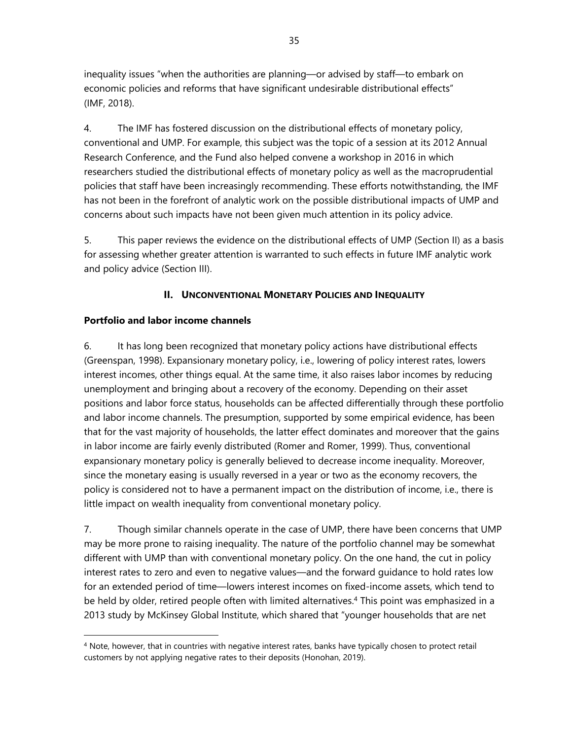inequality issues "when the authorities are planning—or advised by staff—to embark on economic policies and reforms that have significant undesirable distributional effects" (IMF, 2018).

4. The IMF has fostered discussion on the distributional effects of monetary policy, conventional and UMP. For example, this subject was the topic of a session at its 2012 Annual Research Conference, and the Fund also helped convene a workshop in 2016 in which researchers studied the distributional effects of monetary policy as well as the macroprudential policies that staff have been increasingly recommending. These efforts notwithstanding, the IMF has not been in the forefront of analytic work on the possible distributional impacts of UMP and concerns about such impacts have not been given much attention in its policy advice.

5. This paper reviews the evidence on the distributional effects of UMP (Section II) as a basis for assessing whether greater attention is warranted to such effects in future IMF analytic work and policy advice (Section III).

## II. Unconventional Monetary Policies and Inequality

### Portfolio and labor income channels

6. It has long been recognized that monetary policy actions have distributional effects (Greenspan, 1998). Expansionary monetary policy, i.e., lowering of policy interest rates, lowers interest incomes, other things equal. At the same time, it also raises labor incomes by reducing unemployment and bringing about a recovery of the economy. Depending on their asset positions and labor force status, households can be affected differentially through these portfolio and labor income channels. The presumption, supported by some empirical evidence, has been that for the vast majority of households, the latter effect dominates and moreover that the gains in labor income are fairly evenly distributed (Romer and Romer, 1999). Thus, conventional expansionary monetary policy is generally believed to decrease income inequality. Moreover, since the monetary easing is usually reversed in a year or two as the economy recovers, the policy is considered not to have a permanent impact on the distribution of income, i.e., there is little impact on wealth inequality from conventional monetary policy.

7. Though similar channels operate in the case of UMP, there have been concerns that UMP may be more prone to raising inequality. The nature of the portfolio channel may be somewhat different with UMP than with conventional monetary policy. On the one hand, the cut in policy interest rates to zero and even to negative values—and the forward guidance to hold rates low for an extended period of time—lowers interest incomes on fixed-income assets, which tend to be held by older, retired people often with limited alternatives.[4] This point was emphasized in a 2013 study by McKinsey Global Institute, which shared that "younger households that are net

---

[4] Note, however, that in countries with negative interest rates, banks have typically chosen to protect retail customers by not applying negative rates to their deposits (Honohan, 2019).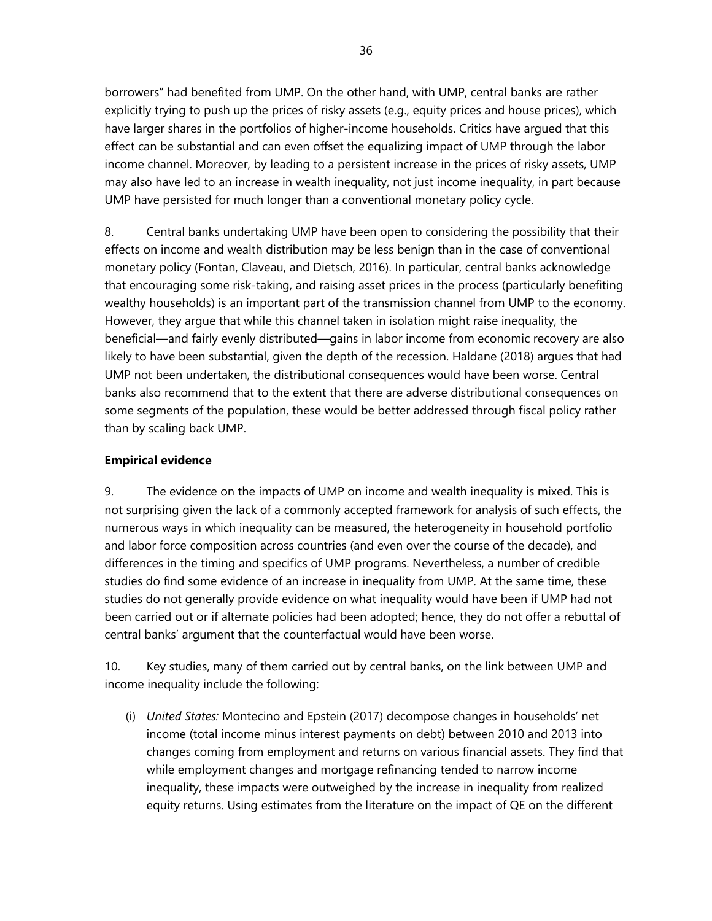borrowers" had benefited from UMP. On the other hand, with UMP, central banks are rather explicitly trying to push up the prices of risky assets (e.g., equity prices and house prices), which have larger shares in the portfolios of higher-income households. Critics have argued that this effect can be substantial and can even offset the equalizing impact of UMP through the labor income channel. Moreover, by leading to a persistent increase in the prices of risky assets, UMP may also have led to an increase in wealth inequality, not just income inequality, in part because UMP have persisted for much longer than a conventional monetary policy cycle.

8. Central banks undertaking UMP have been open to considering the possibility that their effects on income and wealth distribution may be less benign than in the case of conventional monetary policy (Fontan, Claveau, and Dietsch, 2016). In particular, central banks acknowledge that encouraging some risk-taking, and raising asset prices in the process (particularly benefiting wealthy households) is an important part of the transmission channel from UMP to the economy. However, they argue that while this channel taken in isolation might raise inequality, the beneficial—and fairly evenly distributed—gains in labor income from economic recovery are also likely to have been substantial, given the depth of the recession. Haldane (2018) argues that had UMP not been undertaken, the distributional consequences would have been worse. Central banks also recommend that to the extent that there are adverse distributional consequences on some segments of the population, these would be better addressed through fiscal policy rather than by scaling back UMP.

**Empirical evidence**

9. The evidence on the impacts of UMP on income and wealth inequality is mixed. This is not surprising given the lack of a commonly accepted framework for analysis of such effects, the numerous ways in which inequality can be measured, the heterogeneity in household portfolio and labor force composition across countries (and even over the course of the decade), and differences in the timing and specifics of UMP programs. Nevertheless, a number of credible studies do find some evidence of an increase in inequality from UMP. At the same time, these studies do not generally provide evidence on what inequality would have been if UMP had not been carried out or if alternate policies had been adopted; hence, they do not offer a rebuttal of central banks' argument that the counterfactual would have been worse.

10. Key studies, many of them carried out by central banks, on the link between UMP and income inequality include the following:

(i) *United States:* Montecino and Epstein (2017) decompose changes in households' net income (total income minus interest payments on debt) between 2010 and 2013 into changes coming from employment and returns on various financial assets. They find that while employment changes and mortgage refinancing tended to narrow income inequality, these impacts were outweighed by the increase in inequality from realized equity returns. Using estimates from the literature on the impact of QE on the different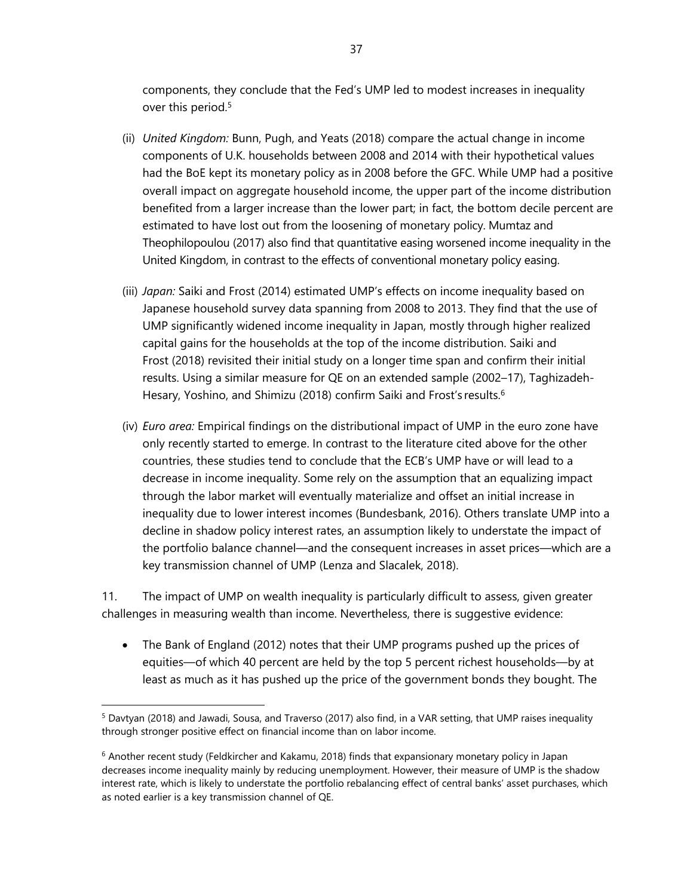components, they conclude that the Fed's UMP led to modest increases in inequality over this period.[5]

(ii) *United Kingdom:* Bunn, Pugh, and Yeats (2018) compare the actual change in income components of U.K. households between 2008 and 2014 with their hypothetical values had the BoE kept its monetary policy as in 2008 before the GFC. While UMP had a positive overall impact on aggregate household income, the upper part of the income distribution benefited from a larger increase than the lower part; in fact, the bottom decile percent are estimated to have lost out from the loosening of monetary policy. Mumtaz and Theophilopoulou (2017) also find that quantitative easing worsened income inequality in the United Kingdom, in contrast to the effects of conventional monetary policy easing.

(iii) *Japan:* Saiki and Frost (2014) estimated UMP's effects on income inequality based on Japanese household survey data spanning from 2008 to 2013. They find that the use of UMP significantly widened income inequality in Japan, mostly through higher realized capital gains for the households at the top of the income distribution. Saiki and Frost (2018) revisited their initial study on a longer time span and confirm their initial results. Using a similar measure for QE on an extended sample (2002–17), Taghizadeh-Hesary, Yoshino, and Shimizu (2018) confirm Saiki and Frost's results.[6]

(iv) *Euro area:* Empirical findings on the distributional impact of UMP in the euro zone have only recently started to emerge. In contrast to the literature cited above for the other countries, these studies tend to conclude that the ECB's UMP have or will lead to a decrease in income inequality. Some rely on the assumption that an equalizing impact through the labor market will eventually materialize and offset an initial increase in inequality due to lower interest incomes (Bundesbank, 2016). Others translate UMP into a decline in shadow policy interest rates, an assumption likely to understate the impact of the portfolio balance channel—and the consequent increases in asset prices—which are a key transmission channel of UMP (Lenza and Slacalek, 2018).

11. The impact of UMP on wealth inequality is particularly difficult to assess, given greater challenges in measuring wealth than income. Nevertheless, there is suggestive evidence:

- The Bank of England (2012) notes that their UMP programs pushed up the prices of equities—of which 40 percent are held by the top 5 percent richest households—by at least as much as it has pushed up the price of the government bonds they bought. The

[5] Davtyan (2018) and Jawadi, Sousa, and Traverso (2017) also find, in a VAR setting, that UMP raises inequality through stronger positive effect on financial income than on labor income.

[6] Another recent study (Feldkircher and Kakamu, 2018) finds that expansionary monetary policy in Japan decreases income inequality mainly by reducing unemployment. However, their measure of UMP is the shadow interest rate, which is likely to understate the portfolio rebalancing effect of central banks' asset purchases, which as noted earlier is a key transmission channel of QE.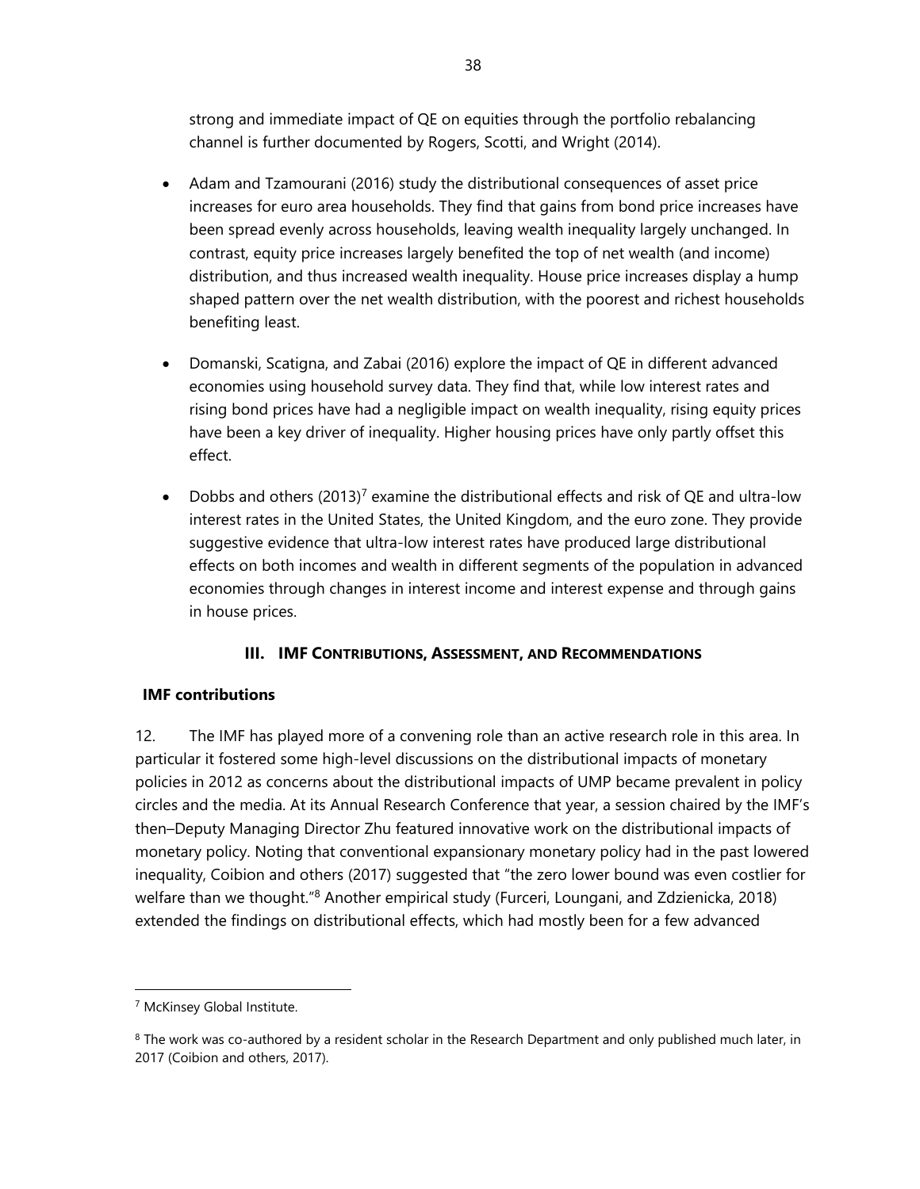strong and immediate impact of QE on equities through the portfolio rebalancing channel is further documented by Rogers, Scotti, and Wright (2014).

- Adam and Tzamourani (2016) study the distributional consequences of asset price increases for euro area households. They find that gains from bond price increases have been spread evenly across households, leaving wealth inequality largely unchanged. In contrast, equity price increases largely benefited the top of net wealth (and income) distribution, and thus increased wealth inequality. House price increases display a hump shaped pattern over the net wealth distribution, with the poorest and richest households benefiting least.

- Domanski, Scatigna, and Zabai (2016) explore the impact of QE in different advanced economies using household survey data. They find that, while low interest rates and rising bond prices have had a negligible impact on wealth inequality, rising equity prices have been a key driver of inequality. Higher housing prices have only partly offset this effect.

- Dobbs and others (2013)[7] examine the distributional effects and risk of QE and ultra-low interest rates in the United States, the United Kingdom, and the euro zone. They provide suggestive evidence that ultra-low interest rates have produced large distributional effects on both incomes and wealth in different segments of the population in advanced economies through changes in interest income and interest expense and through gains in house prices.

## III. IMF CONTRIBUTIONS, ASSESSMENT, AND RECOMMENDATIONS

### IMF contributions

12. The IMF has played more of a convening role than an active research role in this area. In particular it fostered some high-level discussions on the distributional impacts of monetary policies in 2012 as concerns about the distributional impacts of UMP became prevalent in policy circles and the media. At its Annual Research Conference that year, a session chaired by the IMF's then–Deputy Managing Director Zhu featured innovative work on the distributional impacts of monetary policy. Noting that conventional expansionary monetary policy had in the past lowered inequality, Coibion and others (2017) suggested that "the zero lower bound was even costlier for welfare than we thought."[8] Another empirical study (Furceri, Loungani, and Zdzienicka, 2018) extended the findings on distributional effects, which had mostly been for a few advanced

---

[7] McKinsey Global Institute.

[8] The work was co-authored by a resident scholar in the Research Department and only published much later, in 2017 (Coibion and others, 2017).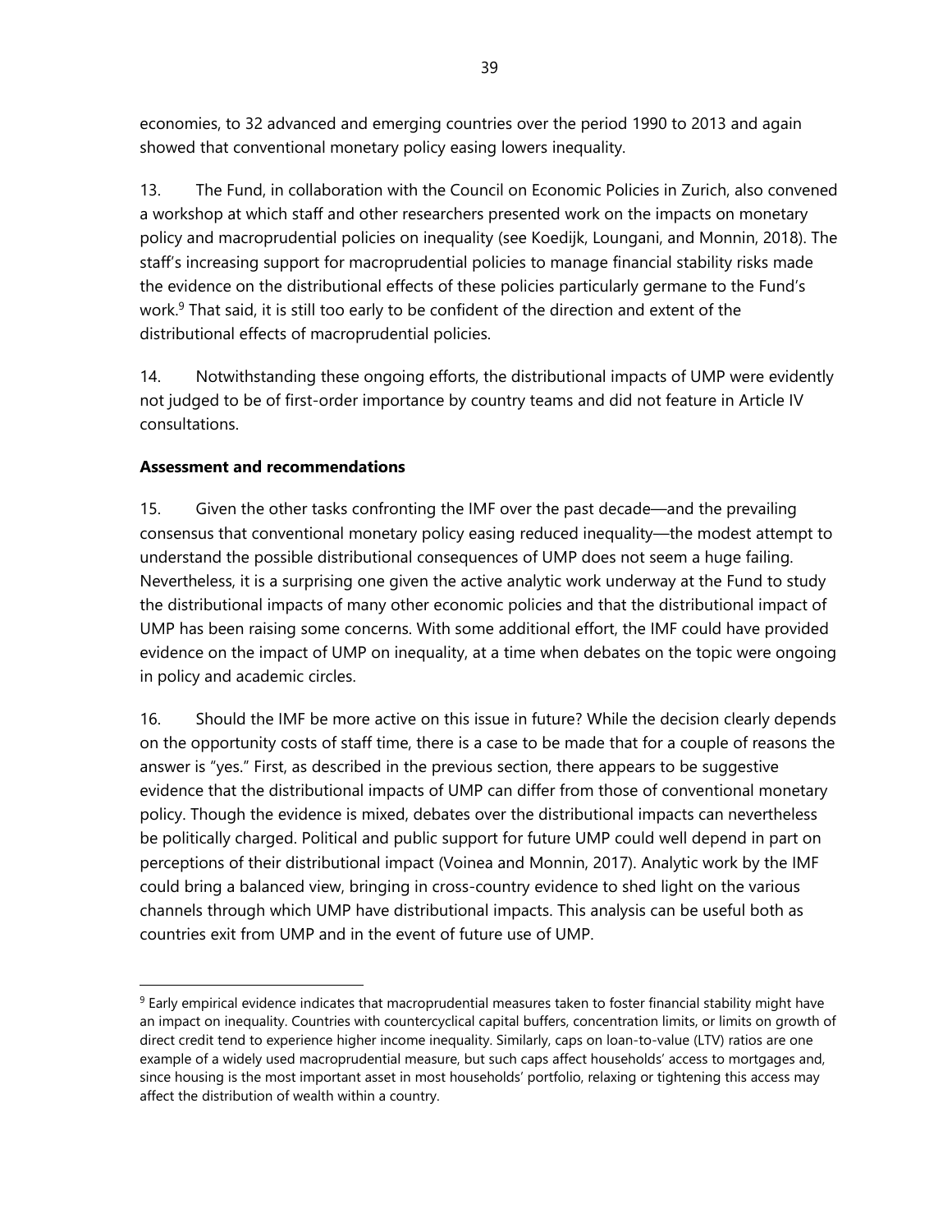economies, to 32 advanced and emerging countries over the period 1990 to 2013 and again showed that conventional monetary policy easing lowers inequality.

13. The Fund, in collaboration with the Council on Economic Policies in Zurich, also convened a workshop at which staff and other researchers presented work on the impacts on monetary policy and macroprudential policies on inequality (see Koedijk, Loungani, and Monnin, 2018). The staff's increasing support for macroprudential policies to manage financial stability risks made the evidence on the distributional effects of these policies particularly germane to the Fund's work.[9] That said, it is still too early to be confident of the direction and extent of the distributional effects of macroprudential policies.

14. Notwithstanding these ongoing efforts, the distributional impacts of UMP were evidently not judged to be of first-order importance by country teams and did not feature in Article IV consultations.

**Assessment and recommendations**

15. Given the other tasks confronting the IMF over the past decade—and the prevailing consensus that conventional monetary policy easing reduced inequality—the modest attempt to understand the possible distributional consequences of UMP does not seem a huge failing. Nevertheless, it is a surprising one given the active analytic work underway at the Fund to study the distributional impacts of many other economic policies and that the distributional impact of UMP has been raising some concerns. With some additional effort, the IMF could have provided evidence on the impact of UMP on inequality, at a time when debates on the topic were ongoing in policy and academic circles.

16. Should the IMF be more active on this issue in future? While the decision clearly depends on the opportunity costs of staff time, there is a case to be made that for a couple of reasons the answer is "yes." First, as described in the previous section, there appears to be suggestive evidence that the distributional impacts of UMP can differ from those of conventional monetary policy. Though the evidence is mixed, debates over the distributional impacts can nevertheless be politically charged. Political and public support for future UMP could well depend in part on perceptions of their distributional impact (Voinea and Monnin, 2017). Analytic work by the IMF could bring a balanced view, bringing in cross-country evidence to shed light on the various channels through which UMP have distributional impacts. This analysis can be useful both as countries exit from UMP and in the event of future use of UMP.

[9] Early empirical evidence indicates that macroprudential measures taken to foster financial stability might have an impact on inequality. Countries with countercyclical capital buffers, concentration limits, or limits on growth of direct credit tend to experience higher income inequality. Similarly, caps on loan-to-value (LTV) ratios are one example of a widely used macroprudential measure, but such caps affect households' access to mortgages and, since housing is the most important asset in most households' portfolio, relaxing or tightening this access may affect the distribution of wealth within a country.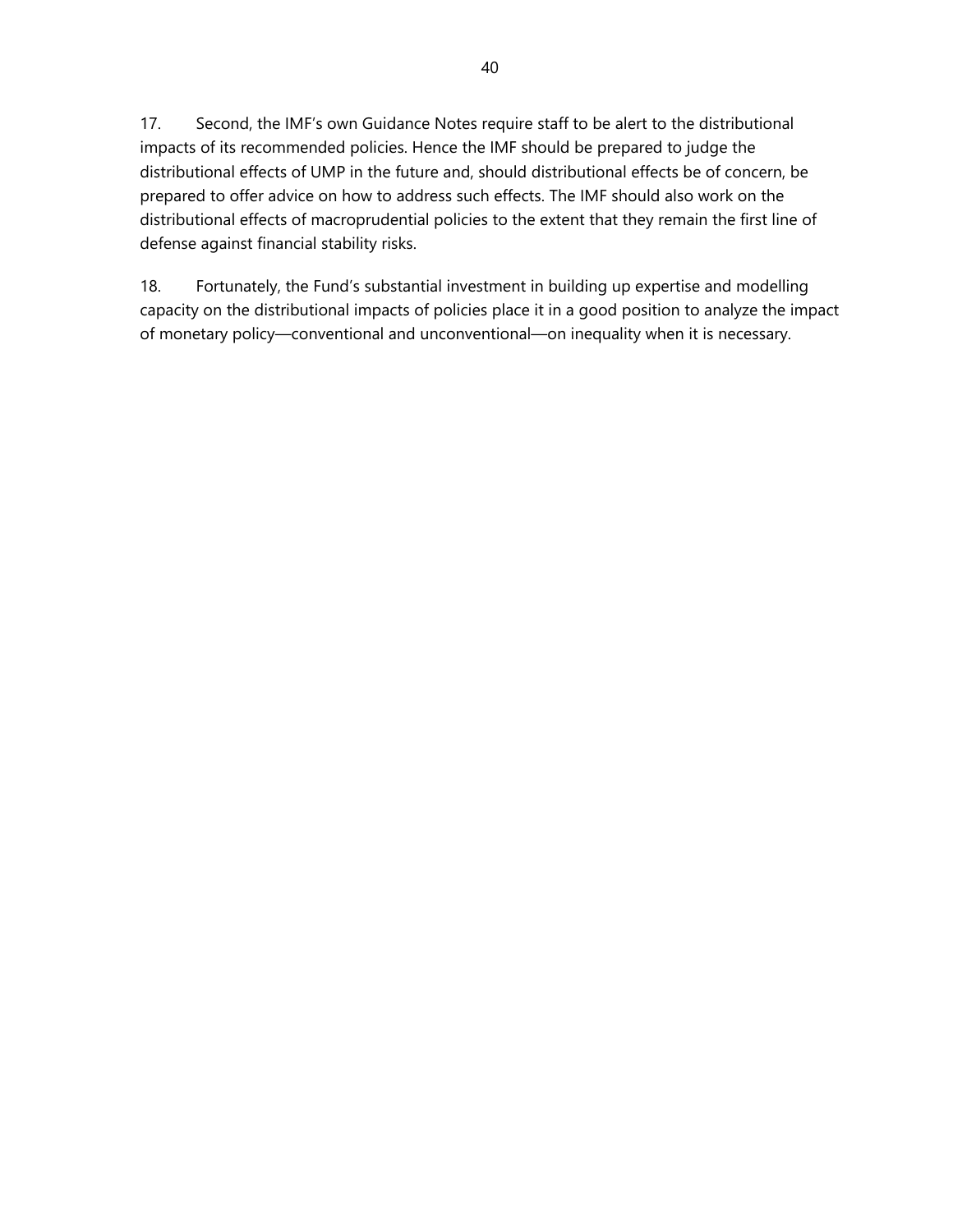17. Second, the IMF's own Guidance Notes require staff to be alert to the distributional impacts of its recommended policies. Hence the IMF should be prepared to judge the distributional effects of UMP in the future and, should distributional effects be of concern, be prepared to offer advice on how to address such effects. The IMF should also work on the distributional effects of macroprudential policies to the extent that they remain the first line of defense against financial stability risks.

18. Fortunately, the Fund's substantial investment in building up expertise and modelling capacity on the distributional impacts of policies place it in a good position to analyze the impact of monetary policy—conventional and unconventional—on inequality when it is necessary.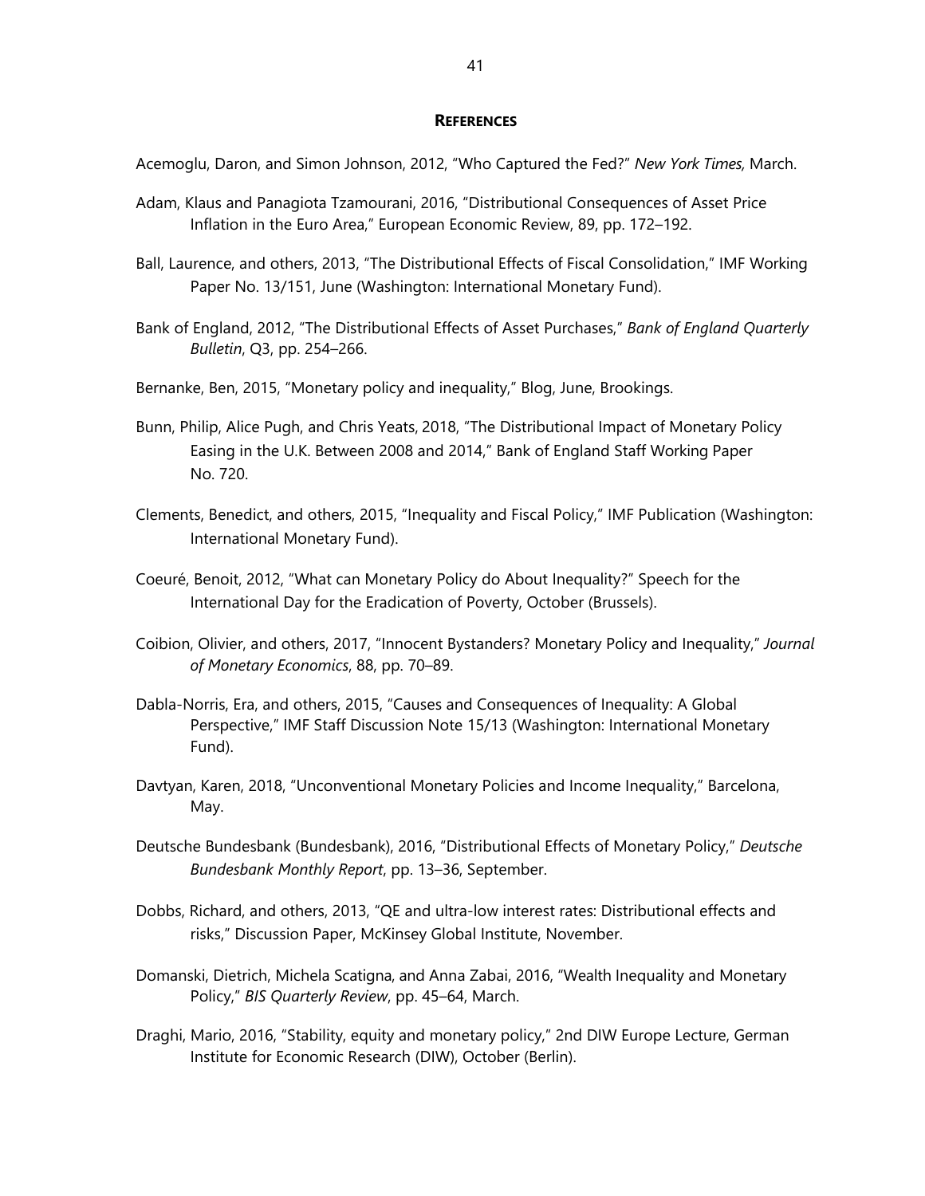## References

Acemoglu, Daron, and Simon Johnson, 2012, "Who Captured the Fed?" *New York Times,* March.

Adam, Klaus and Panagiota Tzamourani, 2016, "Distributional Consequences of Asset Price Inflation in the Euro Area," European Economic Review, 89, pp. 172–192.

Ball, Laurence, and others, 2013, "The Distributional Effects of Fiscal Consolidation," IMF Working Paper No. 13/151, June (Washington: International Monetary Fund).

Bank of England, 2012, "The Distributional Effects of Asset Purchases," *Bank of England Quarterly Bulletin*, Q3, pp. 254–266.

Bernanke, Ben, 2015, "Monetary policy and inequality," Blog, June, Brookings.

Bunn, Philip, Alice Pugh, and Chris Yeats, 2018, "The Distributional Impact of Monetary Policy Easing in the U.K. Between 2008 and 2014," Bank of England Staff Working Paper No. 720.

Clements, Benedict, and others, 2015, "Inequality and Fiscal Policy," IMF Publication (Washington: International Monetary Fund).

Coeuré, Benoit, 2012, "What can Monetary Policy do About Inequality?" Speech for the International Day for the Eradication of Poverty, October (Brussels).

Coibion, Olivier, and others, 2017, "Innocent Bystanders? Monetary Policy and Inequality," *Journal of Monetary Economics*, 88, pp. 70–89.

Dabla-Norris, Era, and others, 2015, "Causes and Consequences of Inequality: A Global Perspective," IMF Staff Discussion Note 15/13 (Washington: International Monetary Fund).

Davtyan, Karen, 2018, "Unconventional Monetary Policies and Income Inequality," Barcelona, May.

Deutsche Bundesbank (Bundesbank), 2016, "Distributional Effects of Monetary Policy," *Deutsche Bundesbank Monthly Report*, pp. 13–36, September.

Dobbs, Richard, and others, 2013, "QE and ultra-low interest rates: Distributional effects and risks," Discussion Paper, McKinsey Global Institute, November.

Domanski, Dietrich, Michela Scatigna, and Anna Zabai, 2016, "Wealth Inequality and Monetary Policy," *BIS Quarterly Review*, pp. 45–64, March.

Draghi, Mario, 2016, "Stability, equity and monetary policy," 2nd DIW Europe Lecture, German Institute for Economic Research (DIW), October (Berlin).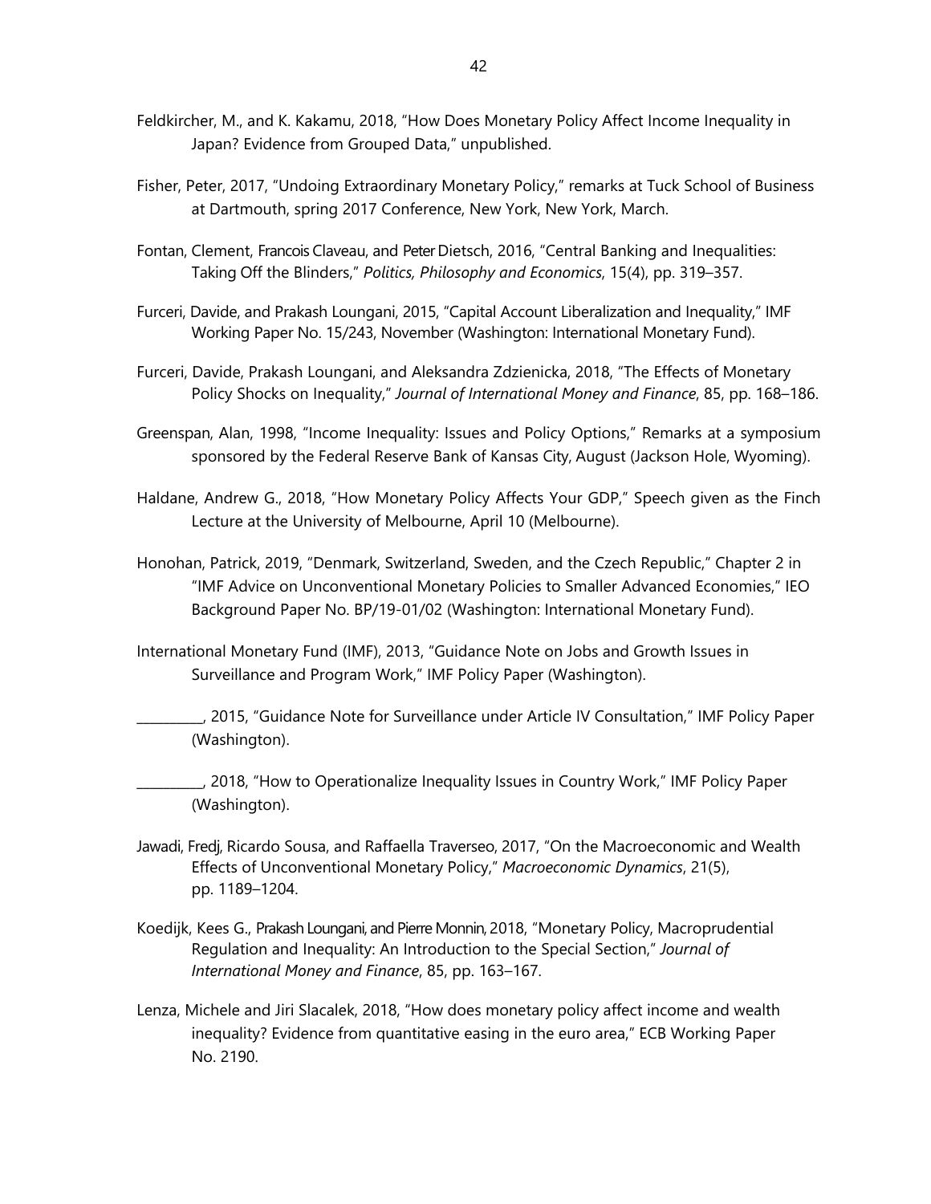Feldkircher, M., and K. Kakamu, 2018, "How Does Monetary Policy Affect Income Inequality in Japan? Evidence from Grouped Data," unpublished.

Fisher, Peter, 2017, "Undoing Extraordinary Monetary Policy," remarks at Tuck School of Business at Dartmouth, spring 2017 Conference, New York, New York, March.

Fontan, Clement, Francois Claveau, and Peter Dietsch, 2016, "Central Banking and Inequalities: Taking Off the Blinders," *Politics, Philosophy and Economics*, 15(4), pp. 319–357.

Furceri, Davide, and Prakash Loungani, 2015, "Capital Account Liberalization and Inequality," IMF Working Paper No. 15/243, November (Washington: International Monetary Fund).

Furceri, Davide, Prakash Loungani, and Aleksandra Zdzienicka, 2018, "The Effects of Monetary Policy Shocks on Inequality," *Journal of International Money and Finance*, 85, pp. 168–186.

Greenspan, Alan, 1998, "Income Inequality: Issues and Policy Options," Remarks at a symposium sponsored by the Federal Reserve Bank of Kansas City, August (Jackson Hole, Wyoming).

Haldane, Andrew G., 2018, "How Monetary Policy Affects Your GDP," Speech given as the Finch Lecture at the University of Melbourne, April 10 (Melbourne).

Honohan, Patrick, 2019, "Denmark, Switzerland, Sweden, and the Czech Republic," Chapter 2 in "IMF Advice on Unconventional Monetary Policies to Smaller Advanced Economies," IEO Background Paper No. BP/19-01/02 (Washington: International Monetary Fund).

International Monetary Fund (IMF), 2013, "Guidance Note on Jobs and Growth Issues in Surveillance and Program Work," IMF Policy Paper (Washington).

__________, 2015, "Guidance Note for Surveillance under Article IV Consultation," IMF Policy Paper (Washington).

__________, 2018, "How to Operationalize Inequality Issues in Country Work," IMF Policy Paper (Washington).

Jawadi, Fredj, Ricardo Sousa, and Raffaella Traverseo, 2017, "On the Macroeconomic and Wealth Effects of Unconventional Monetary Policy," *Macroeconomic Dynamics*, 21(5), pp. 1189–1204.

Koedijk, Kees G., Prakash Loungani, and Pierre Monnin, 2018, "Monetary Policy, Macroprudential Regulation and Inequality: An Introduction to the Special Section," *Journal of International Money and Finance*, 85, pp. 163–167.

Lenza, Michele and Jiri Slacalek, 2018, "How does monetary policy affect income and wealth inequality? Evidence from quantitative easing in the euro area," ECB Working Paper No. 2190.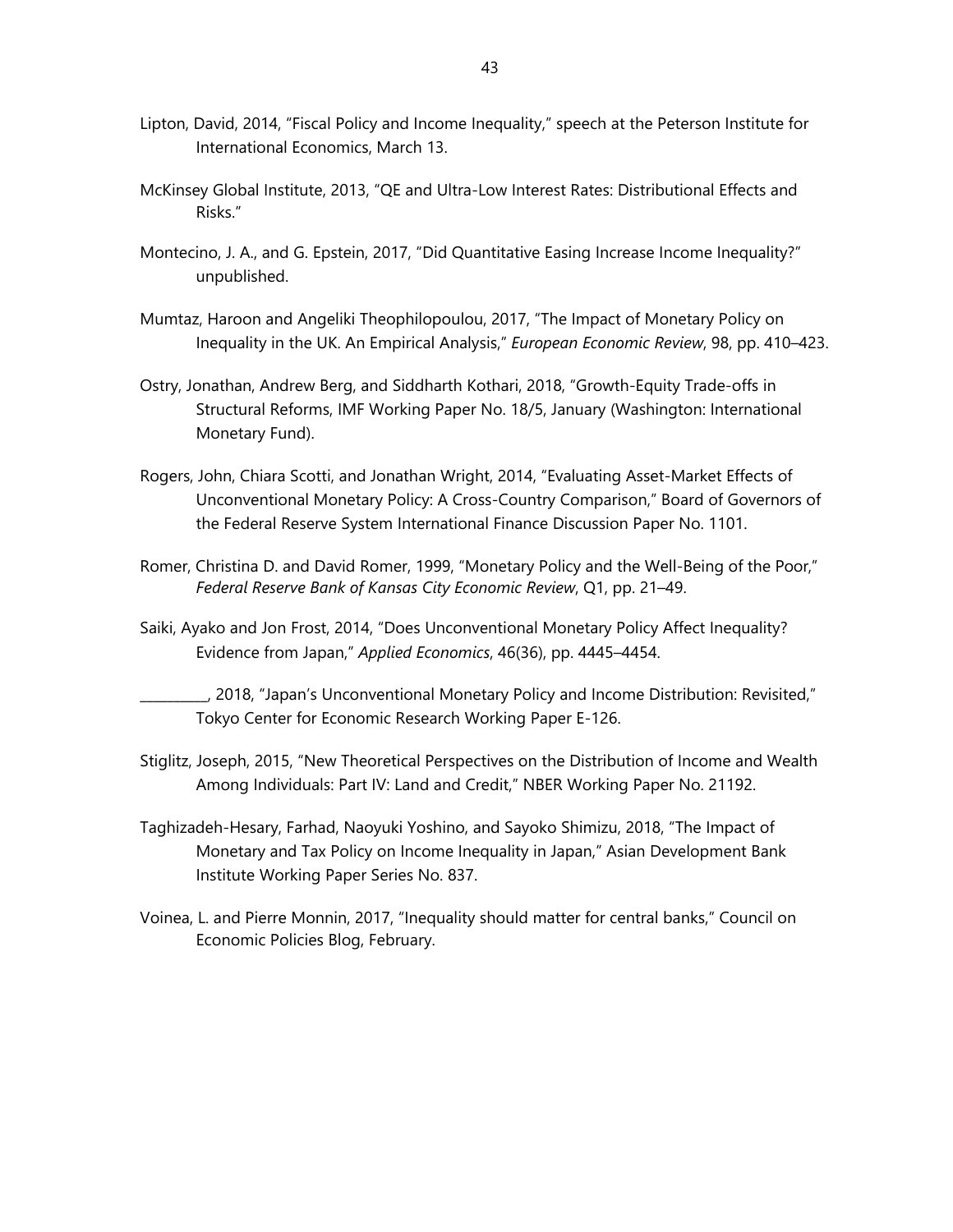Lipton, David, 2014, "Fiscal Policy and Income Inequality," speech at the Peterson Institute for International Economics, March 13.

McKinsey Global Institute, 2013, "QE and Ultra-Low Interest Rates: Distributional Effects and Risks."

Montecino, J. A., and G. Epstein, 2017, "Did Quantitative Easing Increase Income Inequality?" unpublished.

Mumtaz, Haroon and Angeliki Theophilopoulou, 2017, "The Impact of Monetary Policy on Inequality in the UK. An Empirical Analysis," *European Economic Review*, 98, pp. 410–423.

Ostry, Jonathan, Andrew Berg, and Siddharth Kothari, 2018, "Growth-Equity Trade-offs in Structural Reforms, IMF Working Paper No. 18/5, January (Washington: International Monetary Fund).

Rogers, John, Chiara Scotti, and Jonathan Wright, 2014, "Evaluating Asset-Market Effects of Unconventional Monetary Policy: A Cross-Country Comparison," Board of Governors of the Federal Reserve System International Finance Discussion Paper No. 1101.

Romer, Christina D. and David Romer, 1999, "Monetary Policy and the Well-Being of the Poor," *Federal Reserve Bank of Kansas City Economic Review*, Q1, pp. 21–49.

Saiki, Ayako and Jon Frost, 2014, "Does Unconventional Monetary Policy Affect Inequality? Evidence from Japan," *Applied Economics*, 46(36), pp. 4445–4454.

__________, 2018, "Japan's Unconventional Monetary Policy and Income Distribution: Revisited," Tokyo Center for Economic Research Working Paper E-126.

Stiglitz, Joseph, 2015, "New Theoretical Perspectives on the Distribution of Income and Wealth Among Individuals: Part IV: Land and Credit," NBER Working Paper No. 21192.

Taghizadeh-Hesary, Farhad, Naoyuki Yoshino, and Sayoko Shimizu, 2018, "The Impact of Monetary and Tax Policy on Income Inequality in Japan," Asian Development Bank Institute Working Paper Series No. 837.

Voinea, L. and Pierre Monnin, 2017, "Inequality should matter for central banks," Council on Economic Policies Blog, February.